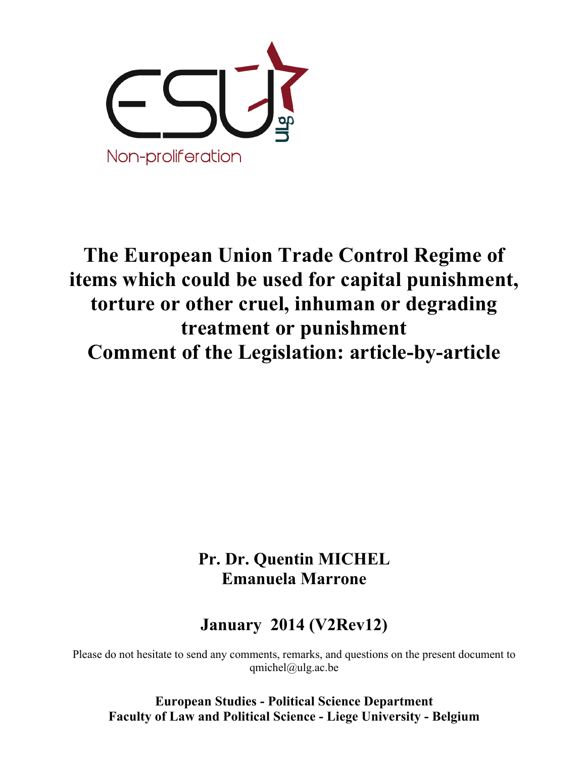ESU ULg

Non-proliferation

# The European Union Trade Control Regime of items which could be used for capital punishment, torture or other cruel, inhuman or degrading treatment or punishment

# Comment of the Legislation: article-by-article

**Pr. Dr. Quentin MICHEL**
**Emanuela Marrone**

**January 2014 (V2Rev12)**

Please do not hesitate to send any comments, remarks, and questions on the present document to qmichel@ulg.ac.be

**European Studies - Political Science Department**
**Faculty of Law and Political Science - Liege University - Belgium**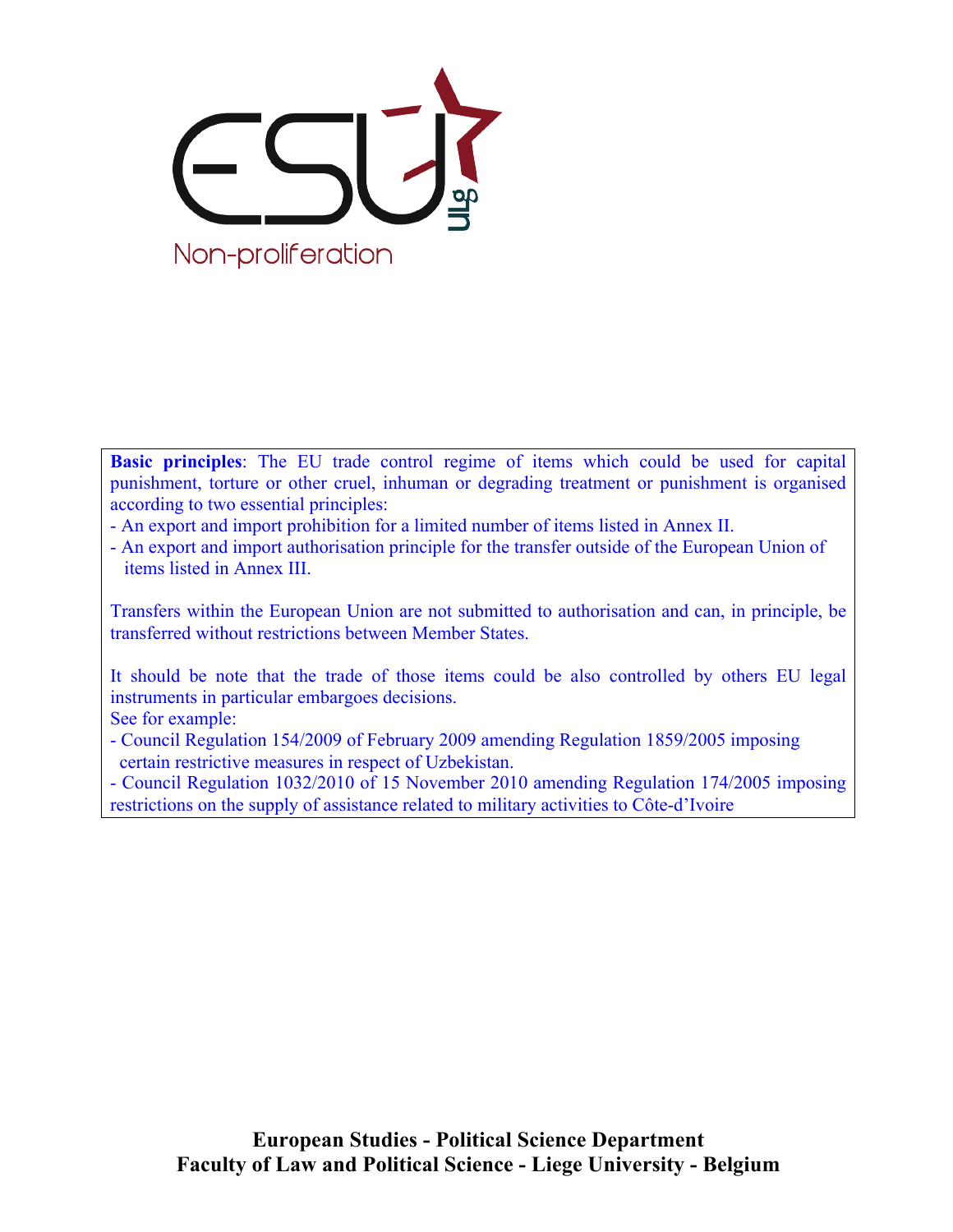ESU ULg

Non-proliferation

**Basic principles**: The EU trade control regime of items which could be used for capital punishment, torture or other cruel, inhuman or degrading treatment or punishment is organised according to two essential principles:

- An export and import prohibition for a limited number of items listed in Annex II.
- An export and import authorisation principle for the transfer outside of the European Union of items listed in Annex III.

Transfers within the European Union are not submitted to authorisation and can, in principle, be transferred without restrictions between Member States.

It should be note that the trade of those items could be also controlled by others EU legal instruments in particular embargoes decisions.
See for example:

- Council Regulation 154/2009 of February 2009 amending Regulation 1859/2005 imposing certain restrictive measures in respect of Uzbekistan.
- Council Regulation 1032/2010 of 15 November 2010 amending Regulation 174/2005 imposing restrictions on the supply of assistance related to military activities to Côte-d'Ivoire

**European Studies - Political Science Department**
**Faculty of Law and Political Science - Liege University - Belgium**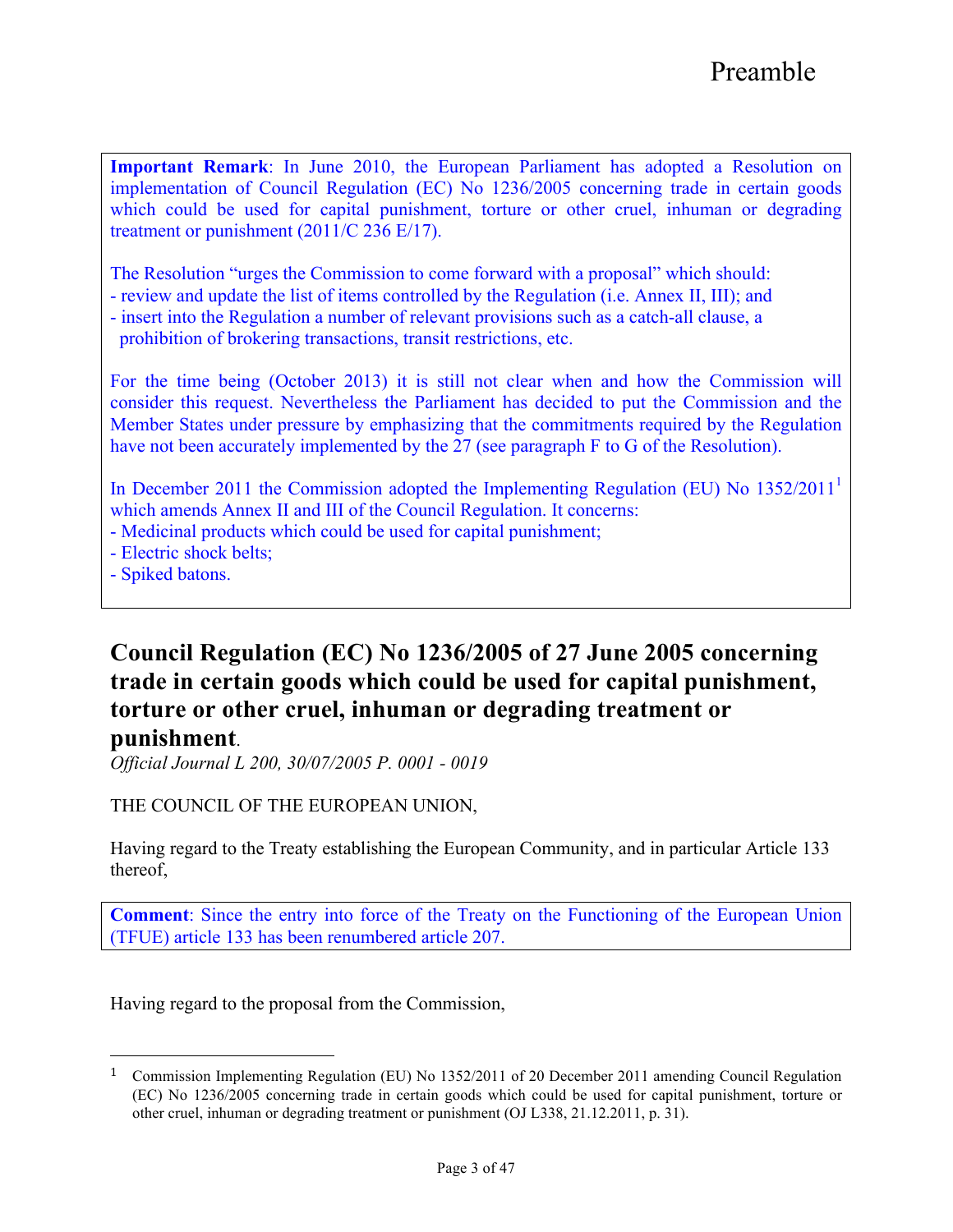**Important Remark**: In June 2010, the European Parliament has adopted a Resolution on implementation of Council Regulation (EC) No 1236/2005 concerning trade in certain goods which could be used for capital punishment, torture or other cruel, inhuman or degrading treatment or punishment (2011/C 236 E/17).

The Resolution "urges the Commission to come forward with a proposal" which should:
- review and update the list of items controlled by the Regulation (i.e. Annex II, III); and
- insert into the Regulation a number of relevant provisions such as a catch-all clause, a prohibition of brokering transactions, transit restrictions, etc.

For the time being (October 2013) it is still not clear when and how the Commission will consider this request. Nevertheless the Parliament has decided to put the Commission and the Member States under pressure by emphasizing that the commitments required by the Regulation have not been accurately implemented by the 27 (see paragraph F to G of the Resolution).

In December 2011 the Commission adopted the Implementing Regulation (EU) No 1352/2011[1] which amends Annex II and III of the Council Regulation. It concerns:
- Medicinal products which could be used for capital punishment;
- Electric shock belts;
- Spiked batons.

## Council Regulation (EC) No 1236/2005 of 27 June 2005 concerning trade in certain goods which could be used for capital punishment, torture or other cruel, inhuman or degrading treatment or punishment.

*Official Journal L 200, 30/07/2005 P. 0001 - 0019*

THE COUNCIL OF THE EUROPEAN UNION,

Having regard to the Treaty establishing the European Community, and in particular Article 133 thereof,

**Comment**: Since the entry into force of the Treaty on the Functioning of the European Union (TFUE) article 133 has been renumbered article 207.

Having regard to the proposal from the Commission,

[1] Commission Implementing Regulation (EU) No 1352/2011 of 20 December 2011 amending Council Regulation (EC) No 1236/2005 concerning trade in certain goods which could be used for capital punishment, torture or other cruel, inhuman or degrading treatment or punishment (OJ L338, 21.12.2011, p. 31).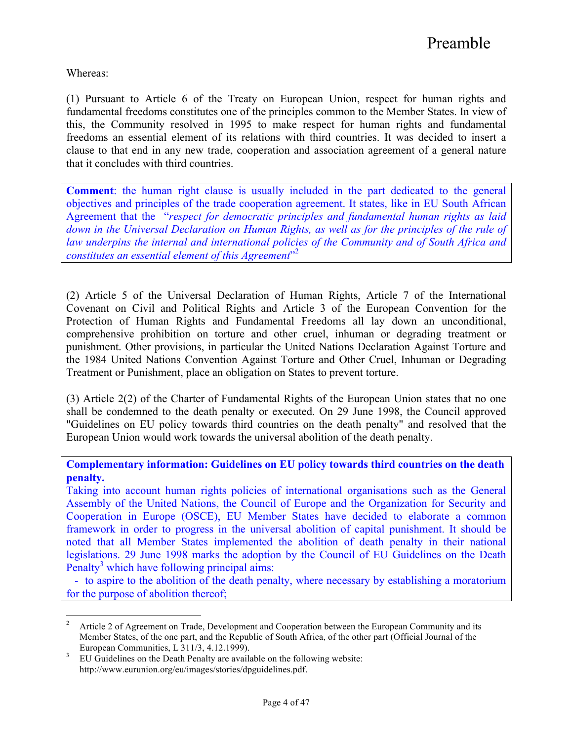# Preamble

Whereas:

(1) Pursuant to Article 6 of the Treaty on European Union, respect for human rights and fundamental freedoms constitutes one of the principles common to the Member States. In view of this, the Community resolved in 1995 to make respect for human rights and fundamental freedoms an essential element of its relations with third countries. It was decided to insert a clause to that end in any new trade, cooperation and association agreement of a general nature that it concludes with third countries.

> **Comment**: the human right clause is usually included in the part dedicated to the general objectives and principles of the trade cooperation agreement. It states, like in EU South African Agreement that the "*respect for democratic principles and fundamental human rights as laid down in the Universal Declaration on Human Rights, as well as for the principles of the rule of law underpins the internal and international policies of the Community and of South Africa and constitutes an essential element of this Agreement*"[2]

(2) Article 5 of the Universal Declaration of Human Rights, Article 7 of the International Covenant on Civil and Political Rights and Article 3 of the European Convention for the Protection of Human Rights and Fundamental Freedoms all lay down an unconditional, comprehensive prohibition on torture and other cruel, inhuman or degrading treatment or punishment. Other provisions, in particular the United Nations Declaration Against Torture and the 1984 United Nations Convention Against Torture and Other Cruel, Inhuman or Degrading Treatment or Punishment, place an obligation on States to prevent torture.

(3) Article 2(2) of the Charter of Fundamental Rights of the European Union states that no one shall be condemned to the death penalty or executed. On 29 June 1998, the Council approved "Guidelines on EU policy towards third countries on the death penalty" and resolved that the European Union would work towards the universal abolition of the death penalty.

> **Complementary information: Guidelines on EU policy towards third countries on the death penalty.**
>
> Taking into account human rights policies of international organisations such as the General Assembly of the United Nations, the Council of Europe and the Organization for Security and Cooperation in Europe (OSCE), EU Member States have decided to elaborate a common framework in order to progress in the universal abolition of capital punishment. It should be noted that all Member States implemented the abolition of death penalty in their national legislations. 29 June 1998 marks the adoption by the Council of EU Guidelines on the Death Penalty[3] which have following principal aims:
>
> - to aspire to the abolition of the death penalty, where necessary by establishing a moratorium for the purpose of abolition thereof;

---

[2] Article 2 of Agreement on Trade, Development and Cooperation between the European Community and its Member States, of the one part, and the Republic of South Africa, of the other part (Official Journal of the European Communities, L 311/3, 4.12.1999).

[3] EU Guidelines on the Death Penalty are available on the following website: http://www.eurunion.org/eu/images/stories/dpguidelines.pdf.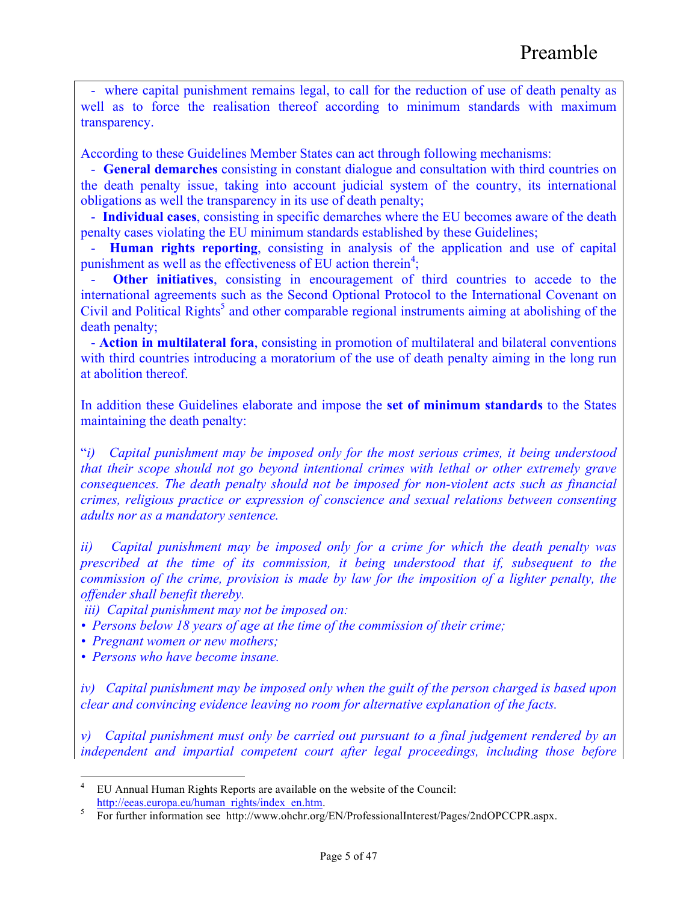- where capital punishment remains legal, to call for the reduction of use of death penalty as well as to force the realisation thereof according to minimum standards with maximum transparency.

According to these Guidelines Member States can act through following mechanisms:

- **General demarches** consisting in constant dialogue and consultation with third countries on the death penalty issue, taking into account judicial system of the country, its international obligations as well the transparency in its use of death penalty;
- **Individual cases**, consisting in specific demarches where the EU becomes aware of the death penalty cases violating the EU minimum standards established by these Guidelines;
- **Human rights reporting**, consisting in analysis of the application and use of capital punishment as well as the effectiveness of EU action therein[4];
- **Other initiatives**, consisting in encouragement of third countries to accede to the international agreements such as the Second Optional Protocol to the International Covenant on Civil and Political Rights[5] and other comparable regional instruments aiming at abolishing of the death penalty;
- **Action in multilateral fora**, consisting in promotion of multilateral and bilateral conventions with third countries introducing a moratorium of the use of death penalty aiming in the long run at abolition thereof.

In addition these Guidelines elaborate and impose the **set of minimum standards** to the States maintaining the death penalty:

"*i) Capital punishment may be imposed only for the most serious crimes, it being understood that their scope should not go beyond intentional crimes with lethal or other extremely grave consequences. The death penalty should not be imposed for non-violent acts such as financial crimes, religious practice or expression of conscience and sexual relations between consenting adults nor as a mandatory sentence.*

*ii) Capital punishment may be imposed only for a crime for which the death penalty was prescribed at the time of its commission, it being understood that if, subsequent to the commission of the crime, provision is made by law for the imposition of a lighter penalty, the offender shall benefit thereby.*

*iii) Capital punishment may not be imposed on:*

- *Persons below 18 years of age at the time of the commission of their crime;*
- *Pregnant women or new mothers;*
- *Persons who have become insane.*

*iv) Capital punishment may be imposed only when the guilt of the person charged is based upon clear and convincing evidence leaving no room for alternative explanation of the facts.*

*v) Capital punishment must only be carried out pursuant to a final judgement rendered by an independent and impartial competent court after legal proceedings, including those before*

---

[4] EU Annual Human Rights Reports are available on the website of the Council: http://eeas.europa.eu/human_rights/index_en.htm.

[5] For further information see http://www.ohchr.org/EN/ProfessionalInterest/Pages/2ndOPCCPR.aspx.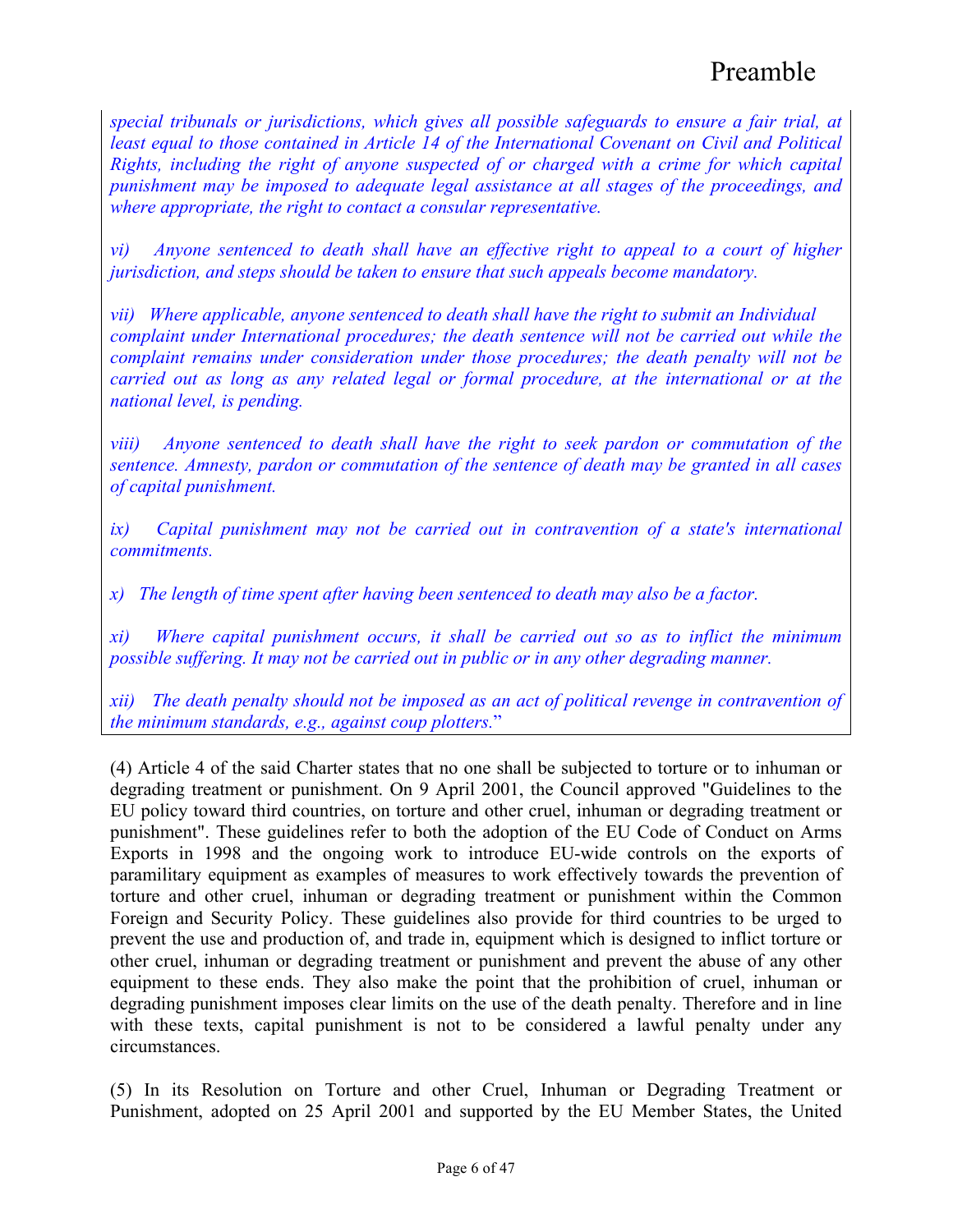*special tribunals or jurisdictions, which gives all possible safeguards to ensure a fair trial, at least equal to those contained in Article 14 of the International Covenant on Civil and Political Rights, including the right of anyone suspected of or charged with a crime for which capital punishment may be imposed to adequate legal assistance at all stages of the proceedings, and where appropriate, the right to contact a consular representative.*

*vi) Anyone sentenced to death shall have an effective right to appeal to a court of higher jurisdiction, and steps should be taken to ensure that such appeals become mandatory.*

*vii) Where applicable, anyone sentenced to death shall have the right to submit an Individual complaint under International procedures; the death sentence will not be carried out while the complaint remains under consideration under those procedures; the death penalty will not be carried out as long as any related legal or formal procedure, at the international or at the national level, is pending.*

*viii) Anyone sentenced to death shall have the right to seek pardon or commutation of the sentence. Amnesty, pardon or commutation of the sentence of death may be granted in all cases of capital punishment.*

*ix) Capital punishment may not be carried out in contravention of a state's international commitments.*

*x) The length of time spent after having been sentenced to death may also be a factor.*

*xi) Where capital punishment occurs, it shall be carried out so as to inflict the minimum possible suffering. It may not be carried out in public or in any other degrading manner.*

*xii) The death penalty should not be imposed as an act of political revenge in contravention of the minimum standards, e.g., against coup plotters.*"

(4) Article 4 of the said Charter states that no one shall be subjected to torture or to inhuman or degrading treatment or punishment. On 9 April 2001, the Council approved "Guidelines to the EU policy toward third countries, on torture and other cruel, inhuman or degrading treatment or punishment". These guidelines refer to both the adoption of the EU Code of Conduct on Arms Exports in 1998 and the ongoing work to introduce EU-wide controls on the exports of paramilitary equipment as examples of measures to work effectively towards the prevention of torture and other cruel, inhuman or degrading treatment or punishment within the Common Foreign and Security Policy. These guidelines also provide for third countries to be urged to prevent the use and production of, and trade in, equipment which is designed to inflict torture or other cruel, inhuman or degrading treatment or punishment and prevent the abuse of any other equipment to these ends. They also make the point that the prohibition of cruel, inhuman or degrading punishment imposes clear limits on the use of the death penalty. Therefore and in line with these texts, capital punishment is not to be considered a lawful penalty under any circumstances.

(5) In its Resolution on Torture and other Cruel, Inhuman or Degrading Treatment or Punishment, adopted on 25 April 2001 and supported by the EU Member States, the United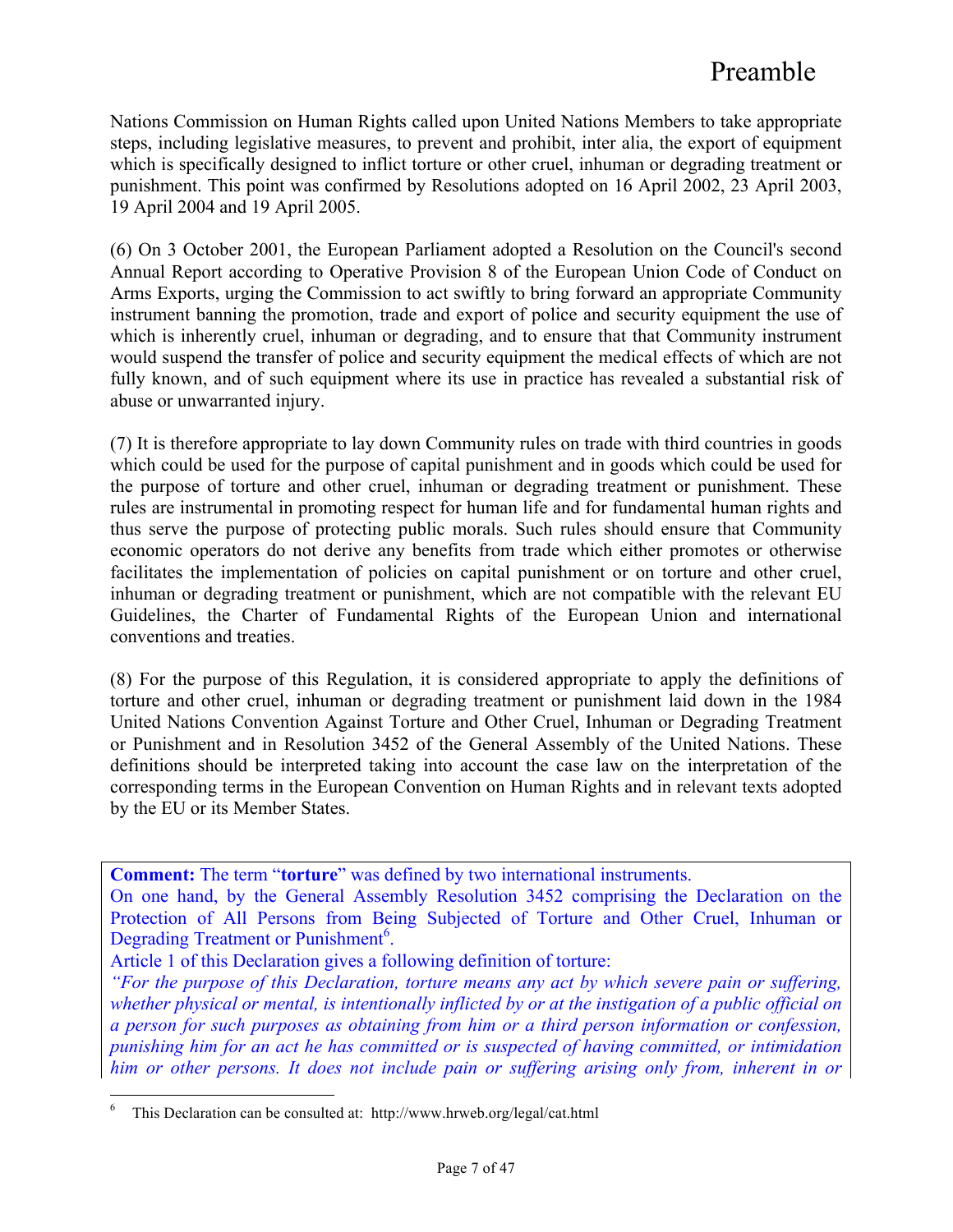Nations Commission on Human Rights called upon United Nations Members to take appropriate steps, including legislative measures, to prevent and prohibit, inter alia, the export of equipment which is specifically designed to inflict torture or other cruel, inhuman or degrading treatment or punishment. This point was confirmed by Resolutions adopted on 16 April 2002, 23 April 2003, 19 April 2004 and 19 April 2005.

(6) On 3 October 2001, the European Parliament adopted a Resolution on the Council's second Annual Report according to Operative Provision 8 of the European Union Code of Conduct on Arms Exports, urging the Commission to act swiftly to bring forward an appropriate Community instrument banning the promotion, trade and export of police and security equipment the use of which is inherently cruel, inhuman or degrading, and to ensure that that Community instrument would suspend the transfer of police and security equipment the medical effects of which are not fully known, and of such equipment where its use in practice has revealed a substantial risk of abuse or unwarranted injury.

(7) It is therefore appropriate to lay down Community rules on trade with third countries in goods which could be used for the purpose of capital punishment and in goods which could be used for the purpose of torture and other cruel, inhuman or degrading treatment or punishment. These rules are instrumental in promoting respect for human life and for fundamental human rights and thus serve the purpose of protecting public morals. Such rules should ensure that Community economic operators do not derive any benefits from trade which either promotes or otherwise facilitates the implementation of policies on capital punishment or on torture and other cruel, inhuman or degrading treatment or punishment, which are not compatible with the relevant EU Guidelines, the Charter of Fundamental Rights of the European Union and international conventions and treaties.

(8) For the purpose of this Regulation, it is considered appropriate to apply the definitions of torture and other cruel, inhuman or degrading treatment or punishment laid down in the 1984 United Nations Convention Against Torture and Other Cruel, Inhuman or Degrading Treatment or Punishment and in Resolution 3452 of the General Assembly of the United Nations. These definitions should be interpreted taking into account the case law on the interpretation of the corresponding terms in the European Convention on Human Rights and in relevant texts adopted by the EU or its Member States.

**Comment:** The term "**torture**" was defined by two international instruments.

On one hand, by the General Assembly Resolution 3452 comprising the Declaration on the Protection of All Persons from Being Subjected of Torture and Other Cruel, Inhuman or Degrading Treatment or Punishment[6].

Article 1 of this Declaration gives a following definition of torture:

*"For the purpose of this Declaration, torture means any act by which severe pain or suffering, whether physical or mental, is intentionally inflicted by or at the instigation of a public official on a person for such purposes as obtaining from him or a third person information or confession, punishing him for an act he has committed or is suspected of having committed, or intimidation him or other persons. It does not include pain or suffering arising only from, inherent in or*

[6] This Declaration can be consulted at: http://www.hrweb.org/legal/cat.html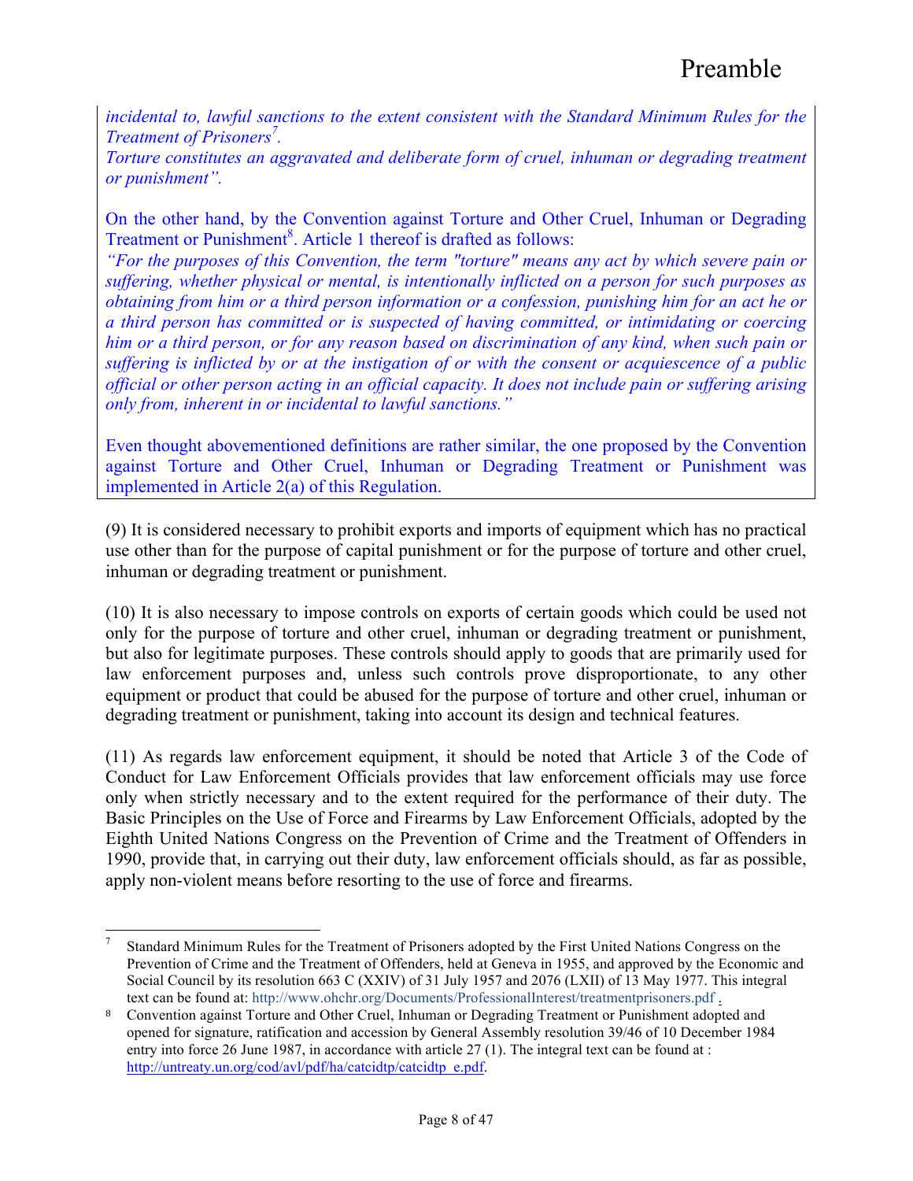*incidental to, lawful sanctions to the extent consistent with the Standard Minimum Rules for the Treatment of Prisoners*[7].
*Torture constitutes an aggravated and deliberate form of cruel, inhuman or degrading treatment or punishment".*

On the other hand, by the Convention against Torture and Other Cruel, Inhuman or Degrading Treatment or Punishment[8]. Article 1 thereof is drafted as follows:
*"For the purposes of this Convention, the term "torture" means any act by which severe pain or suffering, whether physical or mental, is intentionally inflicted on a person for such purposes as obtaining from him or a third person information or a confession, punishing him for an act he or a third person has committed or is suspected of having committed, or intimidating or coercing him or a third person, or for any reason based on discrimination of any kind, when such pain or suffering is inflicted by or at the instigation of or with the consent or acquiescence of a public official or other person acting in an official capacity. It does not include pain or suffering arising only from, inherent in or incidental to lawful sanctions."*

Even thought abovementioned definitions are rather similar, the one proposed by the Convention against Torture and Other Cruel, Inhuman or Degrading Treatment or Punishment was implemented in Article 2(a) of this Regulation.

(9) It is considered necessary to prohibit exports and imports of equipment which has no practical use other than for the purpose of capital punishment or for the purpose of torture and other cruel, inhuman or degrading treatment or punishment.

(10) It is also necessary to impose controls on exports of certain goods which could be used not only for the purpose of torture and other cruel, inhuman or degrading treatment or punishment, but also for legitimate purposes. These controls should apply to goods that are primarily used for law enforcement purposes and, unless such controls prove disproportionate, to any other equipment or product that could be abused for the purpose of torture and other cruel, inhuman or degrading treatment or punishment, taking into account its design and technical features.

(11) As regards law enforcement equipment, it should be noted that Article 3 of the Code of Conduct for Law Enforcement Officials provides that law enforcement officials may use force only when strictly necessary and to the extent required for the performance of their duty. The Basic Principles on the Use of Force and Firearms by Law Enforcement Officials, adopted by the Eighth United Nations Congress on the Prevention of Crime and the Treatment of Offenders in 1990, provide that, in carrying out their duty, law enforcement officials should, as far as possible, apply non-violent means before resorting to the use of force and firearms.

---

[7] Standard Minimum Rules for the Treatment of Prisoners adopted by the First United Nations Congress on the Prevention of Crime and the Treatment of Offenders, held at Geneva in 1955, and approved by the Economic and Social Council by its resolution 663 C (XXIV) of 31 July 1957 and 2076 (LXII) of 13 May 1977. This integral text can be found at: http://www.ohchr.org/Documents/ProfessionalInterest/treatmentprisoners.pdf .

[8] Convention against Torture and Other Cruel, Inhuman or Degrading Treatment or Punishment adopted and opened for signature, ratification and accession by General Assembly resolution 39/46 of 10 December 1984 entry into force 26 June 1987, in accordance with article 27 (1). The integral text can be found at : http://untreaty.un.org/cod/avl/pdf/ha/catcidtp/catcidtp_e.pdf.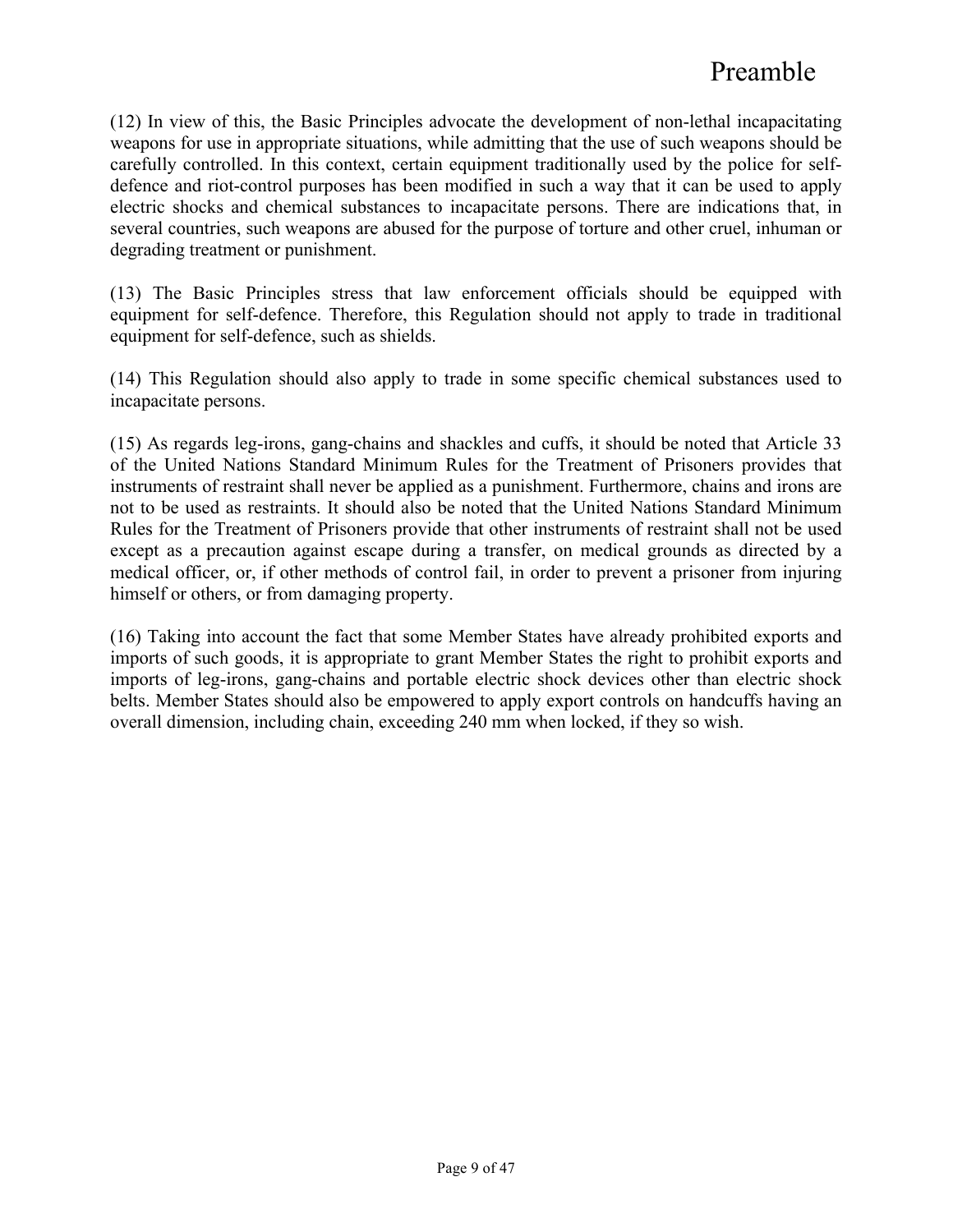(12) In view of this, the Basic Principles advocate the development of non-lethal incapacitating weapons for use in appropriate situations, while admitting that the use of such weapons should be carefully controlled. In this context, certain equipment traditionally used by the police for self-defence and riot-control purposes has been modified in such a way that it can be used to apply electric shocks and chemical substances to incapacitate persons. There are indications that, in several countries, such weapons are abused for the purpose of torture and other cruel, inhuman or degrading treatment or punishment.

(13) The Basic Principles stress that law enforcement officials should be equipped with equipment for self-defence. Therefore, this Regulation should not apply to trade in traditional equipment for self-defence, such as shields.

(14) This Regulation should also apply to trade in some specific chemical substances used to incapacitate persons.

(15) As regards leg-irons, gang-chains and shackles and cuffs, it should be noted that Article 33 of the United Nations Standard Minimum Rules for the Treatment of Prisoners provides that instruments of restraint shall never be applied as a punishment. Furthermore, chains and irons are not to be used as restraints. It should also be noted that the United Nations Standard Minimum Rules for the Treatment of Prisoners provide that other instruments of restraint shall not be used except as a precaution against escape during a transfer, on medical grounds as directed by a medical officer, or, if other methods of control fail, in order to prevent a prisoner from injuring himself or others, or from damaging property.

(16) Taking into account the fact that some Member States have already prohibited exports and imports of such goods, it is appropriate to grant Member States the right to prohibit exports and imports of leg-irons, gang-chains and portable electric shock devices other than electric shock belts. Member States should also be empowered to apply export controls on handcuffs having an overall dimension, including chain, exceeding 240 mm when locked, if they so wish.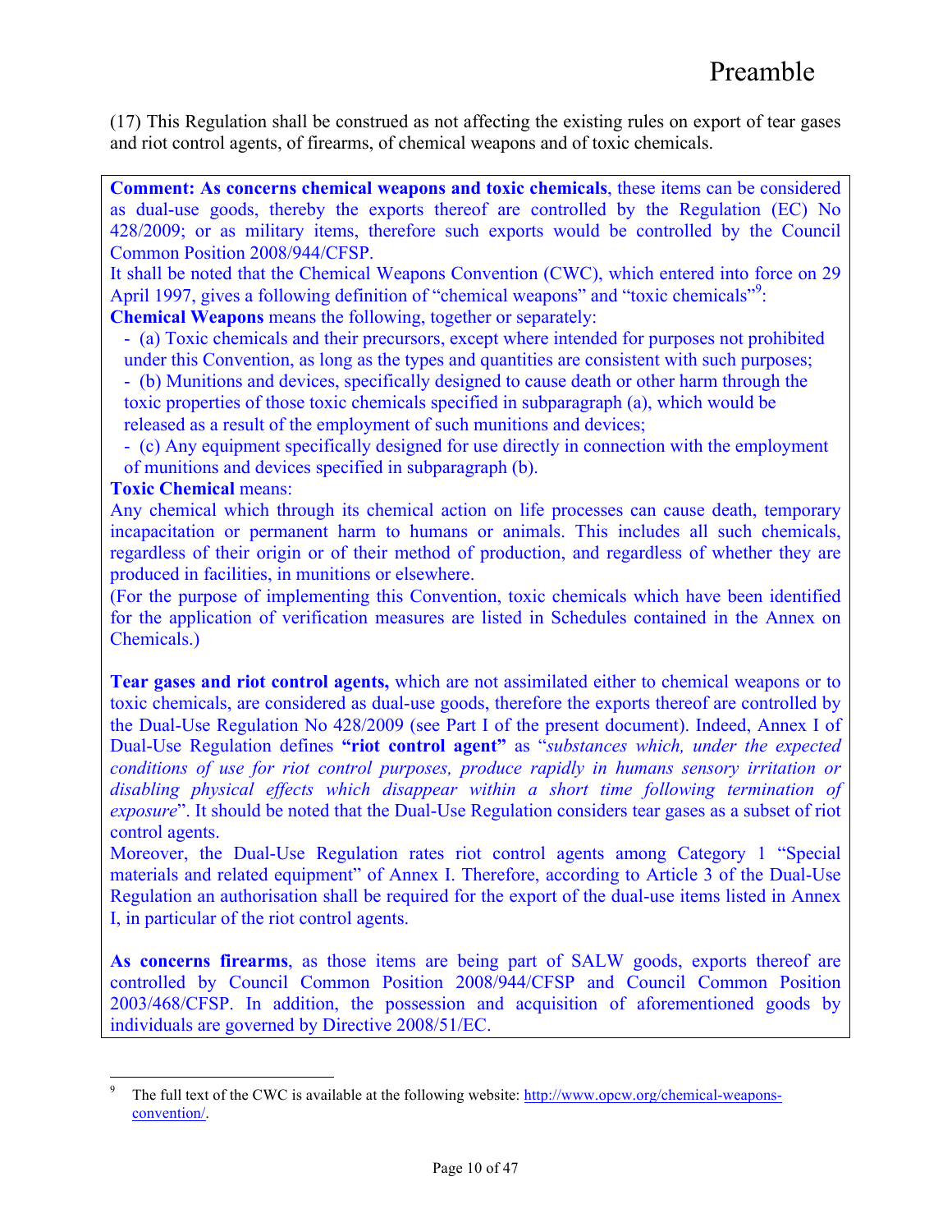(17) This Regulation shall be construed as not affecting the existing rules on export of tear gases and riot control agents, of firearms, of chemical weapons and of toxic chemicals.

**Comment: As concerns chemical weapons and toxic chemicals**, these items can be considered as dual-use goods, thereby the exports thereof are controlled by the Regulation (EC) No 428/2009; or as military items, therefore such exports would be controlled by the Council Common Position 2008/944/CFSP.

It shall be noted that the Chemical Weapons Convention (CWC), which entered into force on 29 April 1997, gives a following definition of "chemical weapons" and "toxic chemicals"[9]:

**Chemical Weapons** means the following, together or separately:

- (a) Toxic chemicals and their precursors, except where intended for purposes not prohibited under this Convention, as long as the types and quantities are consistent with such purposes;
- (b) Munitions and devices, specifically designed to cause death or other harm through the toxic properties of those toxic chemicals specified in subparagraph (a), which would be released as a result of the employment of such munitions and devices;
- (c) Any equipment specifically designed for use directly in connection with the employment of munitions and devices specified in subparagraph (b).

**Toxic Chemical** means:

Any chemical which through its chemical action on life processes can cause death, temporary incapacitation or permanent harm to humans or animals. This includes all such chemicals, regardless of their origin or of their method of production, and regardless of whether they are produced in facilities, in munitions or elsewhere.

(For the purpose of implementing this Convention, toxic chemicals which have been identified for the application of verification measures are listed in Schedules contained in the Annex on Chemicals.)

**Tear gases and riot control agents,** which are not assimilated either to chemical weapons or to toxic chemicals, are considered as dual-use goods, therefore the exports thereof are controlled by the Dual-Use Regulation No 428/2009 (see Part I of the present document). Indeed, Annex I of Dual-Use Regulation defines **"riot control agent"** as "*substances which, under the expected conditions of use for riot control purposes, produce rapidly in humans sensory irritation or disabling physical effects which disappear within a short time following termination of exposure*". It should be noted that the Dual-Use Regulation considers tear gases as a subset of riot control agents.

Moreover, the Dual-Use Regulation rates riot control agents among Category 1 "Special materials and related equipment" of Annex I. Therefore, according to Article 3 of the Dual-Use Regulation an authorisation shall be required for the export of the dual-use items listed in Annex I, in particular of the riot control agents.

**As concerns firearms**, as those items are being part of SALW goods, exports thereof are controlled by Council Common Position 2008/944/CFSP and Council Common Position 2003/468/CFSP. In addition, the possession and acquisition of aforementioned goods by individuals are governed by Directive 2008/51/EC.

---

[9] The full text of the CWC is available at the following website: http://www.opcw.org/chemical-weapons-convention/.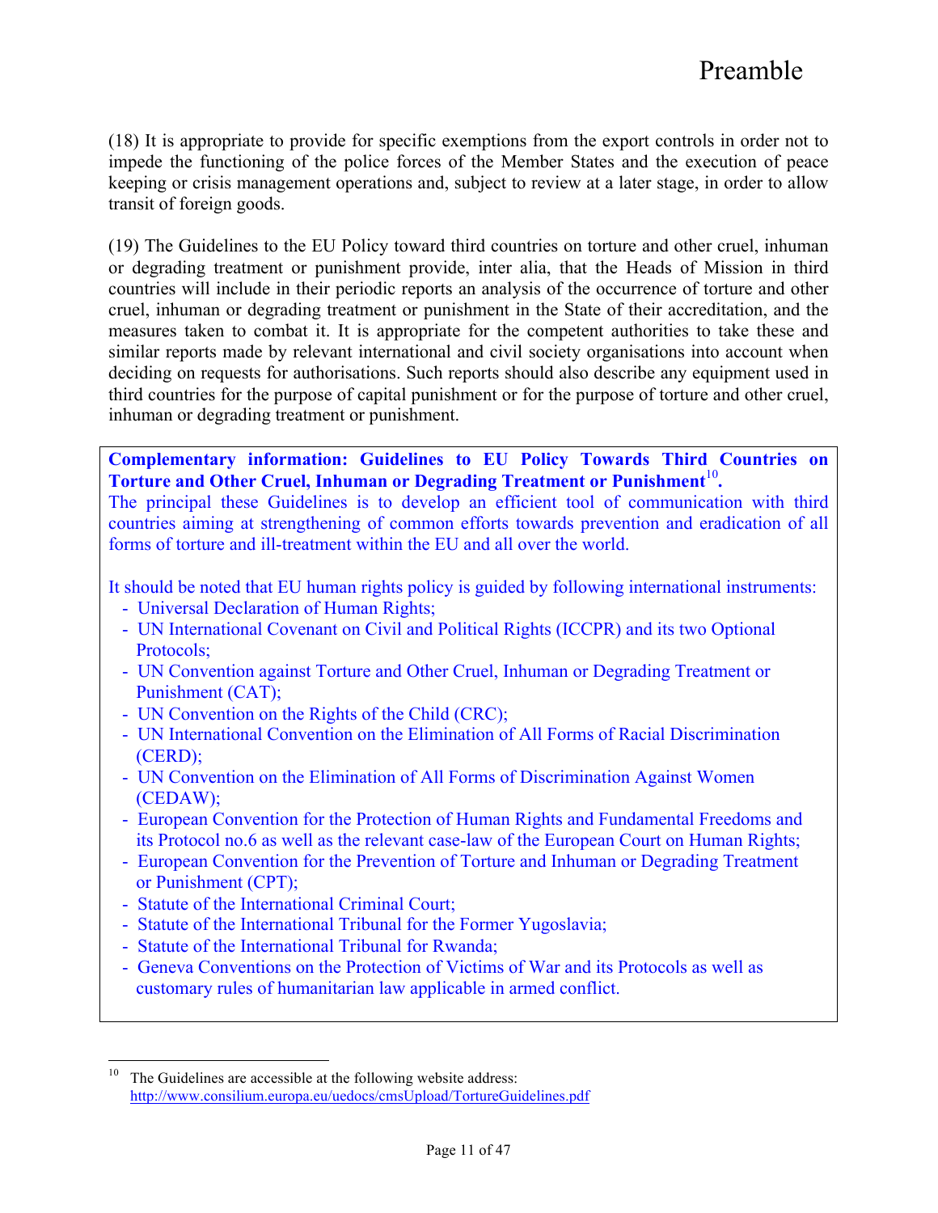(18) It is appropriate to provide for specific exemptions from the export controls in order not to impede the functioning of the police forces of the Member States and the execution of peace keeping or crisis management operations and, subject to review at a later stage, in order to allow transit of foreign goods.

(19) The Guidelines to the EU Policy toward third countries on torture and other cruel, inhuman or degrading treatment or punishment provide, inter alia, that the Heads of Mission in third countries will include in their periodic reports an analysis of the occurrence of torture and other cruel, inhuman or degrading treatment or punishment in the State of their accreditation, and the measures taken to combat it. It is appropriate for the competent authorities to take these and similar reports made by relevant international and civil society organisations into account when deciding on requests for authorisations. Such reports should also describe any equipment used in third countries for the purpose of capital punishment or for the purpose of torture and other cruel, inhuman or degrading treatment or punishment.

**Complementary information: Guidelines to EU Policy Towards Third Countries on Torture and Other Cruel, Inhuman or Degrading Treatment or Punishment[10].**

The principal these Guidelines is to develop an efficient tool of communication with third countries aiming at strengthening of common efforts towards prevention and eradication of all forms of torture and ill-treatment within the EU and all over the world.

It should be noted that EU human rights policy is guided by following international instruments:

- Universal Declaration of Human Rights;
- UN International Covenant on Civil and Political Rights (ICCPR) and its two Optional Protocols;
- UN Convention against Torture and Other Cruel, Inhuman or Degrading Treatment or Punishment (CAT);
- UN Convention on the Rights of the Child (CRC);
- UN International Convention on the Elimination of All Forms of Racial Discrimination (CERD);
- UN Convention on the Elimination of All Forms of Discrimination Against Women (CEDAW);
- European Convention for the Protection of Human Rights and Fundamental Freedoms and its Protocol no.6 as well as the relevant case-law of the European Court on Human Rights;
- European Convention for the Prevention of Torture and Inhuman or Degrading Treatment or Punishment (CPT);
- Statute of the International Criminal Court;
- Statute of the International Tribunal for the Former Yugoslavia;
- Statute of the International Tribunal for Rwanda;
- Geneva Conventions on the Protection of Victims of War and its Protocols as well as customary rules of humanitarian law applicable in armed conflict.

---

[10] The Guidelines are accessible at the following website address: http://www.consilium.europa.eu/uedocs/cmsUpload/TortureGuidelines.pdf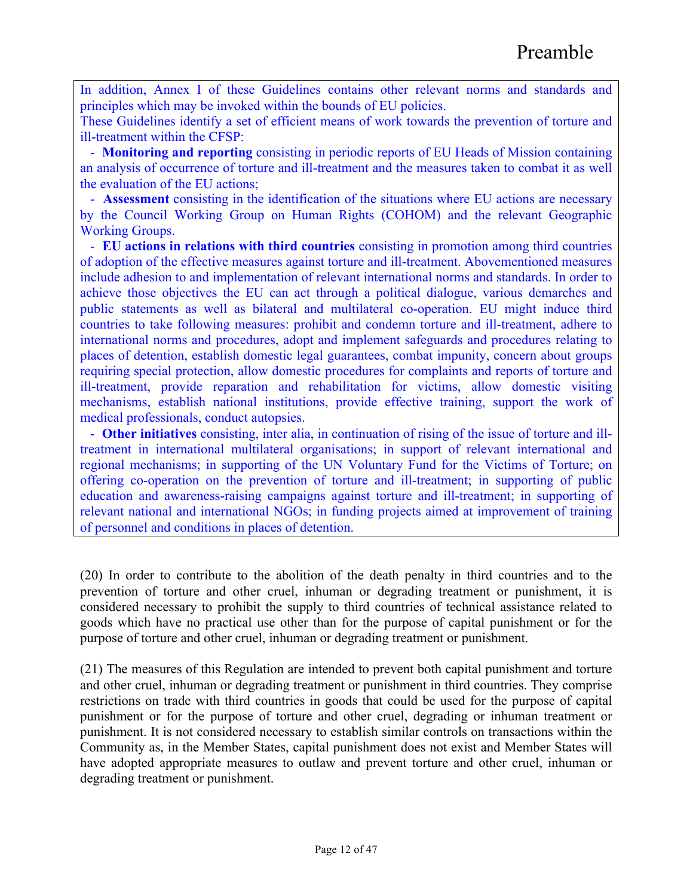In addition, Annex I of these Guidelines contains other relevant norms and standards and principles which may be invoked within the bounds of EU policies.

These Guidelines identify a set of efficient means of work towards the prevention of torture and ill-treatment within the CFSP:

- **Monitoring and reporting** consisting in periodic reports of EU Heads of Mission containing an analysis of occurrence of torture and ill-treatment and the measures taken to combat it as well the evaluation of the EU actions;
- **Assessment** consisting in the identification of the situations where EU actions are necessary by the Council Working Group on Human Rights (COHOM) and the relevant Geographic Working Groups.
- **EU actions in relations with third countries** consisting in promotion among third countries of adoption of the effective measures against torture and ill-treatment. Abovementioned measures include adhesion to and implementation of relevant international norms and standards. In order to achieve those objectives the EU can act through a political dialogue, various demarches and public statements as well as bilateral and multilateral co-operation. EU might induce third countries to take following measures: prohibit and condemn torture and ill-treatment, adhere to international norms and procedures, adopt and implement safeguards and procedures relating to places of detention, establish domestic legal guarantees, combat impunity, concern about groups requiring special protection, allow domestic procedures for complaints and reports of torture and ill-treatment, provide reparation and rehabilitation for victims, allow domestic visiting mechanisms, establish national institutions, provide effective training, support the work of medical professionals, conduct autopsies.
- **Other initiatives** consisting, inter alia, in continuation of rising of the issue of torture and ill-treatment in international multilateral organisations; in support of relevant international and regional mechanisms; in supporting of the UN Voluntary Fund for the Victims of Torture; on offering co-operation on the prevention of torture and ill-treatment; in supporting of public education and awareness-raising campaigns against torture and ill-treatment; in supporting of relevant national and international NGOs; in funding projects aimed at improvement of training of personnel and conditions in places of detention.

(20) In order to contribute to the abolition of the death penalty in third countries and to the prevention of torture and other cruel, inhuman or degrading treatment or punishment, it is considered necessary to prohibit the supply to third countries of technical assistance related to goods which have no practical use other than for the purpose of capital punishment or for the purpose of torture and other cruel, inhuman or degrading treatment or punishment.

(21) The measures of this Regulation are intended to prevent both capital punishment and torture and other cruel, inhuman or degrading treatment or punishment in third countries. They comprise restrictions on trade with third countries in goods that could be used for the purpose of capital punishment or for the purpose of torture and other cruel, degrading or inhuman treatment or punishment. It is not considered necessary to establish similar controls on transactions within the Community as, in the Member States, capital punishment does not exist and Member States will have adopted appropriate measures to outlaw and prevent torture and other cruel, inhuman or degrading treatment or punishment.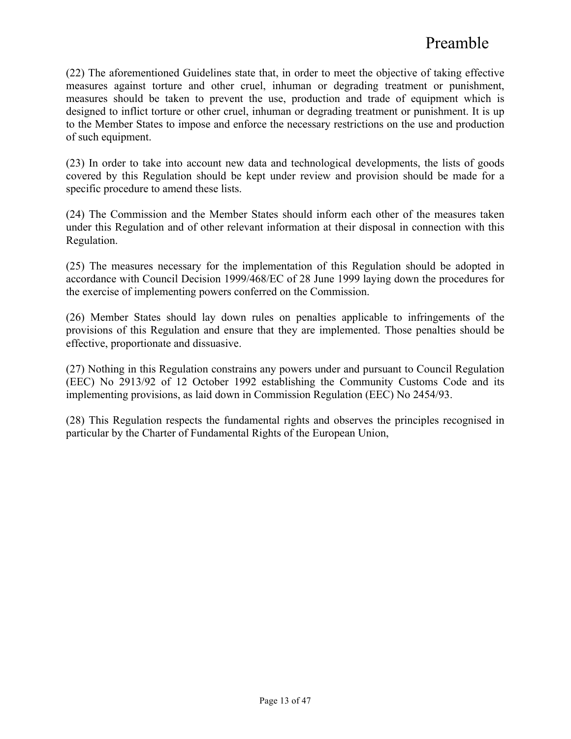(22) The aforementioned Guidelines state that, in order to meet the objective of taking effective measures against torture and other cruel, inhuman or degrading treatment or punishment, measures should be taken to prevent the use, production and trade of equipment which is designed to inflict torture or other cruel, inhuman or degrading treatment or punishment. It is up to the Member States to impose and enforce the necessary restrictions on the use and production of such equipment.

(23) In order to take into account new data and technological developments, the lists of goods covered by this Regulation should be kept under review and provision should be made for a specific procedure to amend these lists.

(24) The Commission and the Member States should inform each other of the measures taken under this Regulation and of other relevant information at their disposal in connection with this Regulation.

(25) The measures necessary for the implementation of this Regulation should be adopted in accordance with Council Decision 1999/468/EC of 28 June 1999 laying down the procedures for the exercise of implementing powers conferred on the Commission.

(26) Member States should lay down rules on penalties applicable to infringements of the provisions of this Regulation and ensure that they are implemented. Those penalties should be effective, proportionate and dissuasive.

(27) Nothing in this Regulation constrains any powers under and pursuant to Council Regulation (EEC) No 2913/92 of 12 October 1992 establishing the Community Customs Code and its implementing provisions, as laid down in Commission Regulation (EEC) No 2454/93.

(28) This Regulation respects the fundamental rights and observes the principles recognised in particular by the Charter of Fundamental Rights of the European Union,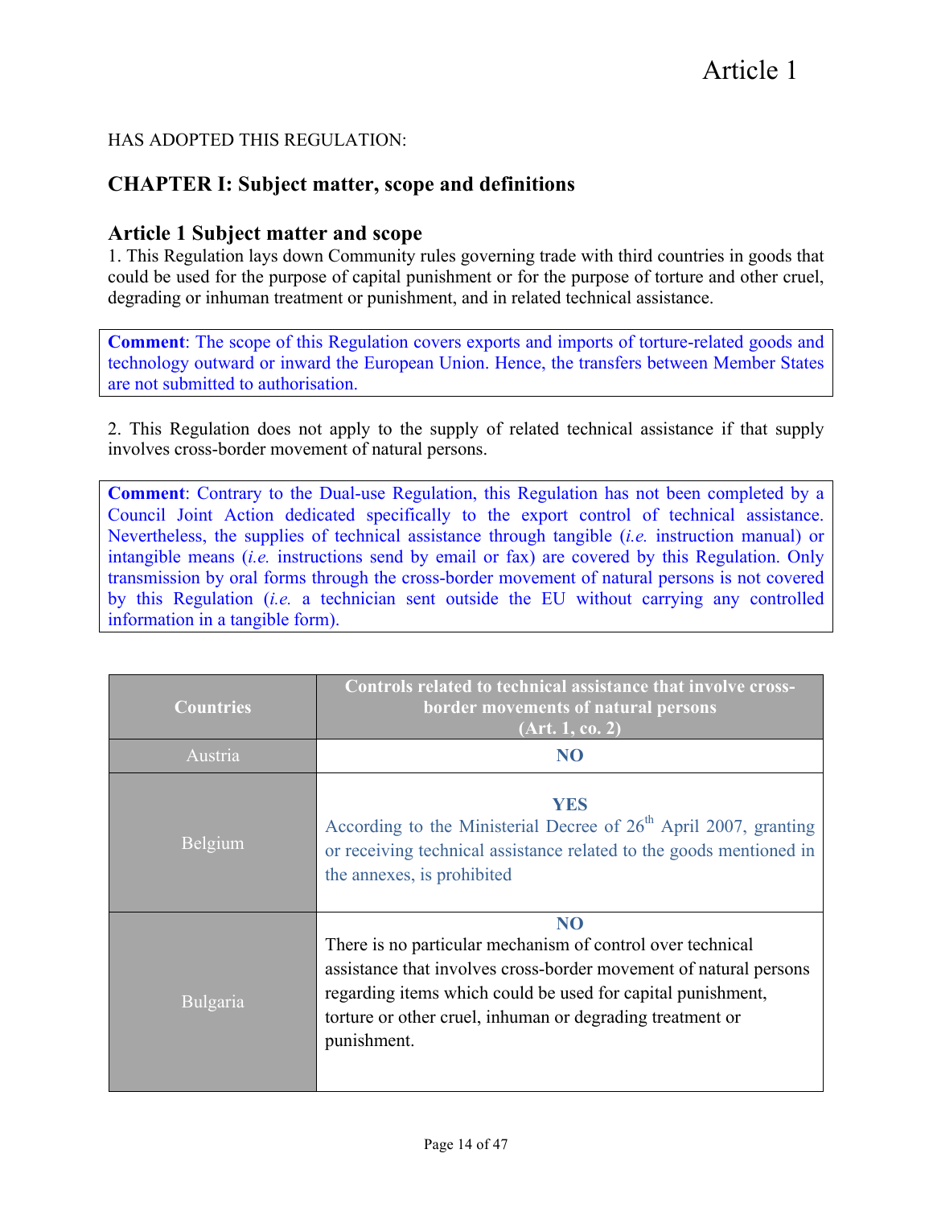# Article 1

HAS ADOPTED THIS REGULATION:

## CHAPTER I: Subject matter, scope and definitions

### Article 1 Subject matter and scope

1. This Regulation lays down Community rules governing trade with third countries in goods that could be used for the purpose of capital punishment or for the purpose of torture and other cruel, degrading or inhuman treatment or punishment, and in related technical assistance.

**Comment**: The scope of this Regulation covers exports and imports of torture-related goods and technology outward or inward the European Union. Hence, the transfers between Member States are not submitted to authorisation.

2. This Regulation does not apply to the supply of related technical assistance if that supply involves cross-border movement of natural persons.

**Comment**: Contrary to the Dual-use Regulation, this Regulation has not been completed by a Council Joint Action dedicated specifically to the export control of technical assistance. Nevertheless, the supplies of technical assistance through tangible (*i.e.* instruction manual) or intangible means (*i.e.* instructions send by email or fax) are covered by this Regulation. Only transmission by oral forms through the cross-border movement of natural persons is not covered by this Regulation (*i.e.* a technician sent outside the EU without carrying any controlled information in a tangible form).

| Countries | Controls related to technical assistance that involve cross-border movements of natural persons (Art. 1, co. 2) |
|---|---|
| Austria | **NO** |
| Belgium | **YES** According to the Ministerial Decree of 26th April 2007, granting or receiving technical assistance related to the goods mentioned in the annexes, is prohibited |
| Bulgaria | **NO** There is no particular mechanism of control over technical assistance that involves cross-border movement of natural persons regarding items which could be used for capital punishment, torture or other cruel, inhuman or degrading treatment or punishment. |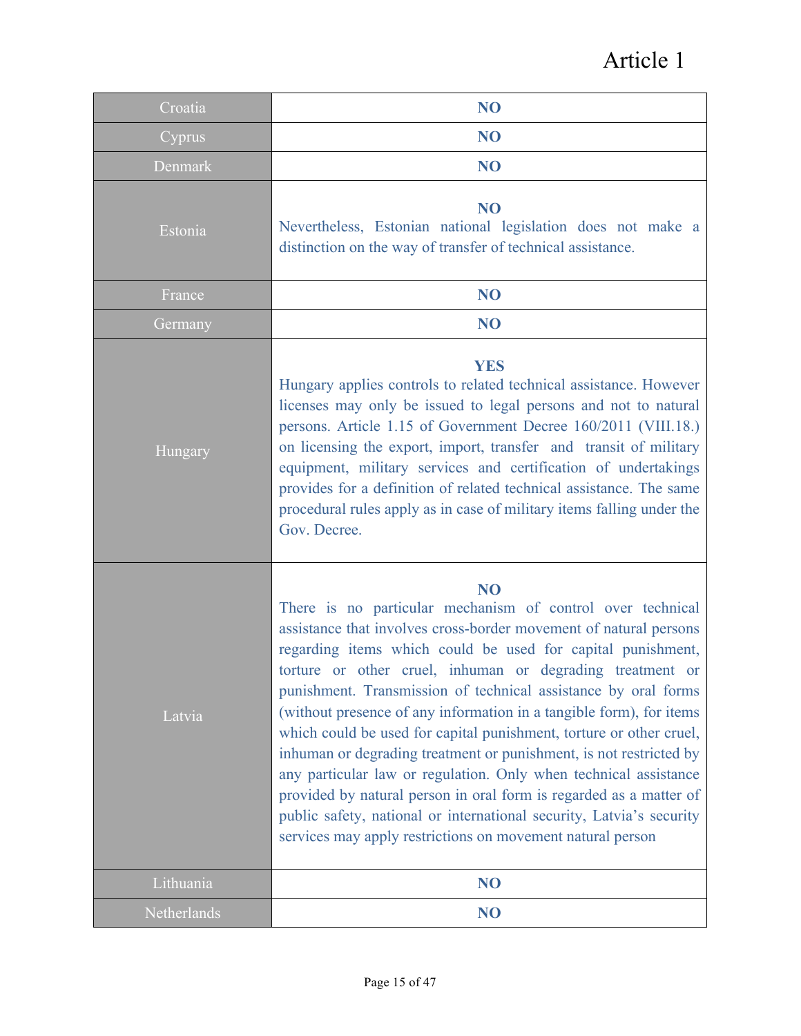# Article 1

| | |
|---|---|
| Croatia | **NO** |
| Cyprus | **NO** |
| Denmark | **NO** |
| Estonia | **NO**<br>Nevertheless, Estonian national legislation does not make a distinction on the way of transfer of technical assistance. |
| France | **NO** |
| Germany | **NO** |
| Hungary | **YES**<br>Hungary applies controls to related technical assistance. However licenses may only be issued to legal persons and not to natural persons. Article 1.15 of Government Decree 160/2011 (VIII.18.) on licensing the export, import, transfer and transit of military equipment, military services and certification of undertakings provides for a definition of related technical assistance. The same procedural rules apply as in case of military items falling under the Gov. Decree. |
| Latvia | **NO**<br>There is no particular mechanism of control over technical assistance that involves cross-border movement of natural persons regarding items which could be used for capital punishment, torture or other cruel, inhuman or degrading treatment or punishment. Transmission of technical assistance by oral forms (without presence of any information in a tangible form), for items which could be used for capital punishment, torture or other cruel, inhuman or degrading treatment or punishment, is not restricted by any particular law or regulation. Only when technical assistance provided by natural person in oral form is regarded as a matter of public safety, national or international security, Latvia's security services may apply restrictions on movement natural person |
| Lithuania | **NO** |
| Netherlands | **NO** |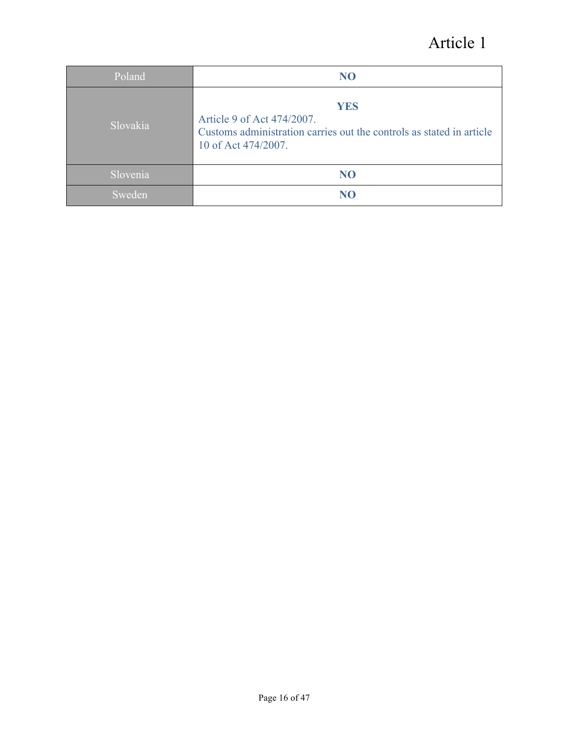# Article 1

| | |
|---|---|
| Poland | **NO** |
| Slovakia | **YES**<br>Article 9 of Act 474/2007.<br>Customs administration carries out the controls as stated in article 10 of Act 474/2007. |
| Slovenia | **NO** |
| Sweden | **NO** |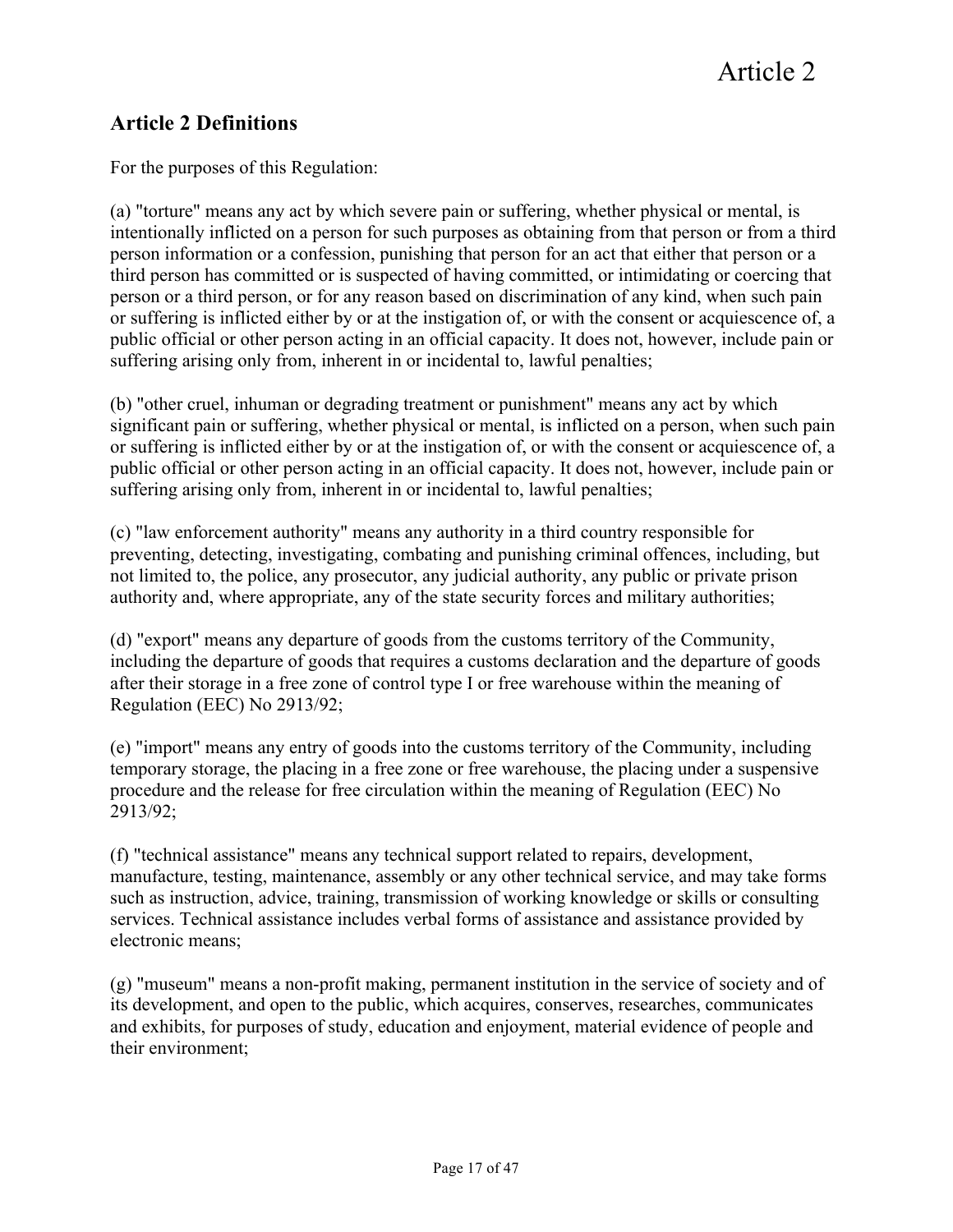## Article 2 Definitions

For the purposes of this Regulation:

(a) "torture" means any act by which severe pain or suffering, whether physical or mental, is intentionally inflicted on a person for such purposes as obtaining from that person or from a third person information or a confession, punishing that person for an act that either that person or a third person has committed or is suspected of having committed, or intimidating or coercing that person or a third person, or for any reason based on discrimination of any kind, when such pain or suffering is inflicted either by or at the instigation of, or with the consent or acquiescence of, a public official or other person acting in an official capacity. It does not, however, include pain or suffering arising only from, inherent in or incidental to, lawful penalties;

(b) "other cruel, inhuman or degrading treatment or punishment" means any act by which significant pain or suffering, whether physical or mental, is inflicted on a person, when such pain or suffering is inflicted either by or at the instigation of, or with the consent or acquiescence of, a public official or other person acting in an official capacity. It does not, however, include pain or suffering arising only from, inherent in or incidental to, lawful penalties;

(c) "law enforcement authority" means any authority in a third country responsible for preventing, detecting, investigating, combating and punishing criminal offences, including, but not limited to, the police, any prosecutor, any judicial authority, any public or private prison authority and, where appropriate, any of the state security forces and military authorities;

(d) "export" means any departure of goods from the customs territory of the Community, including the departure of goods that requires a customs declaration and the departure of goods after their storage in a free zone of control type I or free warehouse within the meaning of Regulation (EEC) No 2913/92;

(e) "import" means any entry of goods into the customs territory of the Community, including temporary storage, the placing in a free zone or free warehouse, the placing under a suspensive procedure and the release for free circulation within the meaning of Regulation (EEC) No 2913/92;

(f) "technical assistance" means any technical support related to repairs, development, manufacture, testing, maintenance, assembly or any other technical service, and may take forms such as instruction, advice, training, transmission of working knowledge or skills or consulting services. Technical assistance includes verbal forms of assistance and assistance provided by electronic means;

(g) "museum" means a non-profit making, permanent institution in the service of society and of its development, and open to the public, which acquires, conserves, researches, communicates and exhibits, for purposes of study, education and enjoyment, material evidence of people and their environment;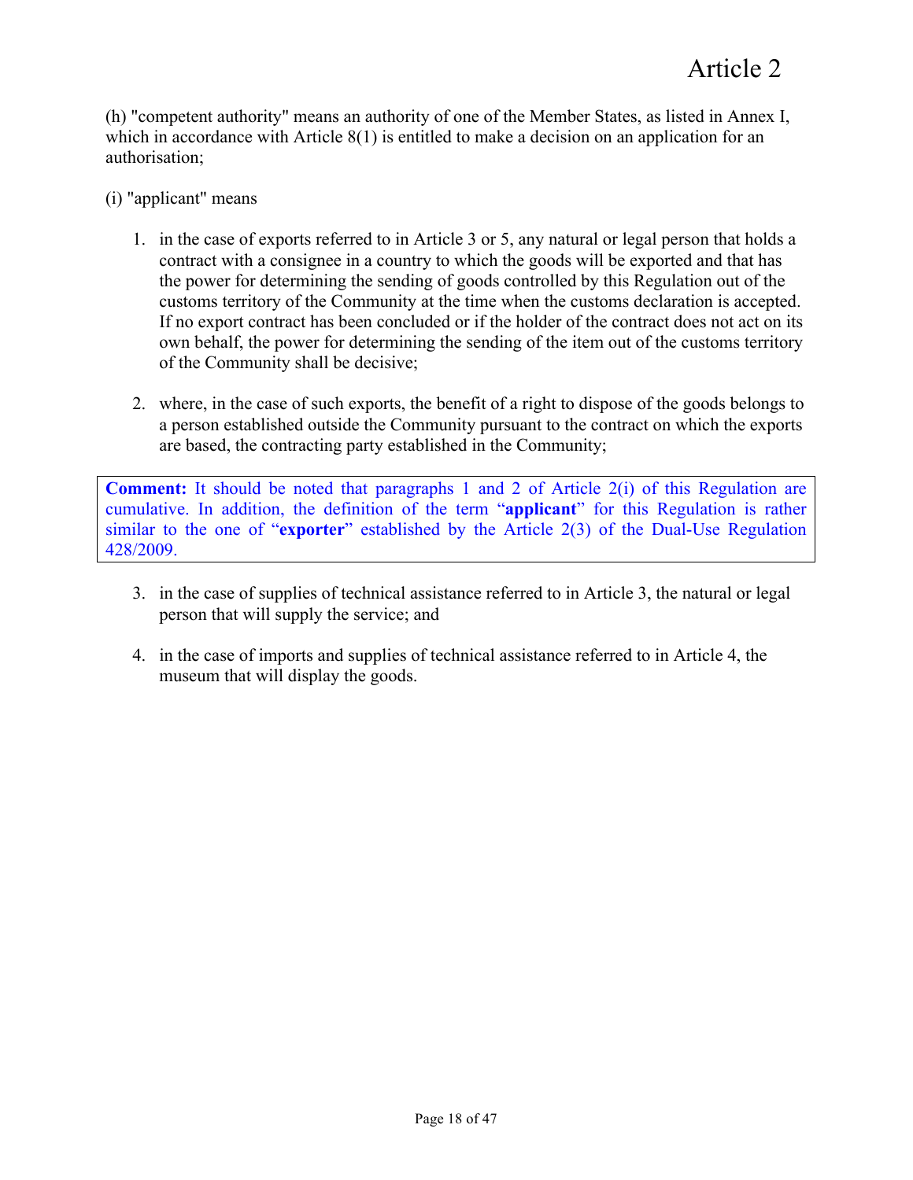# Article 2

(h) "competent authority" means an authority of one of the Member States, as listed in Annex I, which in accordance with Article 8(1) is entitled to make a decision on an application for an authorisation;

(i) "applicant" means

1. in the case of exports referred to in Article 3 or 5, any natural or legal person that holds a contract with a consignee in a country to which the goods will be exported and that has the power for determining the sending of goods controlled by this Regulation out of the customs territory of the Community at the time when the customs declaration is accepted. If no export contract has been concluded or if the holder of the contract does not act on its own behalf, the power for determining the sending of the item out of the customs territory of the Community shall be decisive;

2. where, in the case of such exports, the benefit of a right to dispose of the goods belongs to a person established outside the Community pursuant to the contract on which the exports are based, the contracting party established in the Community;

> **Comment:** It should be noted that paragraphs 1 and 2 of Article 2(i) of this Regulation are cumulative. In addition, the definition of the term "**applicant**" for this Regulation is rather similar to the one of "**exporter**" established by the Article 2(3) of the Dual-Use Regulation 428/2009.

3. in the case of supplies of technical assistance referred to in Article 3, the natural or legal person that will supply the service; and

4. in the case of imports and supplies of technical assistance referred to in Article 4, the museum that will display the goods.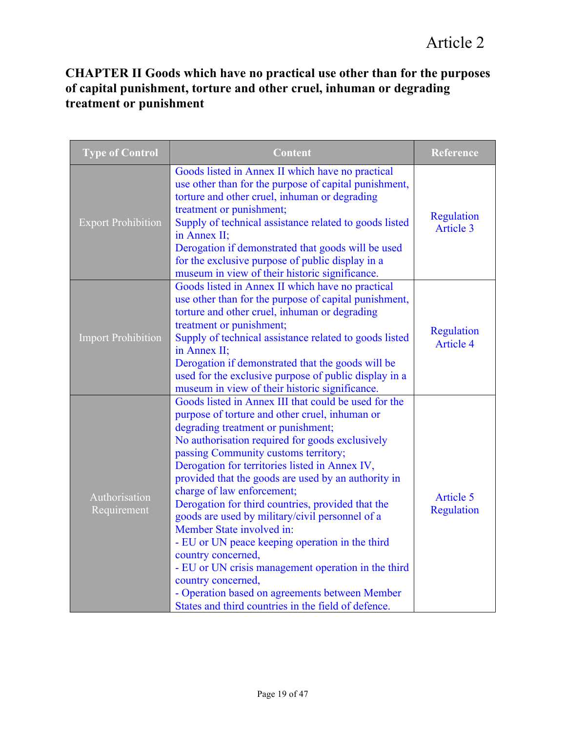Article 2

## CHAPTER II Goods which have no practical use other than for the purposes of capital punishment, torture and other cruel, inhuman or degrading treatment or punishment

| Type of Control | Content | Reference |
| --- | --- | --- |
| Export Prohibition | Goods listed in Annex II which have no practical use other than for the purpose of capital punishment, torture and other cruel, inhuman or degrading treatment or punishment;<br>Supply of technical assistance related to goods listed in Annex II;<br>Derogation if demonstrated that goods will be used for the exclusive purpose of public display in a museum in view of their historic significance. | Regulation Article 3 |
| Import Prohibition | Goods listed in Annex II which have no practical use other than for the purpose of capital punishment, torture and other cruel, inhuman or degrading treatment or punishment;<br>Supply of technical assistance related to goods listed in Annex II;<br>Derogation if demonstrated that the goods will be used for the exclusive purpose of public display in a museum in view of their historic significance. | Regulation Article 4 |
| Authorisation Requirement | Goods listed in Annex III that could be used for the purpose of torture and other cruel, inhuman or degrading treatment or punishment;<br>No authorisation required for goods exclusively passing Community customs territory;<br>Derogation for territories listed in Annex IV, provided that the goods are used by an authority in charge of law enforcement;<br>Derogation for third countries, provided that the goods are used by military/civil personnel of a Member State involved in:<br>- EU or UN peace keeping operation in the third country concerned,<br>- EU or UN crisis management operation in the third country concerned,<br>- Operation based on agreements between Member States and third countries in the field of defence. | Article 5 Regulation |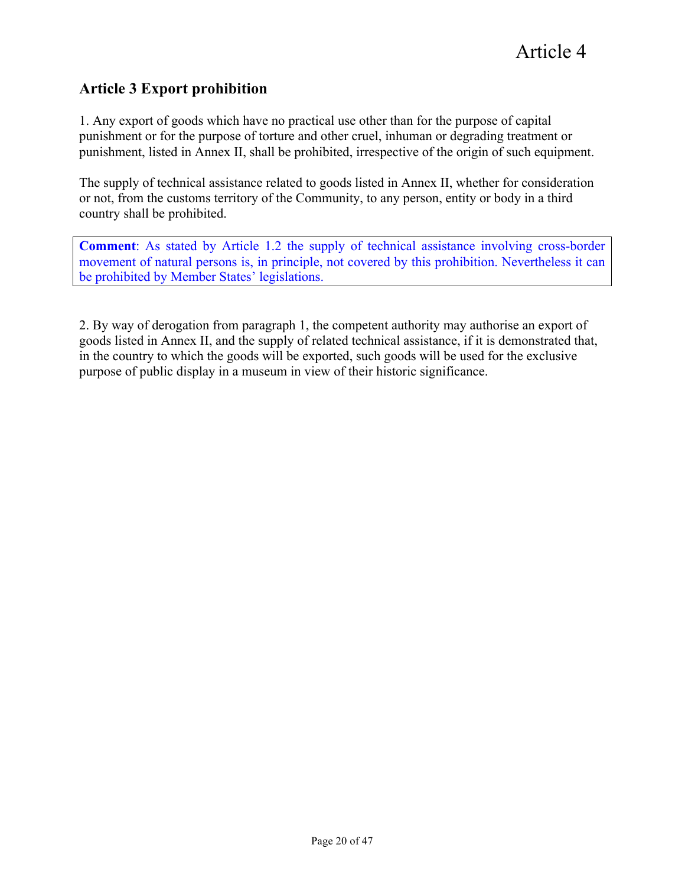## Article 3 Export prohibition

1. Any export of goods which have no practical use other than for the purpose of capital punishment or for the purpose of torture and other cruel, inhuman or degrading treatment or punishment, listed in Annex II, shall be prohibited, irrespective of the origin of such equipment.

The supply of technical assistance related to goods listed in Annex II, whether for consideration or not, from the customs territory of the Community, to any person, entity or body in a third country shall be prohibited.

> **Comment**: As stated by Article 1.2 the supply of technical assistance involving cross-border movement of natural persons is, in principle, not covered by this prohibition. Nevertheless it can be prohibited by Member States' legislations.

2. By way of derogation from paragraph 1, the competent authority may authorise an export of goods listed in Annex II, and the supply of related technical assistance, if it is demonstrated that, in the country to which the goods will be exported, such goods will be used for the exclusive purpose of public display in a museum in view of their historic significance.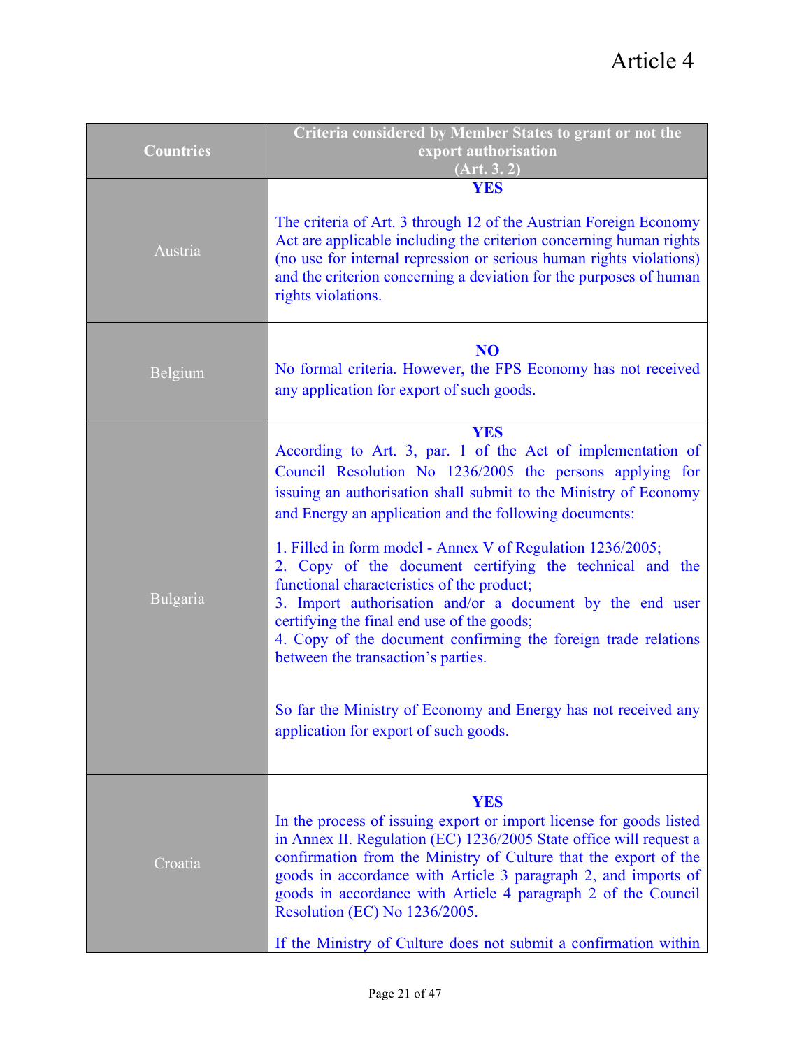# Article 4

| Countries | Criteria considered by Member States to grant or not the export authorisation (Art. 3. 2) |
| --- | --- |
| Austria | **YES**<br><br>The criteria of Art. 3 through 12 of the Austrian Foreign Economy Act are applicable including the criterion concerning human rights (no use for internal repression or serious human rights violations) and the criterion concerning a deviation for the purposes of human rights violations. |
| Belgium | **NO**<br>No formal criteria. However, the FPS Economy has not received any application for export of such goods. |
| Bulgaria | **YES**<br>According to Art. 3, par. 1 of the Act of implementation of Council Resolution No 1236/2005 the persons applying for issuing an authorisation shall submit to the Ministry of Economy and Energy an application and the following documents:<br><br>1. Filled in form model - Annex V of Regulation 1236/2005;<br>2. Copy of the document certifying the technical and the functional characteristics of the product;<br>3. Import authorisation and/or a document by the end user certifying the final end use of the goods;<br>4. Copy of the document confirming the foreign trade relations between the transaction's parties.<br><br>So far the Ministry of Economy and Energy has not received any application for export of such goods. |
| Croatia | **YES**<br>In the process of issuing export or import license for goods listed in Annex II. Regulation (EC) 1236/2005 State office will request a confirmation from the Ministry of Culture that the export of the goods in accordance with Article 3 paragraph 2, and imports of goods in accordance with Article 4 paragraph 2 of the Council Resolution (EC) No 1236/2005.<br><br>If the Ministry of Culture does not submit a confirmation within |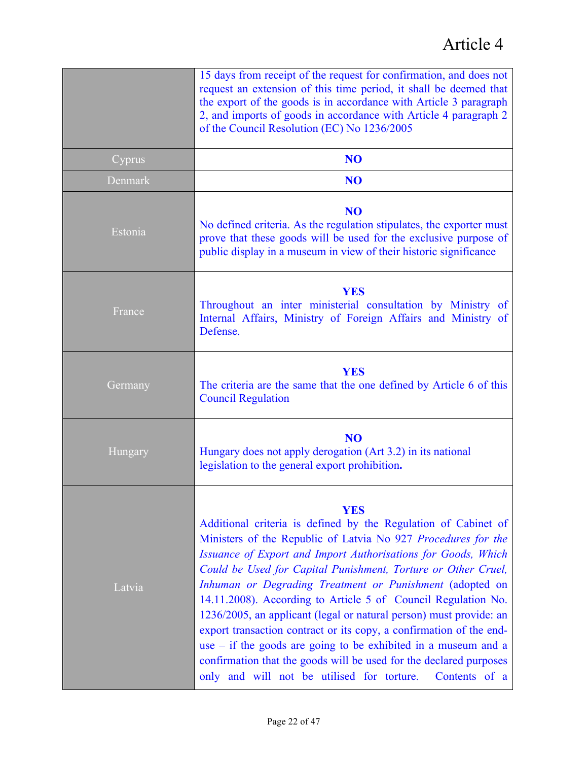| | |
|---|---|
| | 15 days from receipt of the request for confirmation, and does not request an extension of this time period, it shall be deemed that the export of the goods is in accordance with Article 3 paragraph 2, and imports of goods in accordance with Article 4 paragraph 2 of the Council Resolution (EC) No 1236/2005 |
| Cyprus | **NO** |
| Denmark | **NO** |
| Estonia | **NO**<br>No defined criteria. As the regulation stipulates, the exporter must prove that these goods will be used for the exclusive purpose of public display in a museum in view of their historic significance |
| France | **YES**<br>Throughout an inter ministerial consultation by Ministry of Internal Affairs, Ministry of Foreign Affairs and Ministry of Defense. |
| Germany | **YES**<br>The criteria are the same that the one defined by Article 6 of this Council Regulation |
| Hungary | **NO**<br>Hungary does not apply derogation (Art 3.2) in its national legislation to the general export prohibition**.** |
| Latvia | **YES**<br>Additional criteria is defined by the Regulation of Cabinet of Ministers of the Republic of Latvia No 927 *Procedures for the Issuance of Export and Import Authorisations for Goods, Which Could be Used for Capital Punishment, Torture or Other Cruel, Inhuman or Degrading Treatment or Punishment* (adopted on 14.11.2008). According to Article 5 of Council Regulation No. 1236/2005, an applicant (legal or natural person) must provide: an export transaction contract or its copy, a confirmation of the end-use – if the goods are going to be exhibited in a museum and a confirmation that the goods will be used for the declared purposes only and will not be utilised for torture. Contents of a |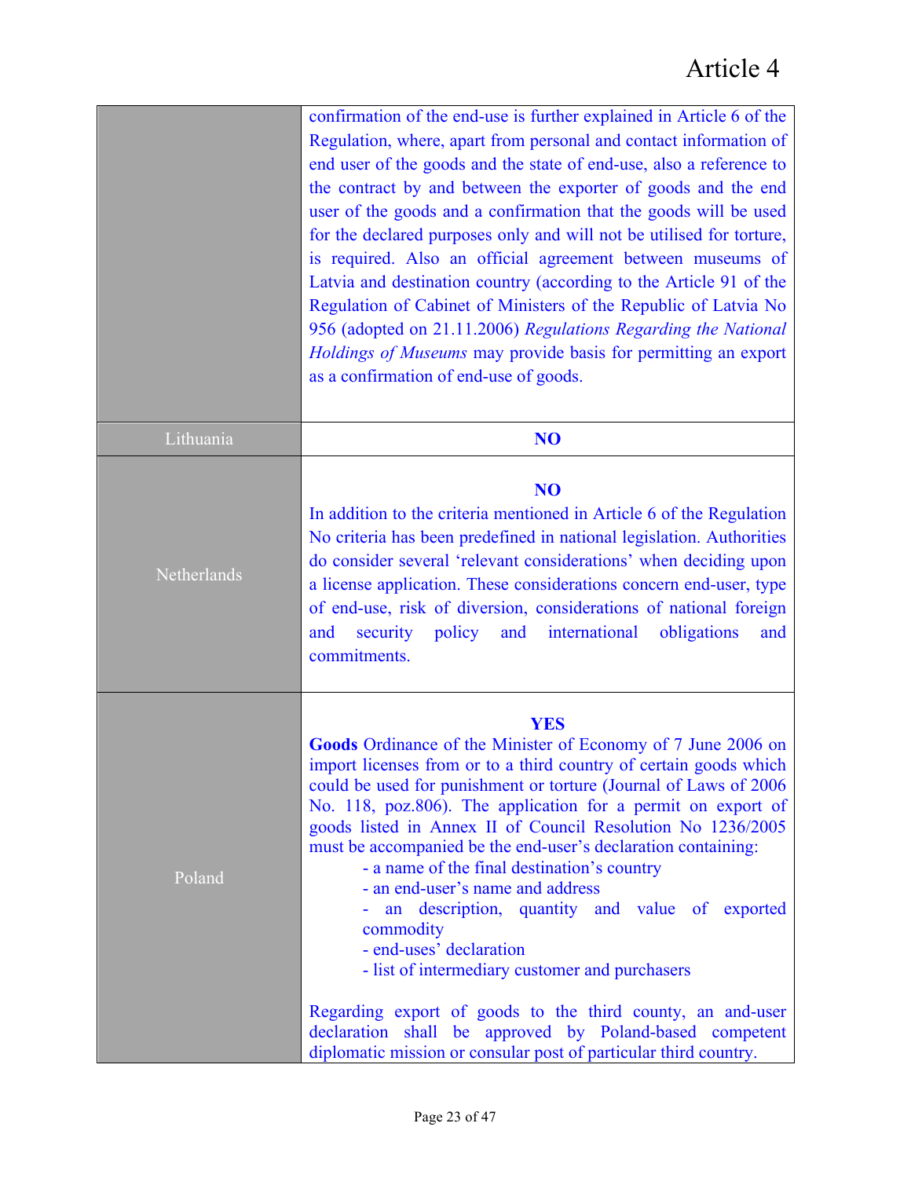| | |
|---|---|
| | confirmation of the end-use is further explained in Article 6 of the Regulation, where, apart from personal and contact information of end user of the goods and the state of end-use, also a reference to the contract by and between the exporter of goods and the end user of the goods and a confirmation that the goods will be used for the declared purposes only and will not be utilised for torture, is required. Also an official agreement between museums of Latvia and destination country (according to the Article 91 of the Regulation of Cabinet of Ministers of the Republic of Latvia No 956 (adopted on 21.11.2006) *Regulations Regarding the National Holdings of Museums* may provide basis for permitting an export as a confirmation of end-use of goods. |
| Lithuania | **NO** |
| Netherlands | **NO**<br>In addition to the criteria mentioned in Article 6 of the Regulation No criteria has been predefined in national legislation. Authorities do consider several 'relevant considerations' when deciding upon a license application. These considerations concern end-user, type of end-use, risk of diversion, considerations of national foreign and security policy and international obligations and commitments. |
| Poland | **YES**<br>**Goods** Ordinance of the Minister of Economy of 7 June 2006 on import licenses from or to a third country of certain goods which could be used for punishment or torture (Journal of Laws of 2006 No. 118, poz.806). The application for a permit on export of goods listed in Annex II of Council Resolution No 1236/2005 must be accompanied be the end-user's declaration containing:<br>- a name of the final destination's country<br>- an end-user's name and address<br>- an description, quantity and value of exported commodity<br>- end-uses' declaration<br>- list of intermediary customer and purchasers<br><br>Regarding export of goods to the third county, an and-user declaration shall be approved by Poland-based competent diplomatic mission or consular post of particular third country. |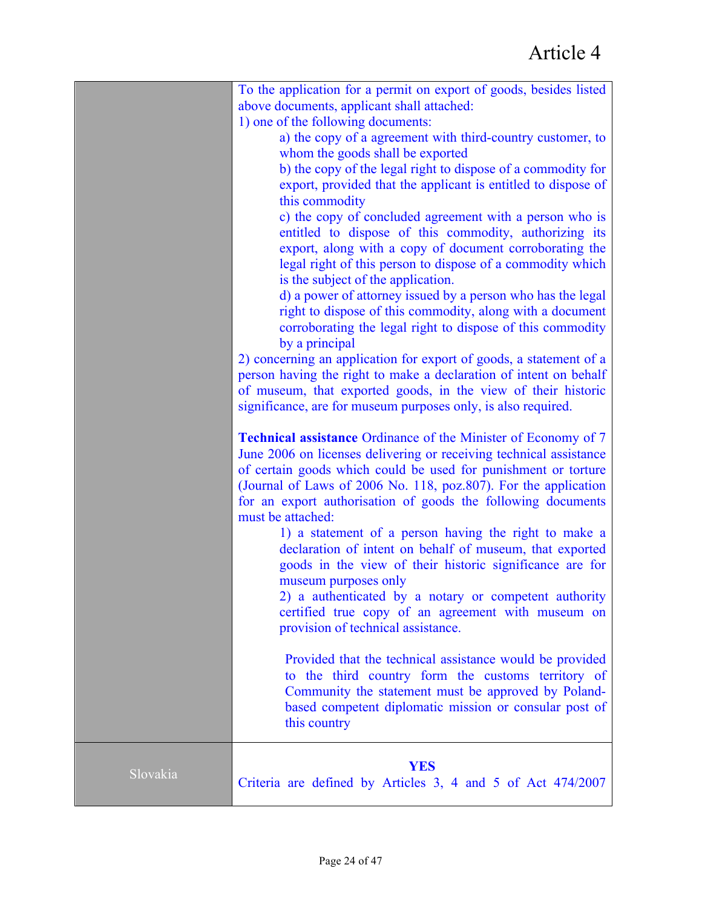# Article 4

| | |
|---|---|
| | To the application for a permit on export of goods, besides listed above documents, applicant shall attached:<br>1) one of the following documents:<br>a) the copy of a agreement with third-country customer, to whom the goods shall be exported<br>b) the copy of the legal right to dispose of a commodity for export, provided that the applicant is entitled to dispose of this commodity<br>c) the copy of concluded agreement with a person who is entitled to dispose of this commodity, authorizing its export, along with a copy of document corroborating the legal right of this person to dispose of a commodity which is the subject of the application.<br>d) a power of attorney issued by a person who has the legal right to dispose of this commodity, along with a document corroborating the legal right to dispose of this commodity by a principal<br>2) concerning an application for export of goods, a statement of a person having the right to make a declaration of intent on behalf of museum, that exported goods, in the view of their historic significance, are for museum purposes only, is also required.<br><br>**Technical assistance** Ordinance of the Minister of Economy of 7 June 2006 on licenses delivering or receiving technical assistance of certain goods which could be used for punishment or torture (Journal of Laws of 2006 No. 118, poz.807). For the application for an export authorisation of goods the following documents must be attached:<br>1) a statement of a person having the right to make a declaration of intent on behalf of museum, that exported goods in the view of their historic significance are for museum purposes only<br>2) a authenticated by a notary or competent authority certified true copy of an agreement with museum on provision of technical assistance.<br><br>Provided that the technical assistance would be provided to the third country form the customs territory of Community the statement must be approved by Poland-based competent diplomatic mission or consular post of this country |
| Slovakia | **YES**<br>Criteria are defined by Articles 3, 4 and 5 of Act 474/2007 |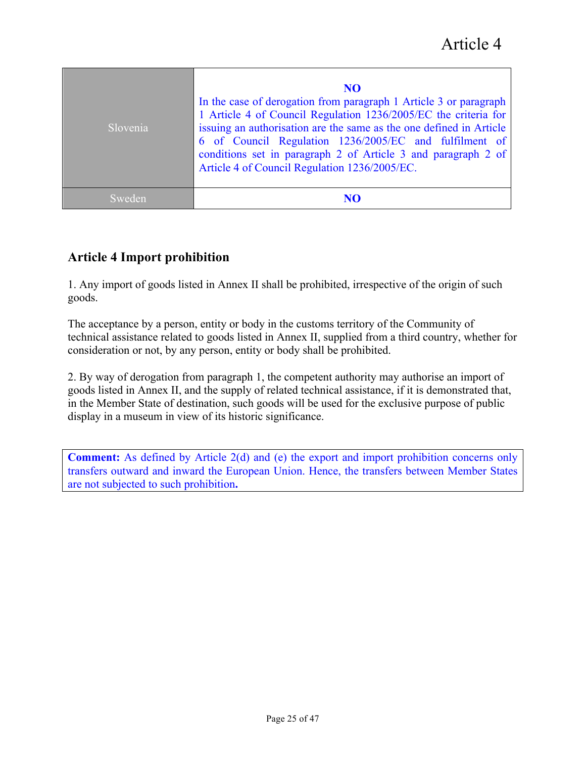| | |
|---|---|
| Slovenia | **NO** In the case of derogation from paragraph 1 Article 3 or paragraph 1 Article 4 of Council Regulation 1236/2005/EC the criteria for issuing an authorisation are the same as the one defined in Article 6 of Council Regulation 1236/2005/EC and fulfilment of conditions set in paragraph 2 of Article 3 and paragraph 2 of Article 4 of Council Regulation 1236/2005/EC. |
| Sweden | **NO** |

## Article 4 Import prohibition

1. Any import of goods listed in Annex II shall be prohibited, irrespective of the origin of such goods.

The acceptance by a person, entity or body in the customs territory of the Community of technical assistance related to goods listed in Annex II, supplied from a third country, whether for consideration or not, by any person, entity or body shall be prohibited.

2. By way of derogation from paragraph 1, the competent authority may authorise an import of goods listed in Annex II, and the supply of related technical assistance, if it is demonstrated that, in the Member State of destination, such goods will be used for the exclusive purpose of public display in a museum in view of its historic significance.

**Comment:** As defined by Article 2(d) and (e) the export and import prohibition concerns only transfers outward and inward the European Union. Hence, the transfers between Member States are not subjected to such prohibition**.**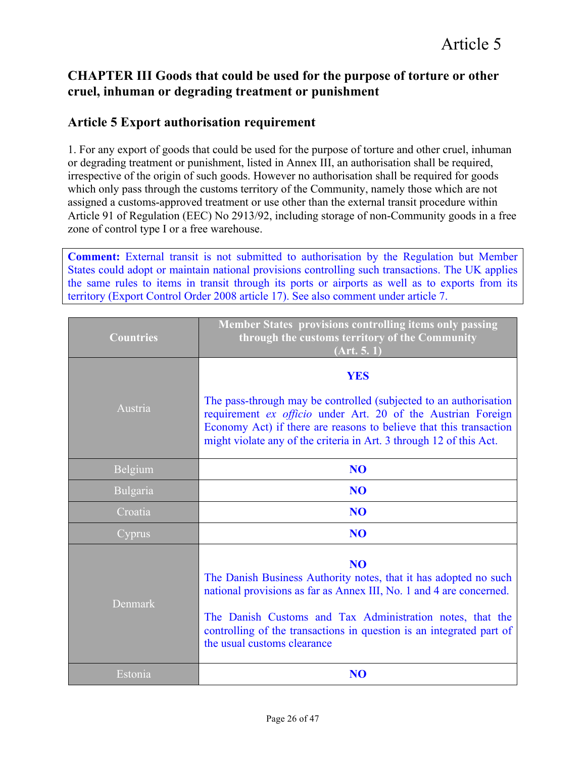Article 5

## CHAPTER III Goods that could be used for the purpose of torture or other cruel, inhuman or degrading treatment or punishment

### Article 5 Export authorisation requirement

1. For any export of goods that could be used for the purpose of torture and other cruel, inhuman or degrading treatment or punishment, listed in Annex III, an authorisation shall be required, irrespective of the origin of such goods. However no authorisation shall be required for goods which only pass through the customs territory of the Community, namely those which are not assigned a customs-approved treatment or use other than the external transit procedure within Article 91 of Regulation (EEC) No 2913/92, including storage of non-Community goods in a free zone of control type I or a free warehouse.

**Comment:** External transit is not submitted to authorisation by the Regulation but Member States could adopt or maintain national provisions controlling such transactions. The UK applies the same rules to items in transit through its ports or airports as well as to exports from its territory (Export Control Order 2008 article 17). See also comment under article 7.

| Countries | Member States provisions controlling items only passing through the customs territory of the Community (Art. 5. 1) |
|---|---|
| Austria | **YES** The pass-through may be controlled (subjected to an authorisation requirement *ex officio* under Art. 20 of the Austrian Foreign Economy Act) if there are reasons to believe that this transaction might violate any of the criteria in Art. 3 through 12 of this Act. |
| Belgium | **NO** |
| Bulgaria | **NO** |
| Croatia | **NO** |
| Cyprus | **NO** |
| Denmark | **NO** The Danish Business Authority notes, that it has adopted no such national provisions as far as Annex III, No. 1 and 4 are concerned. The Danish Customs and Tax Administration notes, that the controlling of the transactions in question is an integrated part of the usual customs clearance |
| Estonia | **NO** |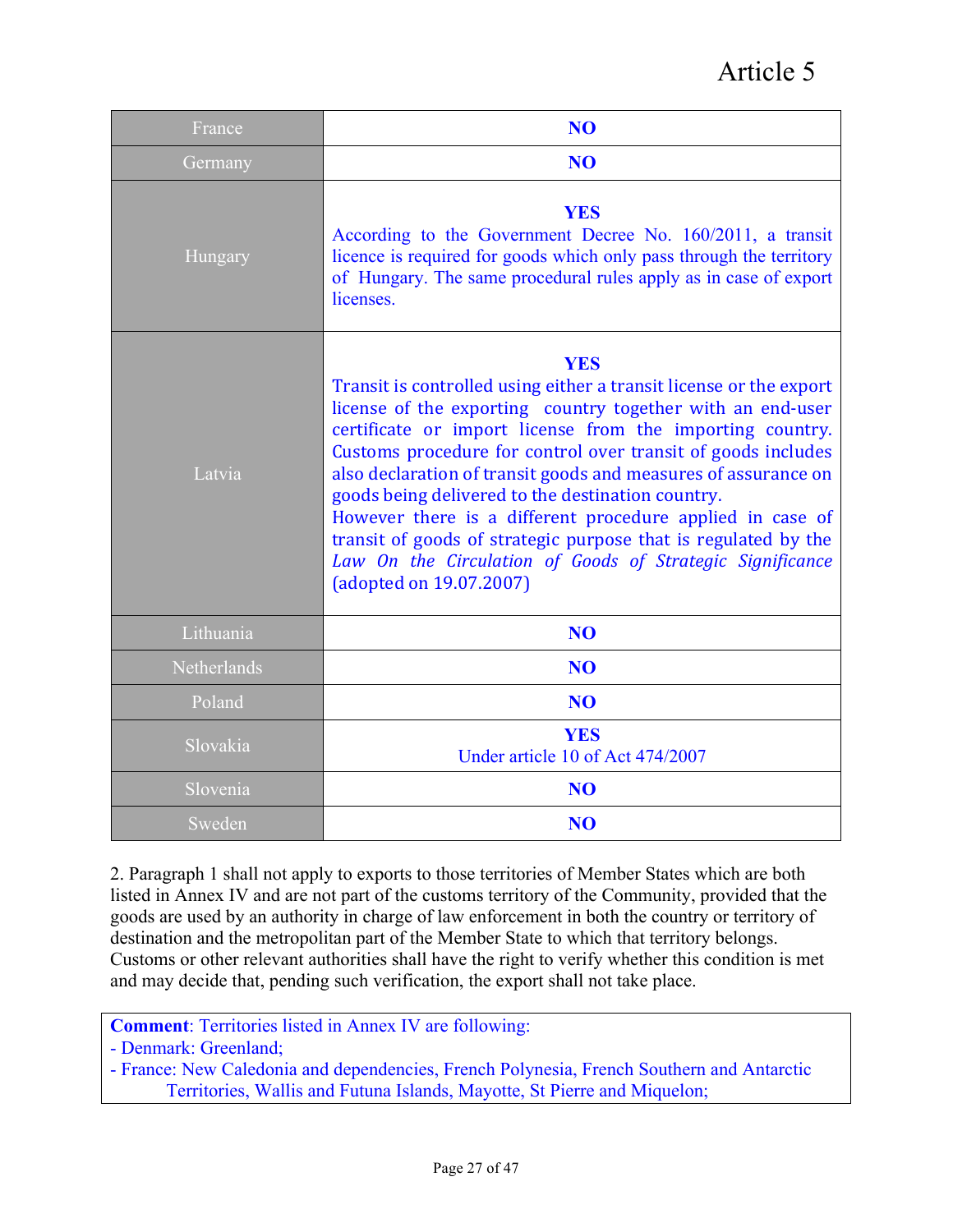| | |
|---|---|
| France | **NO** |
| Germany | **NO** |
| Hungary | **YES**<br>According to the Government Decree No. 160/2011, a transit licence is required for goods which only pass through the territory of Hungary. The same procedural rules apply as in case of export licenses. |
| Latvia | **YES**<br>Transit is controlled using either a transit license or the export license of the exporting country together with an end-user certificate or import license from the importing country. Customs procedure for control over transit of goods includes also declaration of transit goods and measures of assurance on goods being delivered to the destination country.<br>However there is a different procedure applied in case of transit of goods of strategic purpose that is regulated by the *Law On the Circulation of Goods of Strategic Significance* (adopted on 19.07.2007) |
| Lithuania | **NO** |
| Netherlands | **NO** |
| Poland | **NO** |
| Slovakia | **YES**<br>Under article 10 of Act 474/2007 |
| Slovenia | **NO** |
| Sweden | **NO** |

2. Paragraph 1 shall not apply to exports to those territories of Member States which are both listed in Annex IV and are not part of the customs territory of the Community, provided that the goods are used by an authority in charge of law enforcement in both the country or territory of destination and the metropolitan part of the Member State to which that territory belongs. Customs or other relevant authorities shall have the right to verify whether this condition is met and may decide that, pending such verification, the export shall not take place.

**Comment**: Territories listed in Annex IV are following:
- Denmark: Greenland;
- France: New Caledonia and dependencies, French Polynesia, French Southern and Antarctic Territories, Wallis and Futuna Islands, Mayotte, St Pierre and Miquelon;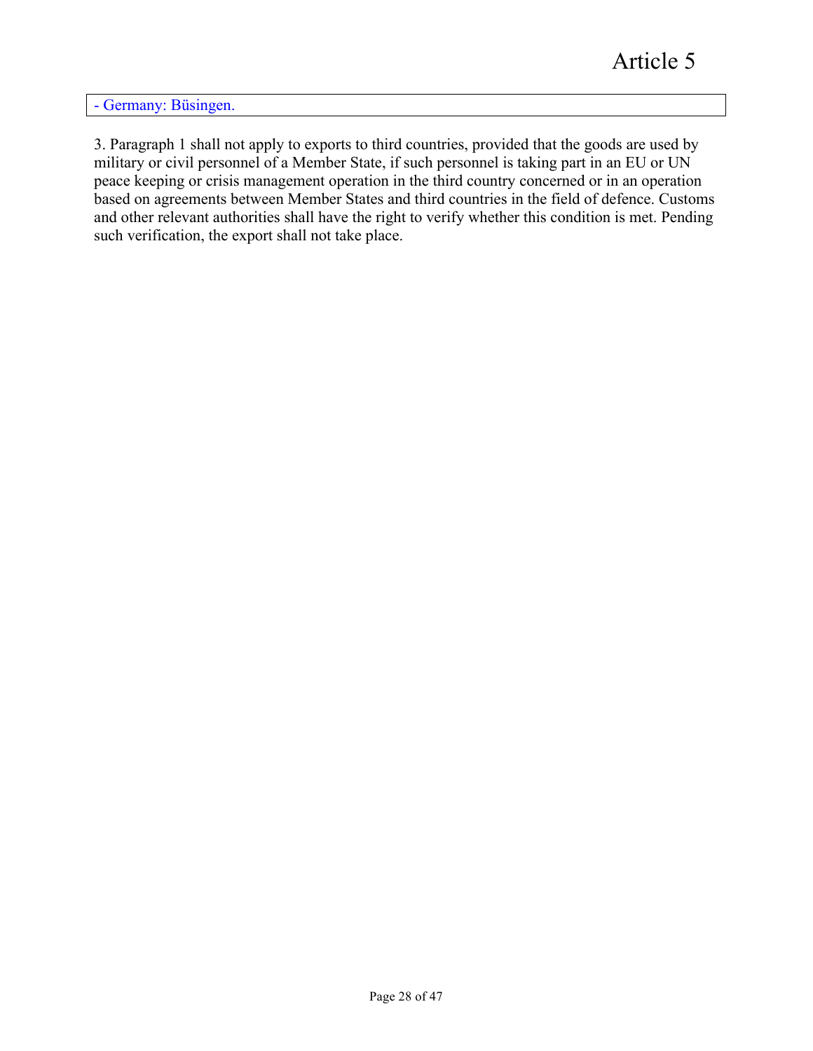# Article 5

- Germany: Büsingen.

3. Paragraph 1 shall not apply to exports to third countries, provided that the goods are used by military or civil personnel of a Member State, if such personnel is taking part in an EU or UN peace keeping or crisis management operation in the third country concerned or in an operation based on agreements between Member States and third countries in the field of defence. Customs and other relevant authorities shall have the right to verify whether this condition is met. Pending such verification, the export shall not take place.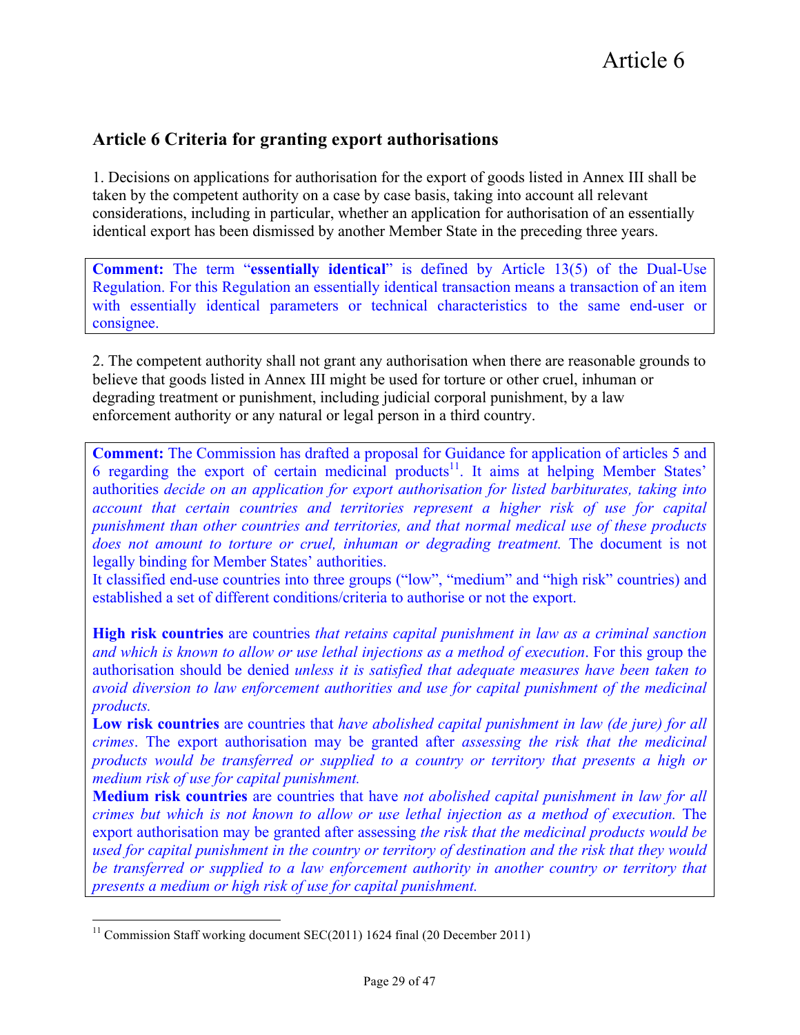## Article 6 Criteria for granting export authorisations

1. Decisions on applications for authorisation for the export of goods listed in Annex III shall be taken by the competent authority on a case by case basis, taking into account all relevant considerations, including in particular, whether an application for authorisation of an essentially identical export has been dismissed by another Member State in the preceding three years.

> **Comment:** The term "**essentially identical**" is defined by Article 13(5) of the Dual-Use Regulation. For this Regulation an essentially identical transaction means a transaction of an item with essentially identical parameters or technical characteristics to the same end-user or consignee.

2. The competent authority shall not grant any authorisation when there are reasonable grounds to believe that goods listed in Annex III might be used for torture or other cruel, inhuman or degrading treatment or punishment, including judicial corporal punishment, by a law enforcement authority or any natural or legal person in a third country.

> **Comment:** The Commission has drafted a proposal for Guidance for application of articles 5 and 6 regarding the export of certain medicinal products[11]. It aims at helping Member States' authorities *decide on an application for export authorisation for listed barbiturates, taking into account that certain countries and territories represent a higher risk of use for capital punishment than other countries and territories, and that normal medical use of these products does not amount to torture or cruel, inhuman or degrading treatment.* The document is not legally binding for Member States' authorities.
>
> It classified end-use countries into three groups ("low", "medium" and "high risk" countries) and established a set of different conditions/criteria to authorise or not the export.
>
> **High risk countries** are countries *that retains capital punishment in law as a criminal sanction and which is known to allow or use lethal injections as a method of execution*. For this group the authorisation should be denied *unless it is satisfied that adequate measures have been taken to avoid diversion to law enforcement authorities and use for capital punishment of the medicinal products.*
>
> **Low risk countries** are countries that *have abolished capital punishment in law (de jure) for all crimes*. The export authorisation may be granted after *assessing the risk that the medicinal products would be transferred or supplied to a country or territory that presents a high or medium risk of use for capital punishment.*
>
> **Medium risk countries** are countries that have *not abolished capital punishment in law for all crimes but which is not known to allow or use lethal injection as a method of execution.* The export authorisation may be granted after assessing *the risk that the medicinal products would be used for capital punishment in the country or territory of destination and the risk that they would be transferred or supplied to a law enforcement authority in another country or territory that presents a medium or high risk of use for capital punishment.*

---

[11] Commission Staff working document SEC(2011) 1624 final (20 December 2011)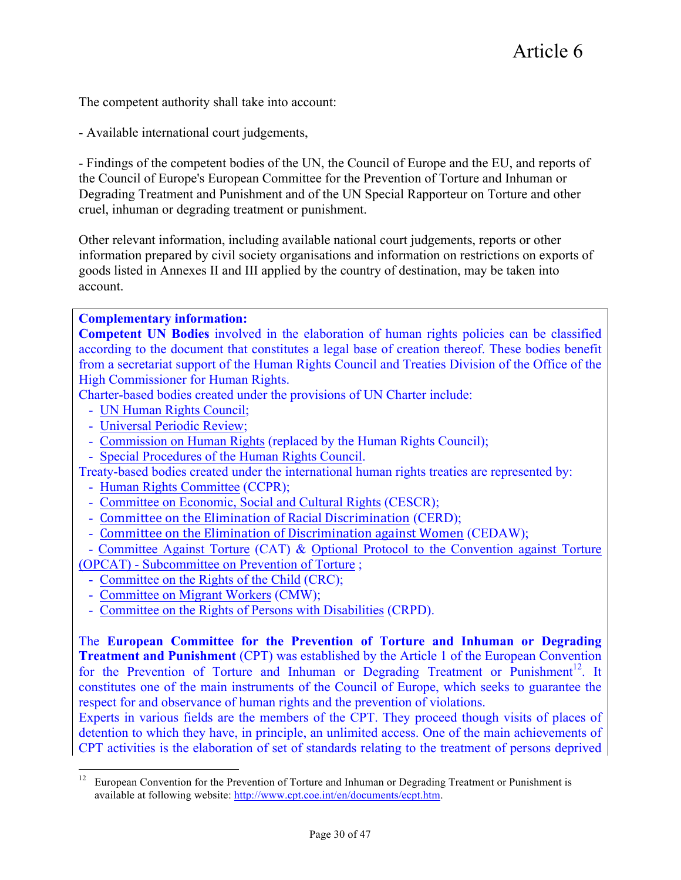# Article 6

The competent authority shall take into account:

- Available international court judgements,

- Findings of the competent bodies of the UN, the Council of Europe and the EU, and reports of the Council of Europe's European Committee for the Prevention of Torture and Inhuman or Degrading Treatment and Punishment and of the UN Special Rapporteur on Torture and other cruel, inhuman or degrading treatment or punishment.

Other relevant information, including available national court judgements, reports or other information prepared by civil society organisations and information on restrictions on exports of goods listed in Annexes II and III applied by the country of destination, may be taken into account.

**Complementary information:**

**Competent UN Bodies** involved in the elaboration of human rights policies can be classified according to the document that constitutes a legal base of creation thereof. These bodies benefit from a secretariat support of the Human Rights Council and Treaties Division of the Office of the High Commissioner for Human Rights.

Charter-based bodies created under the provisions of UN Charter include:

- UN Human Rights Council;
- Universal Periodic Review;
- Commission on Human Rights (replaced by the Human Rights Council);
- Special Procedures of the Human Rights Council.

Treaty-based bodies created under the international human rights treaties are represented by:

- Human Rights Committee (CCPR);
- Committee on Economic, Social and Cultural Rights (CESCR);
- Committee on the Elimination of Racial Discrimination (CERD);
- Committee on the Elimination of Discrimination against Women (CEDAW);
- Committee Against Torture (CAT) & Optional Protocol to the Convention against Torture (OPCAT) - Subcommittee on Prevention of Torture ;
- Committee on the Rights of the Child (CRC);
- Committee on Migrant Workers (CMW);
- Committee on the Rights of Persons with Disabilities (CRPD).

The **European Committee for the Prevention of Torture and Inhuman or Degrading Treatment and Punishment** (CPT) was established by the Article 1 of the European Convention for the Prevention of Torture and Inhuman or Degrading Treatment or Punishment[12]. It constitutes one of the main instruments of the Council of Europe, which seeks to guarantee the respect for and observance of human rights and the prevention of violations.

Experts in various fields are the members of the CPT. They proceed though visits of places of detention to which they have, in principle, an unlimited access. One of the main achievements of CPT activities is the elaboration of set of standards relating to the treatment of persons deprived

[12] European Convention for the Prevention of Torture and Inhuman or Degrading Treatment or Punishment is available at following website: http://www.cpt.coe.int/en/documents/ecpt.htm.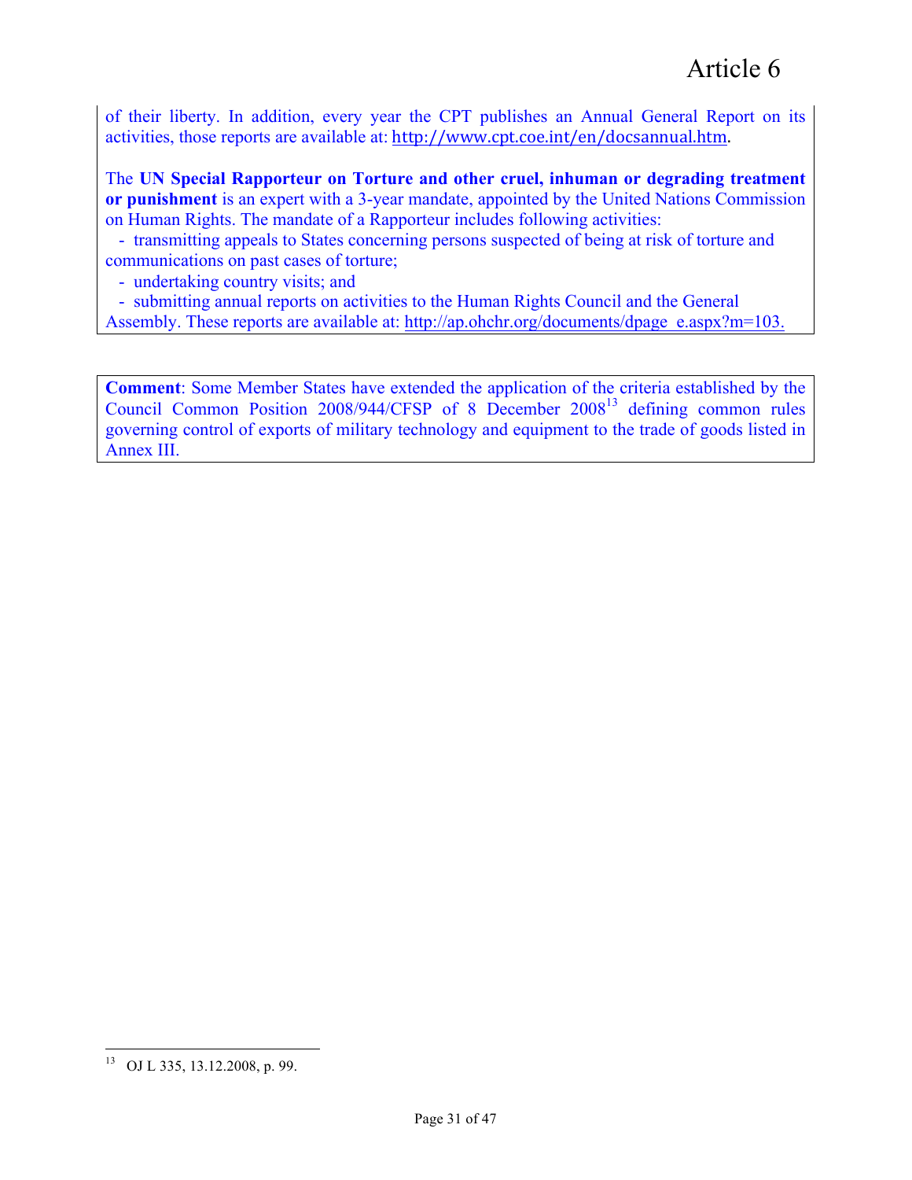of their liberty. In addition, every year the CPT publishes an Annual General Report on its activities, those reports are available at: http://www.cpt.coe.int/en/docsannual.htm.

The **UN Special Rapporteur on Torture and other cruel, inhuman or degrading treatment or punishment** is an expert with a 3-year mandate, appointed by the United Nations Commission on Human Rights. The mandate of a Rapporteur includes following activities:

- transmitting appeals to States concerning persons suspected of being at risk of torture and communications on past cases of torture;
- undertaking country visits; and
- submitting annual reports on activities to the Human Rights Council and the General Assembly. These reports are available at: http://ap.ohchr.org/documents/dpage_e.aspx?m=103.

**Comment**: Some Member States have extended the application of the criteria established by the Council Common Position 2008/944/CFSP of 8 December 2008[13] defining common rules governing control of exports of military technology and equipment to the trade of goods listed in Annex III.

[13] OJ L 335, 13.12.2008, p. 99.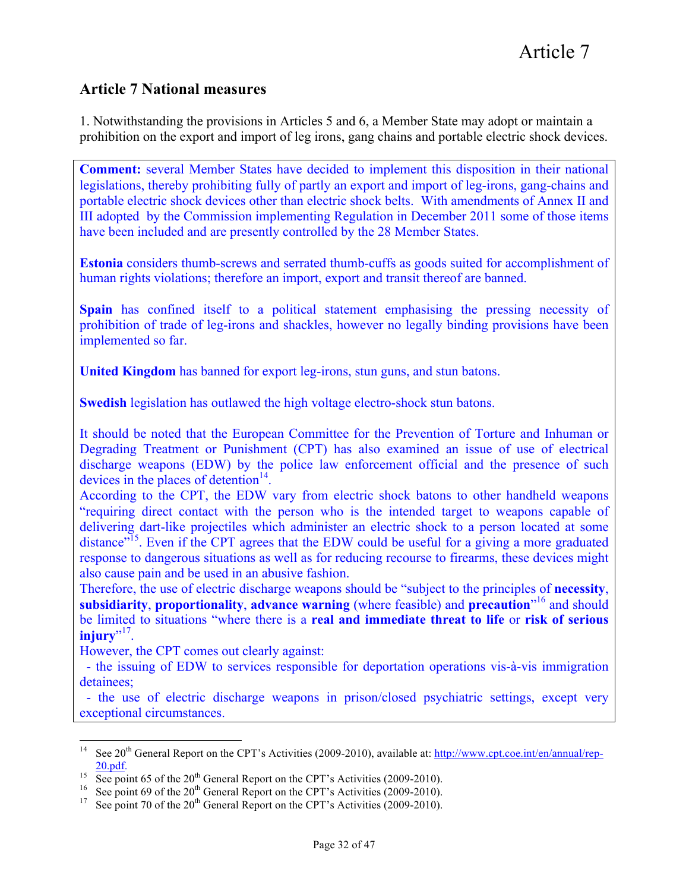## Article 7 National measures

1. Notwithstanding the provisions in Articles 5 and 6, a Member State may adopt or maintain a prohibition on the export and import of leg irons, gang chains and portable electric shock devices.

**Comment:** several Member States have decided to implement this disposition in their national legislations, thereby prohibiting fully of partly an export and import of leg-irons, gang-chains and portable electric shock devices other than electric shock belts. With amendments of Annex II and III adopted by the Commission implementing Regulation in December 2011 some of those items have been included and are presently controlled by the 28 Member States.

**Estonia** considers thumb-screws and serrated thumb-cuffs as goods suited for accomplishment of human rights violations; therefore an import, export and transit thereof are banned.

**Spain** has confined itself to a political statement emphasising the pressing necessity of prohibition of trade of leg-irons and shackles, however no legally binding provisions have been implemented so far.

**United Kingdom** has banned for export leg-irons, stun guns, and stun batons.

**Swedish** legislation has outlawed the high voltage electro-shock stun batons.

It should be noted that the European Committee for the Prevention of Torture and Inhuman or Degrading Treatment or Punishment (CPT) has also examined an issue of use of electrical discharge weapons (EDW) by the police law enforcement official and the presence of such devices in the places of detention[14].

According to the CPT, the EDW vary from electric shock batons to other handheld weapons "requiring direct contact with the person who is the intended target to weapons capable of delivering dart-like projectiles which administer an electric shock to a person located at some distance"[15]. Even if the CPT agrees that the EDW could be useful for a giving a more graduated response to dangerous situations as well as for reducing recourse to firearms, these devices might also cause pain and be used in an abusive fashion.

Therefore, the use of electric discharge weapons should be "subject to the principles of **necessity**, **subsidiarity**, **proportionality**, **advance warning** (where feasible) and **precaution**"[16] and should be limited to situations "where there is a **real and immediate threat to life** or **risk of serious injury**"[17].

However, the CPT comes out clearly against:

- the issuing of EDW to services responsible for deportation operations vis-à-vis immigration detainees;
- the use of electric discharge weapons in prison/closed psychiatric settings, except very exceptional circumstances.

---

[14] See 20th General Report on the CPT's Activities (2009-2010), available at: http://www.cpt.coe.int/en/annual/rep-20.pdf.

[15] See point 65 of the 20th General Report on the CPT's Activities (2009-2010).

[16] See point 69 of the 20th General Report on the CPT's Activities (2009-2010).

[17] See point 70 of the 20th General Report on the CPT's Activities (2009-2010).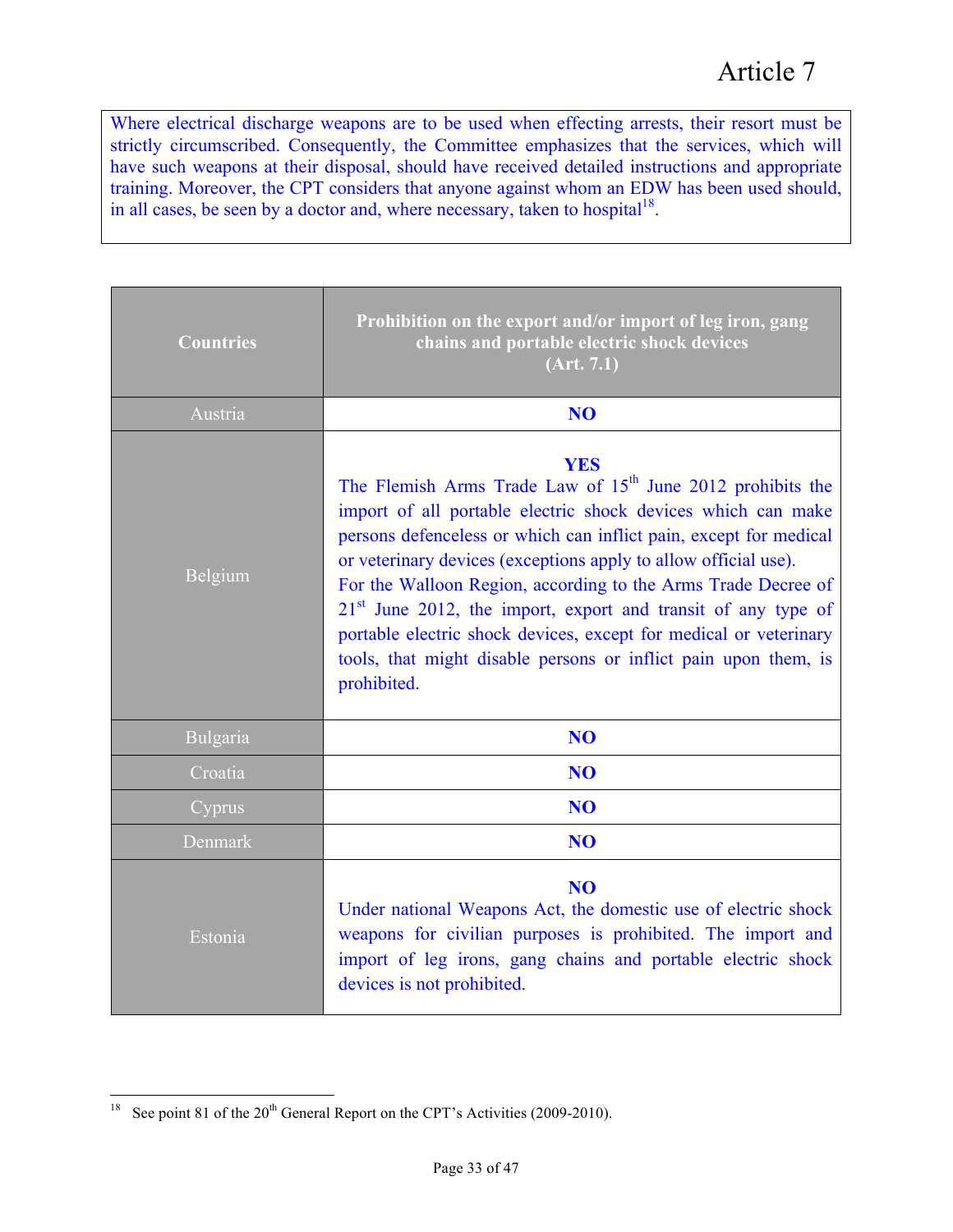Where electrical discharge weapons are to be used when effecting arrests, their resort must be strictly circumscribed. Consequently, the Committee emphasizes that the services, which will have such weapons at their disposal, should have received detailed instructions and appropriate training. Moreover, the CPT considers that anyone against whom an EDW has been used should, in all cases, be seen by a doctor and, where necessary, taken to hospital[18].

| Countries | Prohibition on the export and/or import of leg iron, gang chains and portable electric shock devices (Art. 7.1) |
|---|---|
| Austria | **NO** |
| Belgium | **YES** The Flemish Arms Trade Law of 15th June 2012 prohibits the import of all portable electric shock devices which can make persons defenceless or which can inflict pain, except for medical or veterinary devices (exceptions apply to allow official use). For the Walloon Region, according to the Arms Trade Decree of 21st June 2012, the import, export and transit of any type of portable electric shock devices, except for medical or veterinary tools, that might disable persons or inflict pain upon them, is prohibited. |
| Bulgaria | **NO** |
| Croatia | **NO** |
| Cyprus | **NO** |
| Denmark | **NO** |
| Estonia | **NO** Under national Weapons Act, the domestic use of electric shock weapons for civilian purposes is prohibited. The import and import of leg irons, gang chains and portable electric shock devices is not prohibited. |

[18] See point 81 of the 20th General Report on the CPT's Activities (2009-2010).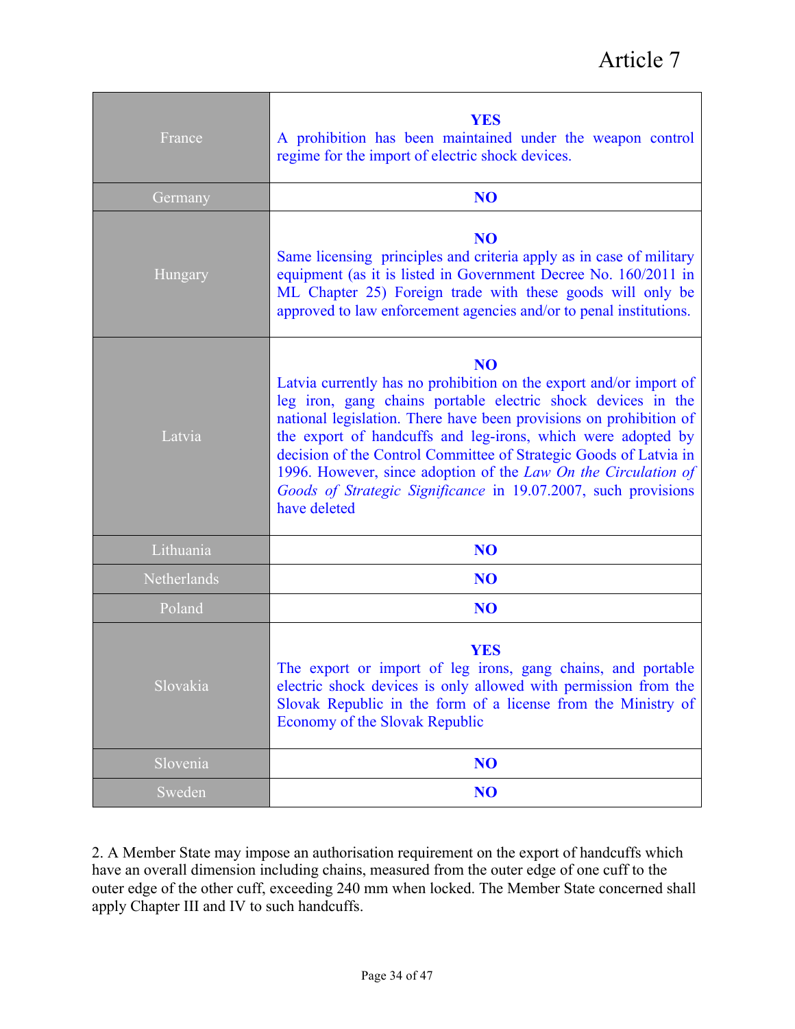# Article 7

| | |
|---|---|
| France | **YES** A prohibition has been maintained under the weapon control regime for the import of electric shock devices. |
| Germany | **NO** |
| Hungary | **NO** Same licensing principles and criteria apply as in case of military equipment (as it is listed in Government Decree No. 160/2011 in ML Chapter 25) Foreign trade with these goods will only be approved to law enforcement agencies and/or to penal institutions. |
| Latvia | **NO** Latvia currently has no prohibition on the export and/or import of leg iron, gang chains portable electric shock devices in the national legislation. There have been provisions on prohibition of the export of handcuffs and leg-irons, which were adopted by decision of the Control Committee of Strategic Goods of Latvia in 1996. However, since adoption of the *Law On the Circulation of Goods of Strategic Significance* in 19.07.2007, such provisions have deleted |
| Lithuania | **NO** |
| Netherlands | **NO** |
| Poland | **NO** |
| Slovakia | **YES** The export or import of leg irons, gang chains, and portable electric shock devices is only allowed with permission from the Slovak Republic in the form of a license from the Ministry of Economy of the Slovak Republic |
| Slovenia | **NO** |
| Sweden | **NO** |

2. A Member State may impose an authorisation requirement on the export of handcuffs which have an overall dimension including chains, measured from the outer edge of one cuff to the outer edge of the other cuff, exceeding 240 mm when locked. The Member State concerned shall apply Chapter III and IV to such handcuffs.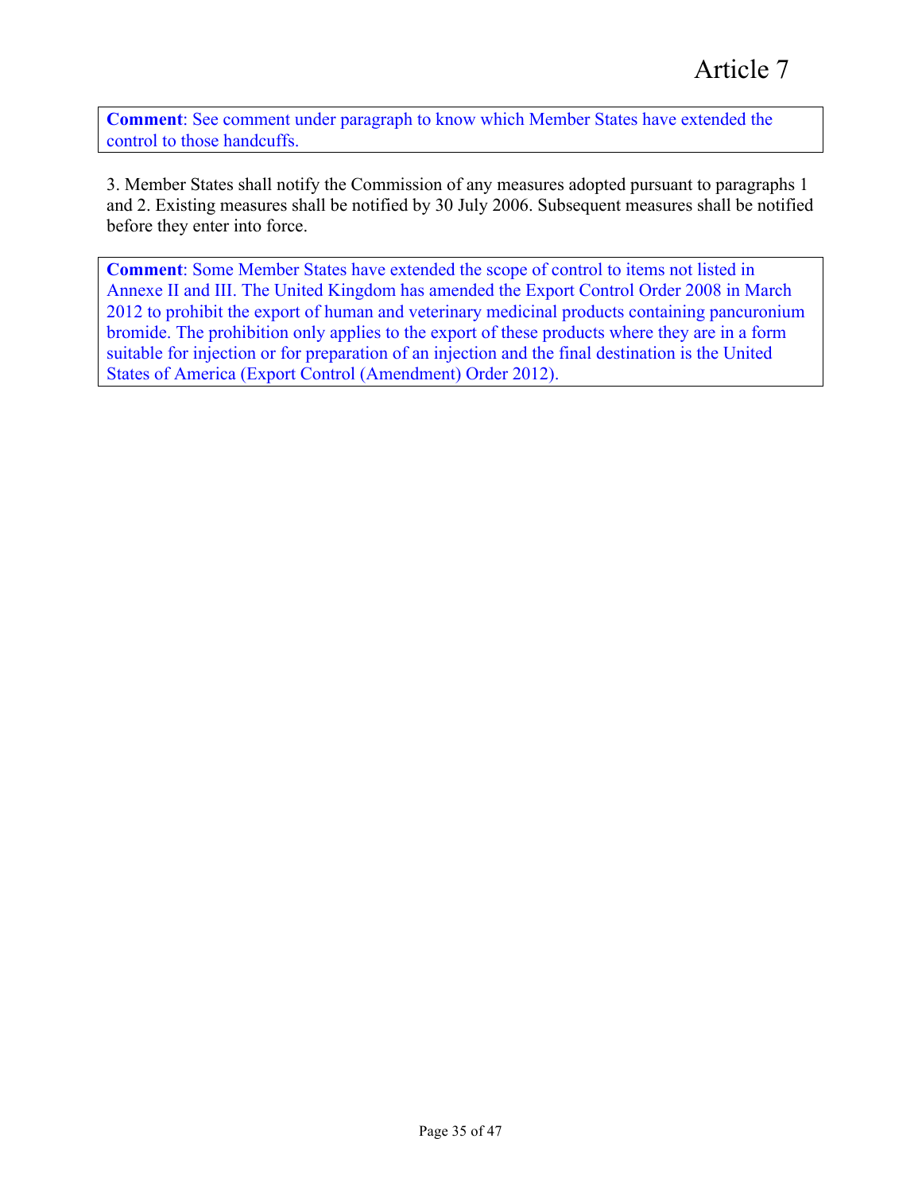**Comment**: See comment under paragraph to know which Member States have extended the control to those handcuffs.

3. Member States shall notify the Commission of any measures adopted pursuant to paragraphs 1 and 2. Existing measures shall be notified by 30 July 2006. Subsequent measures shall be notified before they enter into force.

**Comment**: Some Member States have extended the scope of control to items not listed in Annexe II and III. The United Kingdom has amended the Export Control Order 2008 in March 2012 to prohibit the export of human and veterinary medicinal products containing pancuronium bromide. The prohibition only applies to the export of these products where they are in a form suitable for injection or for preparation of an injection and the final destination is the United States of America (Export Control (Amendment) Order 2012).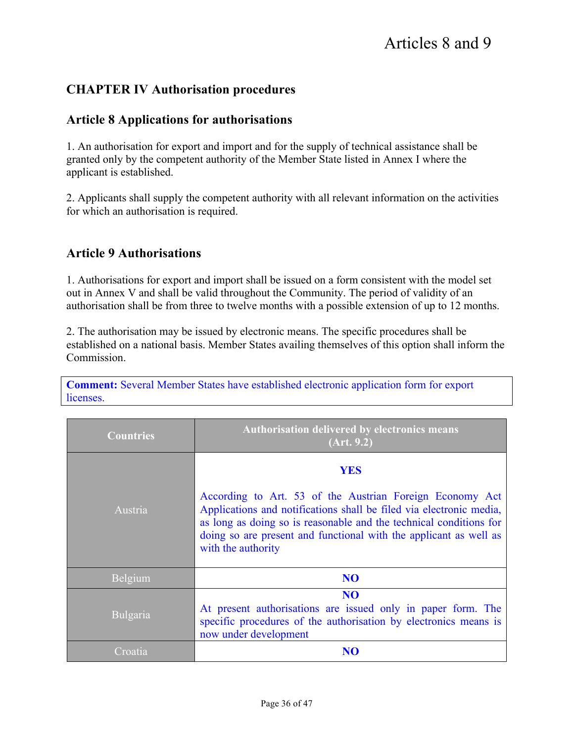# CHAPTER IV Authorisation procedures

## Article 8 Applications for authorisations

1. An authorisation for export and import and for the supply of technical assistance shall be granted only by the competent authority of the Member State listed in Annex I where the applicant is established.

2. Applicants shall supply the competent authority with all relevant information on the activities for which an authorisation is required.

## Article 9 Authorisations

1. Authorisations for export and import shall be issued on a form consistent with the model set out in Annex V and shall be valid throughout the Community. The period of validity of an authorisation shall be from three to twelve months with a possible extension of up to 12 months.

2. The authorisation may be issued by electronic means. The specific procedures shall be established on a national basis. Member States availing themselves of this option shall inform the Commission.

**Comment:** Several Member States have established electronic application form for export licenses.

| Countries | Authorisation delivered by electronics means (Art. 9.2) |
|---|---|
| Austria | **YES**<br><br>According to Art. 53 of the Austrian Foreign Economy Act Applications and notifications shall be filed via electronic media, as long as doing so is reasonable and the technical conditions for doing so are present and functional with the applicant as well as with the authority |
| Belgium | **NO** |
| Bulgaria | **NO**<br>At present authorisations are issued only in paper form. The specific procedures of the authorisation by electronics means is now under development |
| Croatia | **NO** |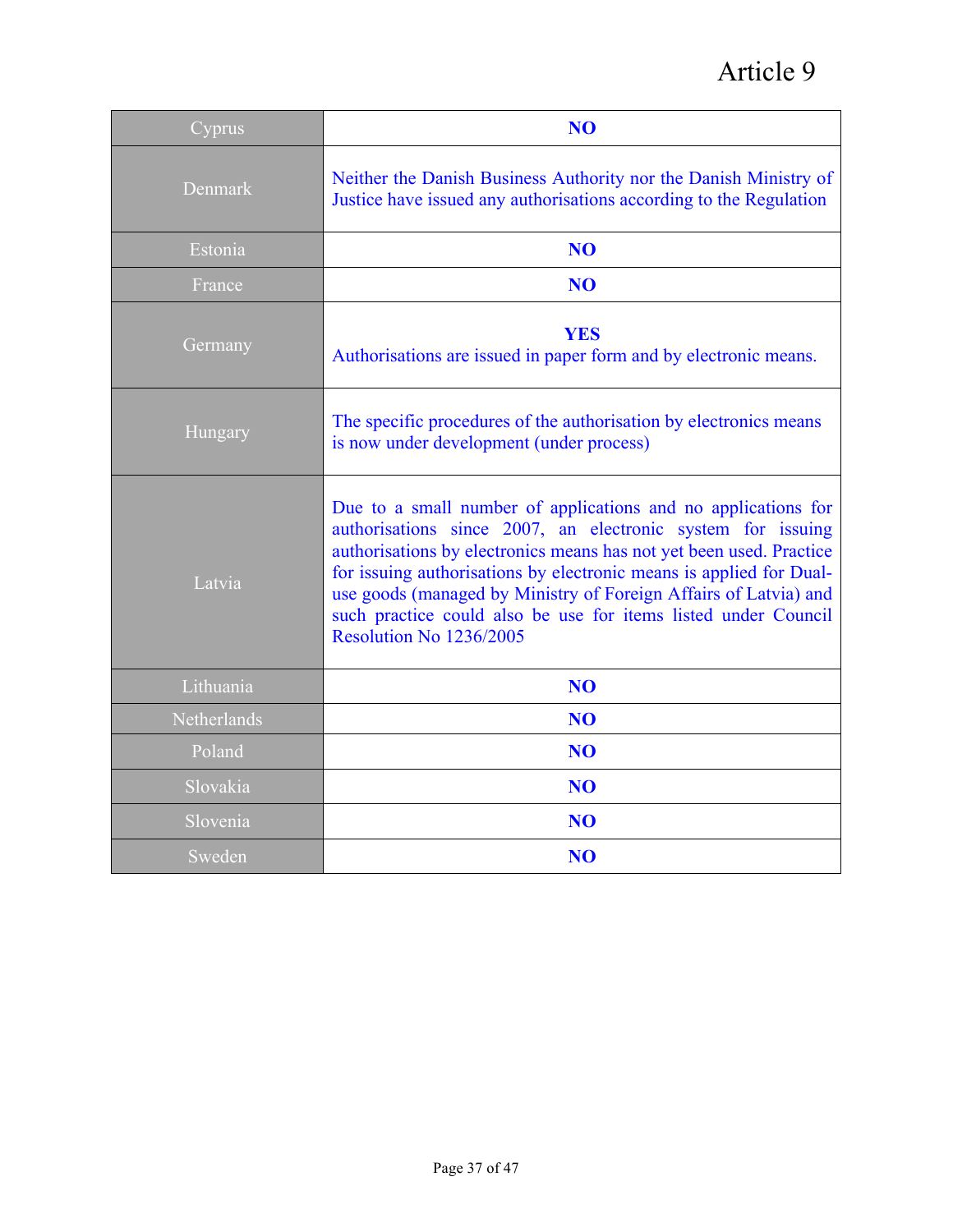# Article 9

| | |
|---|---|
| Cyprus | **NO** |
| Denmark | Neither the Danish Business Authority nor the Danish Ministry of Justice have issued any authorisations according to the Regulation |
| Estonia | **NO** |
| France | **NO** |
| Germany | **YES** Authorisations are issued in paper form and by electronic means. |
| Hungary | The specific procedures of the authorisation by electronics means is now under development (under process) |
| Latvia | Due to a small number of applications and no applications for authorisations since 2007, an electronic system for issuing authorisations by electronics means has not yet been used. Practice for issuing authorisations by electronic means is applied for Dual-use goods (managed by Ministry of Foreign Affairs of Latvia) and such practice could also be use for items listed under Council Resolution No 1236/2005 |
| Lithuania | **NO** |
| Netherlands | **NO** |
| Poland | **NO** |
| Slovakia | **NO** |
| Slovenia | **NO** |
| Sweden | **NO** |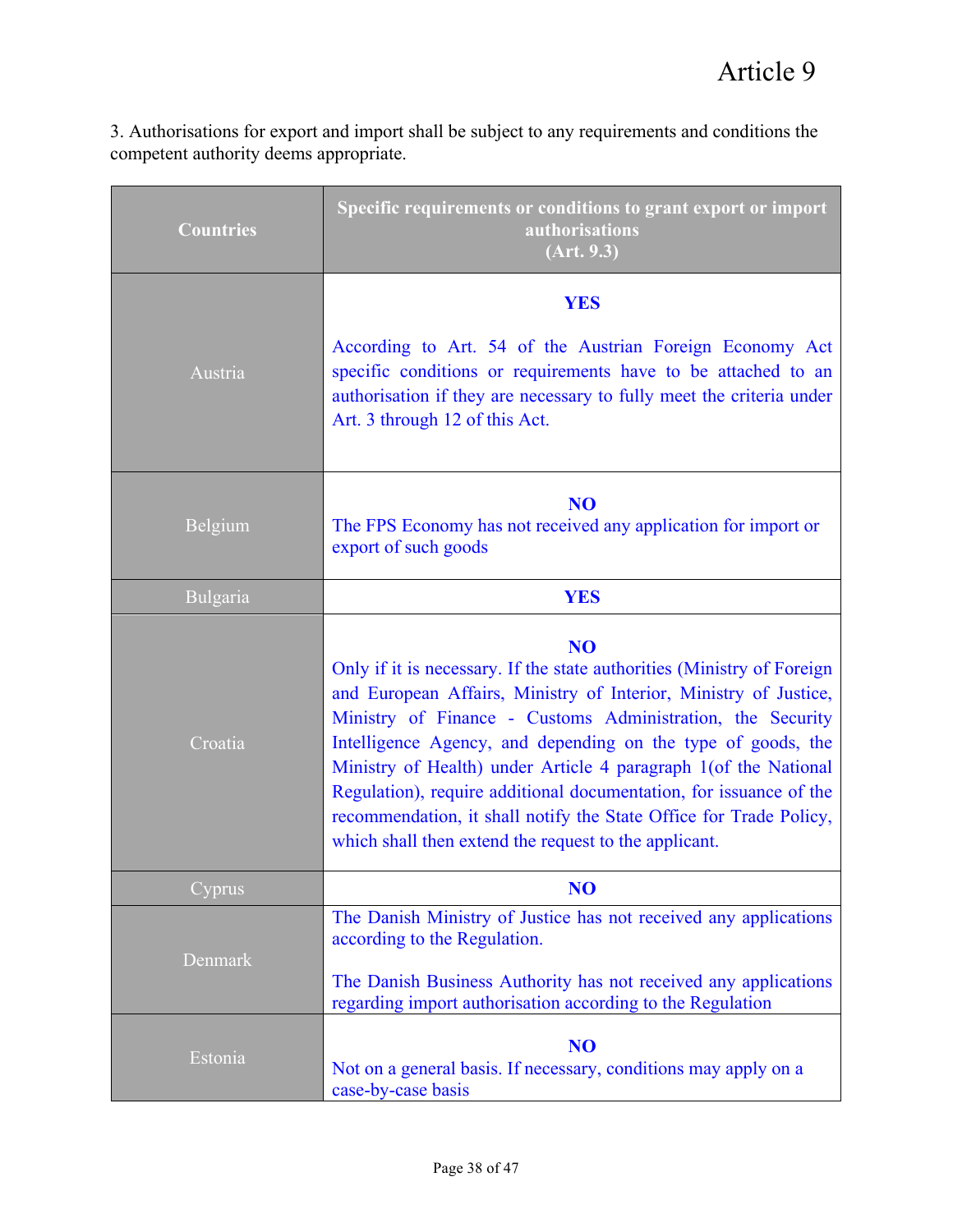# Article 9

3. Authorisations for export and import shall be subject to any requirements and conditions the competent authority deems appropriate.

| Countries | Specific requirements or conditions to grant export or import authorisations (Art. 9.3) |
|---|---|
| Austria | **YES**<br><br>According to Art. 54 of the Austrian Foreign Economy Act specific conditions or requirements have to be attached to an authorisation if they are necessary to fully meet the criteria under Art. 3 through 12 of this Act. |
| Belgium | **NO**<br>The FPS Economy has not received any application for import or export of such goods |
| Bulgaria | **YES** |
| Croatia | **NO**<br>Only if it is necessary. If the state authorities (Ministry of Foreign and European Affairs, Ministry of Interior, Ministry of Justice, Ministry of Finance - Customs Administration, the Security Intelligence Agency, and depending on the type of goods, the Ministry of Health) under Article 4 paragraph 1(of the National Regulation), require additional documentation, for issuance of the recommendation, it shall notify the State Office for Trade Policy, which shall then extend the request to the applicant. |
| Cyprus | **NO** |
| Denmark | The Danish Ministry of Justice has not received any applications according to the Regulation.<br><br>The Danish Business Authority has not received any applications regarding import authorisation according to the Regulation |
| Estonia | **NO**<br>Not on a general basis. If necessary, conditions may apply on a case-by-case basis |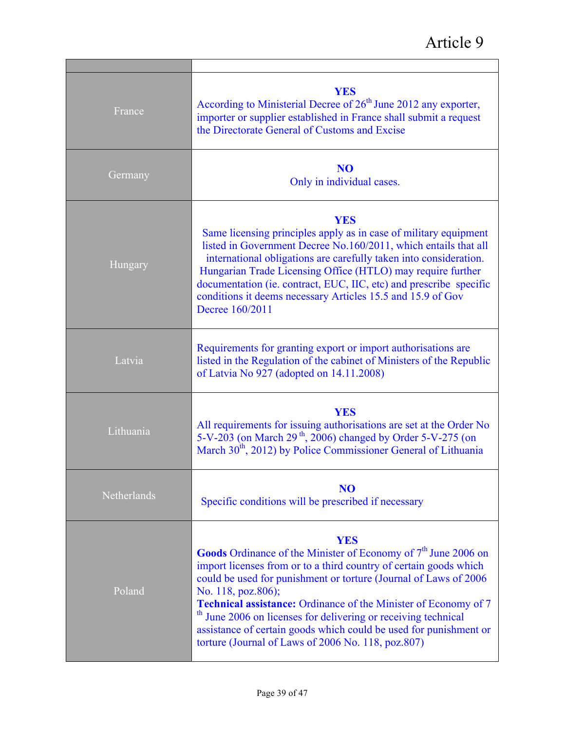# Article 9

| | |
|---|---|
| France | **YES** According to Ministerial Decree of 26th June 2012 any exporter, importer or supplier established in France shall submit a request the Directorate General of Customs and Excise |
| Germany | **NO** Only in individual cases. |
| Hungary | **YES** Same licensing principles apply as in case of military equipment listed in Government Decree No.160/2011, which entails that all international obligations are carefully taken into consideration. Hungarian Trade Licensing Office (HTLO) may require further documentation (ie. contract, EUC, IIC, etc) and prescribe specific conditions it deems necessary Articles 15.5 and 15.9 of Gov Decree 160/2011 |
| Latvia | Requirements for granting export or import authorisations are listed in the Regulation of the cabinet of Ministers of the Republic of Latvia No 927 (adopted on 14.11.2008) |
| Lithuania | **YES** All requirements for issuing authorisations are set at the Order No 5-V-203 (on March 29th, 2006) changed by Order 5-V-275 (on March 30th, 2012) by Police Commissioner General of Lithuania |
| Netherlands | **NO** Specific conditions will be prescribed if necessary |
| Poland | **YES** **Goods** Ordinance of the Minister of Economy of 7th June 2006 on import licenses from or to a third country of certain goods which could be used for punishment or torture (Journal of Laws of 2006 No. 118, poz.806); **Technical assistance:** Ordinance of the Minister of Economy of 7th June 2006 on licenses for delivering or receiving technical assistance of certain goods which could be used for punishment or torture (Journal of Laws of 2006 No. 118, poz.807) |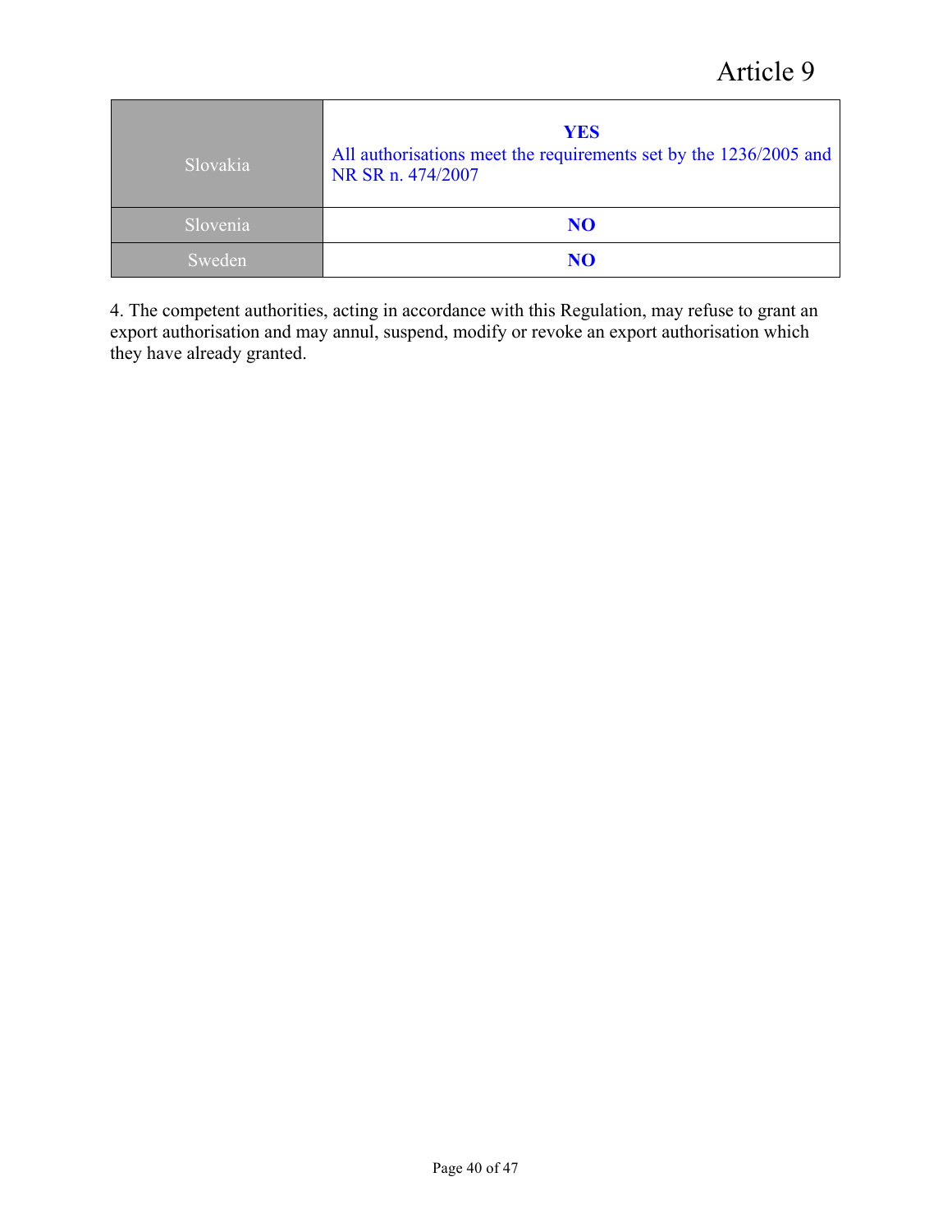# Article 9

| | |
|---|---|
| Slovakia | **YES**<br>All authorisations meet the requirements set by the 1236/2005 and NR SR n. 474/2007 |
| Slovenia | **NO** |
| Sweden | **NO** |

4. The competent authorities, acting in accordance with this Regulation, may refuse to grant an export authorisation and may annul, suspend, modify or revoke an export authorisation which they have already granted.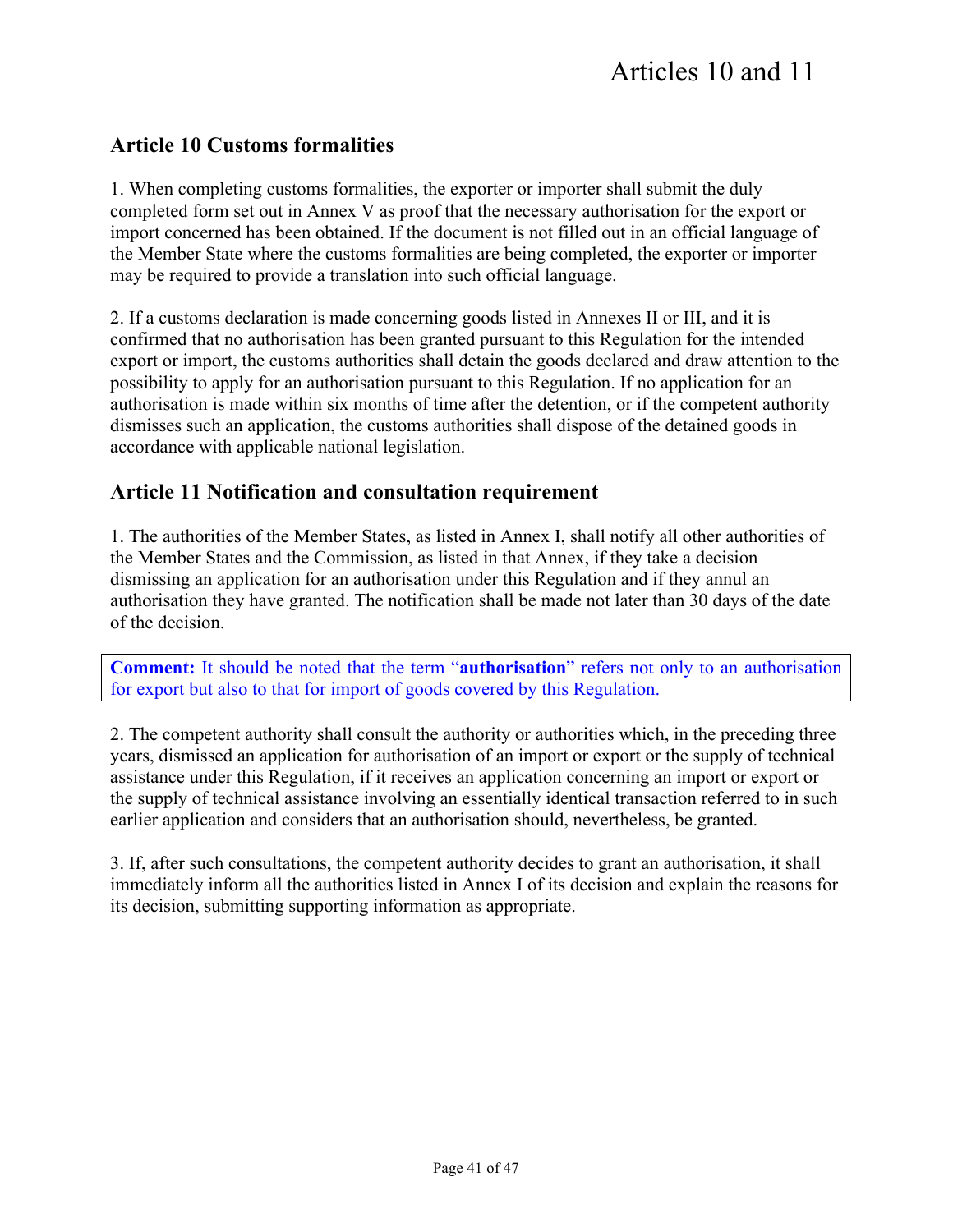## Article 10 Customs formalities

1. When completing customs formalities, the exporter or importer shall submit the duly completed form set out in Annex V as proof that the necessary authorisation for the export or import concerned has been obtained. If the document is not filled out in an official language of the Member State where the customs formalities are being completed, the exporter or importer may be required to provide a translation into such official language.

2. If a customs declaration is made concerning goods listed in Annexes II or III, and it is confirmed that no authorisation has been granted pursuant to this Regulation for the intended export or import, the customs authorities shall detain the goods declared and draw attention to the possibility to apply for an authorisation pursuant to this Regulation. If no application for an authorisation is made within six months of time after the detention, or if the competent authority dismisses such an application, the customs authorities shall dispose of the detained goods in accordance with applicable national legislation.

## Article 11 Notification and consultation requirement

1. The authorities of the Member States, as listed in Annex I, shall notify all other authorities of the Member States and the Commission, as listed in that Annex, if they take a decision dismissing an application for an authorisation under this Regulation and if they annul an authorisation they have granted. The notification shall be made not later than 30 days of the date of the decision.

> **Comment:** It should be noted that the term "**authorisation**" refers not only to an authorisation for export but also to that for import of goods covered by this Regulation.

2. The competent authority shall consult the authority or authorities which, in the preceding three years, dismissed an application for authorisation of an import or export or the supply of technical assistance under this Regulation, if it receives an application concerning an import or export or the supply of technical assistance involving an essentially identical transaction referred to in such earlier application and considers that an authorisation should, nevertheless, be granted.

3. If, after such consultations, the competent authority decides to grant an authorisation, it shall immediately inform all the authorities listed in Annex I of its decision and explain the reasons for its decision, submitting supporting information as appropriate.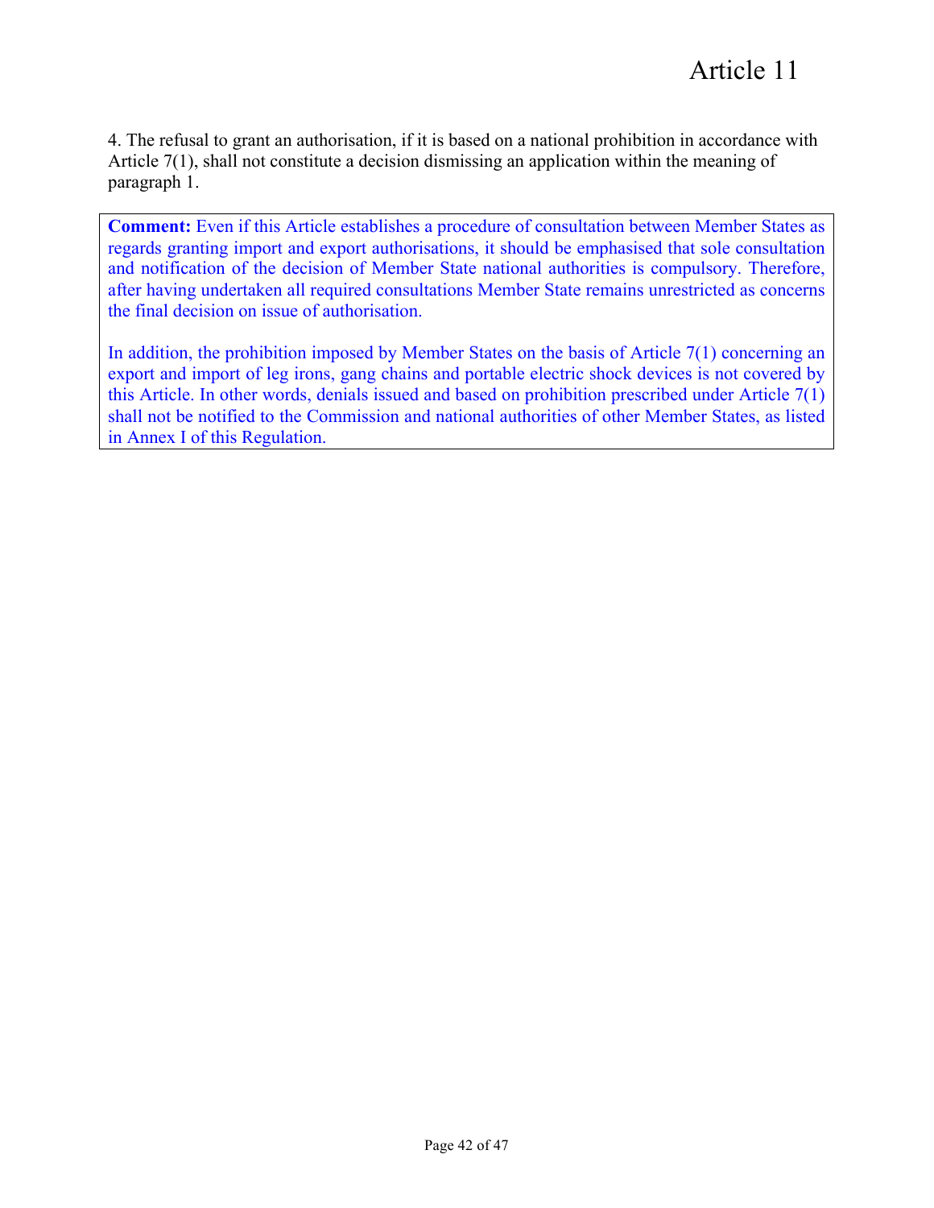# Article 11

4. The refusal to grant an authorisation, if it is based on a national prohibition in accordance with Article 7(1), shall not constitute a decision dismissing an application within the meaning of paragraph 1.

**Comment:** Even if this Article establishes a procedure of consultation between Member States as regards granting import and export authorisations, it should be emphasised that sole consultation and notification of the decision of Member State national authorities is compulsory. Therefore, after having undertaken all required consultations Member State remains unrestricted as concerns the final decision on issue of authorisation.

In addition, the prohibition imposed by Member States on the basis of Article 7(1) concerning an export and import of leg irons, gang chains and portable electric shock devices is not covered by this Article. In other words, denials issued and based on prohibition prescribed under Article 7(1) shall not be notified to the Commission and national authorities of other Member States, as listed in Annex I of this Regulation.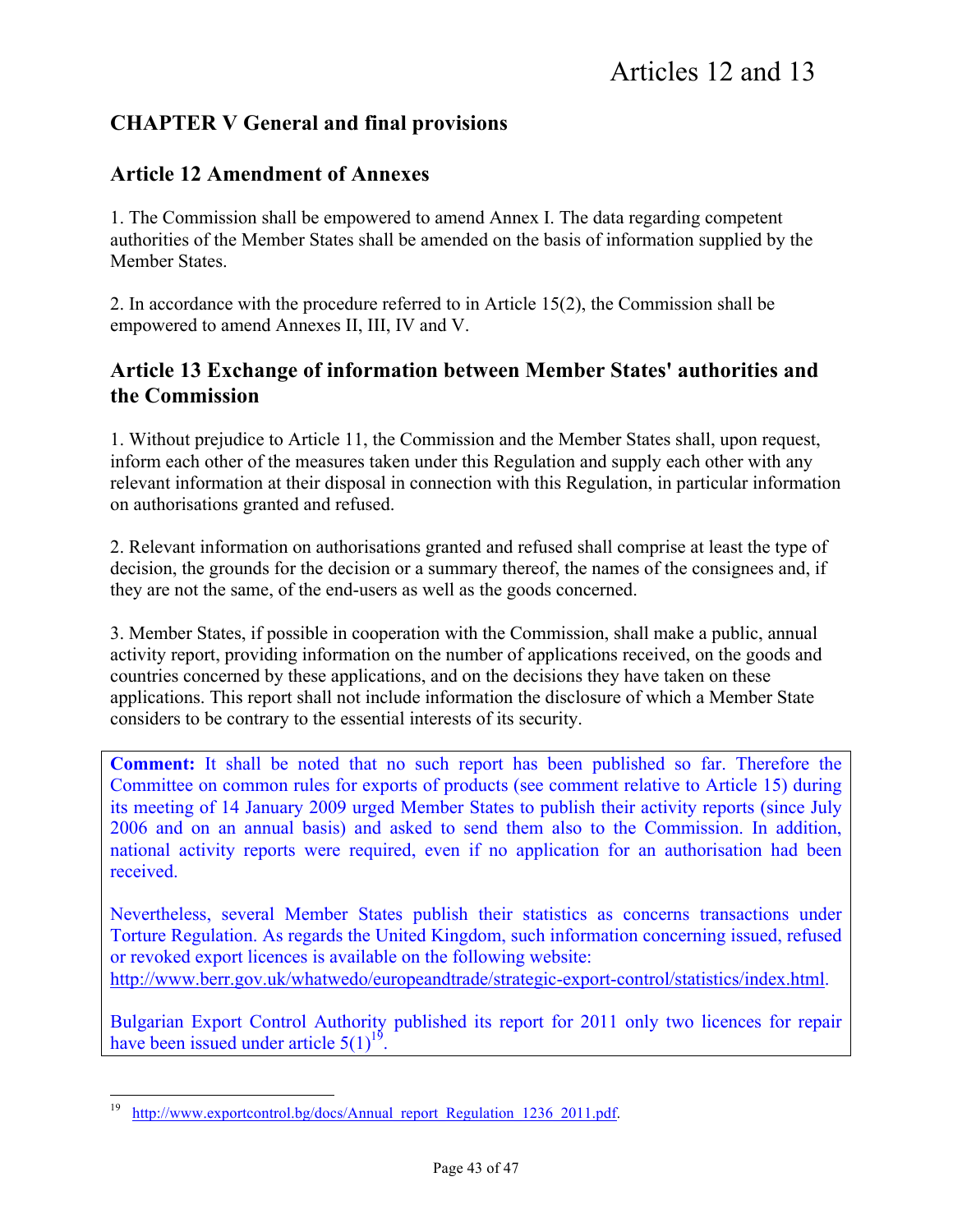## CHAPTER V General and final provisions

### Article 12 Amendment of Annexes

1. The Commission shall be empowered to amend Annex I. The data regarding competent authorities of the Member States shall be amended on the basis of information supplied by the Member States.

2. In accordance with the procedure referred to in Article 15(2), the Commission shall be empowered to amend Annexes II, III, IV and V.

### Article 13 Exchange of information between Member States' authorities and the Commission

1. Without prejudice to Article 11, the Commission and the Member States shall, upon request, inform each other of the measures taken under this Regulation and supply each other with any relevant information at their disposal in connection with this Regulation, in particular information on authorisations granted and refused.

2. Relevant information on authorisations granted and refused shall comprise at least the type of decision, the grounds for the decision or a summary thereof, the names of the consignees and, if they are not the same, of the end-users as well as the goods concerned.

3. Member States, if possible in cooperation with the Commission, shall make a public, annual activity report, providing information on the number of applications received, on the goods and countries concerned by these applications, and on the decisions they have taken on these applications. This report shall not include information the disclosure of which a Member State considers to be contrary to the essential interests of its security.

**Comment:** It shall be noted that no such report has been published so far. Therefore the Committee on common rules for exports of products (see comment relative to Article 15) during its meeting of 14 January 2009 urged Member States to publish their activity reports (since July 2006 and on an annual basis) and asked to send them also to the Commission. In addition, national activity reports were required, even if no application for an authorisation had been received.

Nevertheless, several Member States publish their statistics as concerns transactions under Torture Regulation. As regards the United Kingdom, such information concerning issued, refused or revoked export licences is available on the following website: http://www.berr.gov.uk/whatwedo/europeandtrade/strategic-export-control/statistics/index.html.

Bulgarian Export Control Authority published its report for 2011 only two licences for repair have been issued under article 5(1)[19].

[19] http://www.exportcontrol.bg/docs/Annual_report_Regulation_1236_2011.pdf.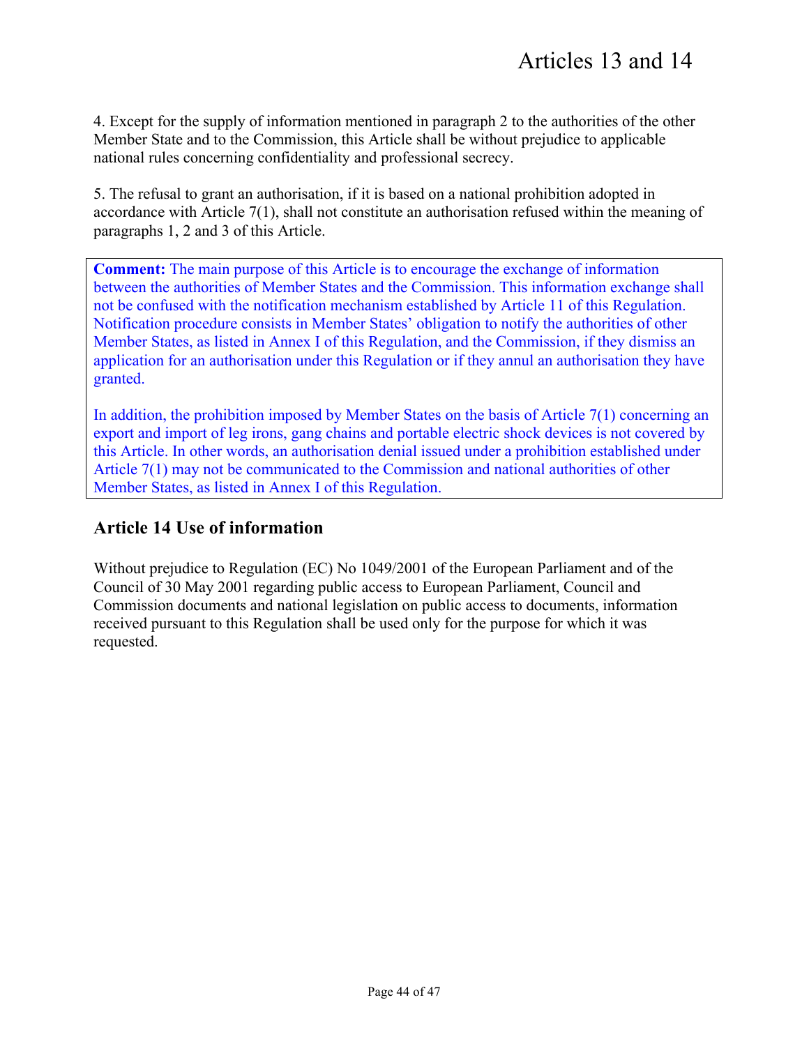4. Except for the supply of information mentioned in paragraph 2 to the authorities of the other Member State and to the Commission, this Article shall be without prejudice to applicable national rules concerning confidentiality and professional secrecy.

5. The refusal to grant an authorisation, if it is based on a national prohibition adopted in accordance with Article 7(1), shall not constitute an authorisation refused within the meaning of paragraphs 1, 2 and 3 of this Article.

> **Comment:** The main purpose of this Article is to encourage the exchange of information between the authorities of Member States and the Commission. This information exchange shall not be confused with the notification mechanism established by Article 11 of this Regulation. Notification procedure consists in Member States' obligation to notify the authorities of other Member States, as listed in Annex I of this Regulation, and the Commission, if they dismiss an application for an authorisation under this Regulation or if they annul an authorisation they have granted.
>
> In addition, the prohibition imposed by Member States on the basis of Article 7(1) concerning an export and import of leg irons, gang chains and portable electric shock devices is not covered by this Article. In other words, an authorisation denial issued under a prohibition established under Article 7(1) may not be communicated to the Commission and national authorities of other Member States, as listed in Annex I of this Regulation.

## Article 14 Use of information

Without prejudice to Regulation (EC) No 1049/2001 of the European Parliament and of the Council of 30 May 2001 regarding public access to European Parliament, Council and Commission documents and national legislation on public access to documents, information received pursuant to this Regulation shall be used only for the purpose for which it was requested.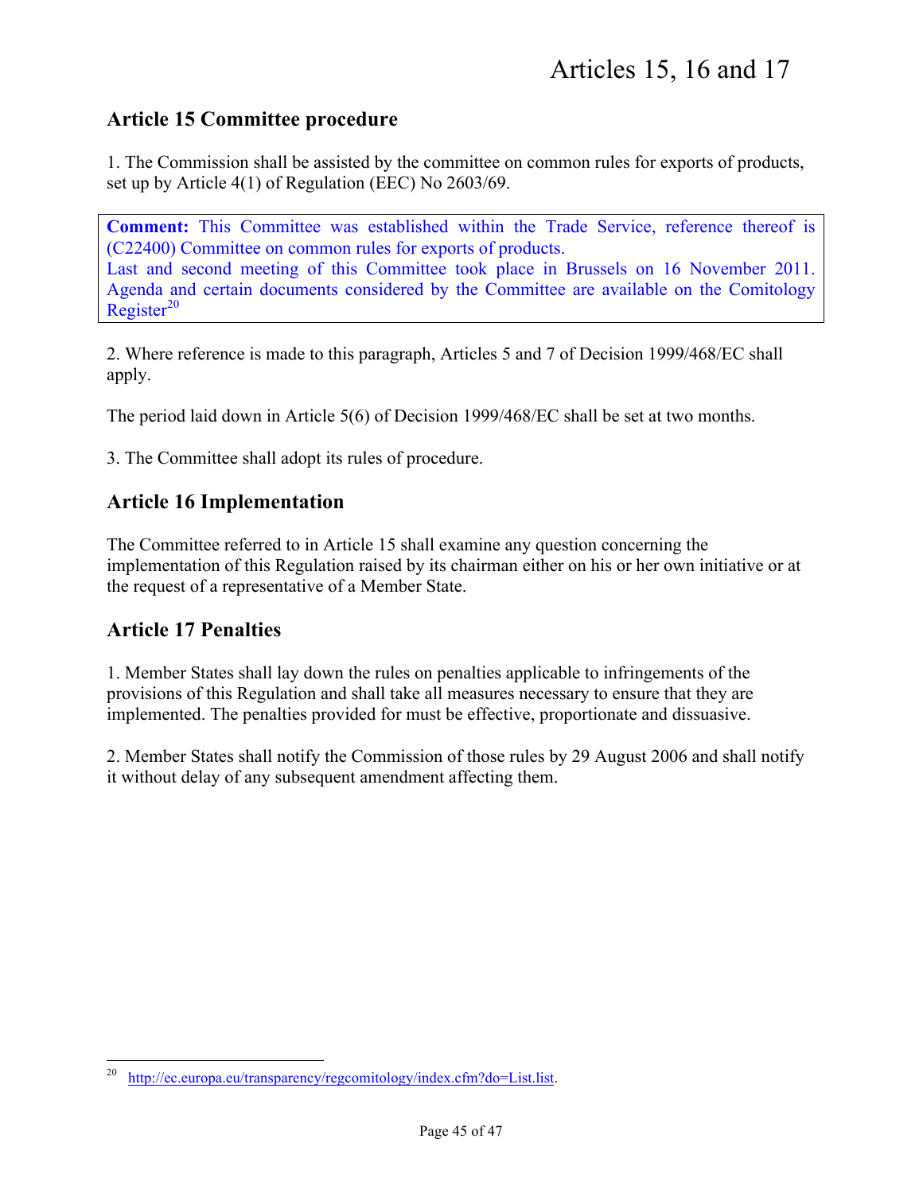## Article 15 Committee procedure

1. The Commission shall be assisted by the committee on common rules for exports of products, set up by Article 4(1) of Regulation (EEC) No 2603/69.

> **Comment:** This Committee was established within the Trade Service, reference thereof is (C22400) Committee on common rules for exports of products.
> Last and second meeting of this Committee took place in Brussels on 16 November 2011. Agenda and certain documents considered by the Committee are available on the Comitology Register[20]

2. Where reference is made to this paragraph, Articles 5 and 7 of Decision 1999/468/EC shall apply.

The period laid down in Article 5(6) of Decision 1999/468/EC shall be set at two months.

3. The Committee shall adopt its rules of procedure.

## Article 16 Implementation

The Committee referred to in Article 15 shall examine any question concerning the implementation of this Regulation raised by its chairman either on his or her own initiative or at the request of a representative of a Member State.

## Article 17 Penalties

1. Member States shall lay down the rules on penalties applicable to infringements of the provisions of this Regulation and shall take all measures necessary to ensure that they are implemented. The penalties provided for must be effective, proportionate and dissuasive.

2. Member States shall notify the Commission of those rules by 29 August 2006 and shall notify it without delay of any subsequent amendment affecting them.

---

[20] http://ec.europa.eu/transparency/regcomitology/index.cfm?do=List.list.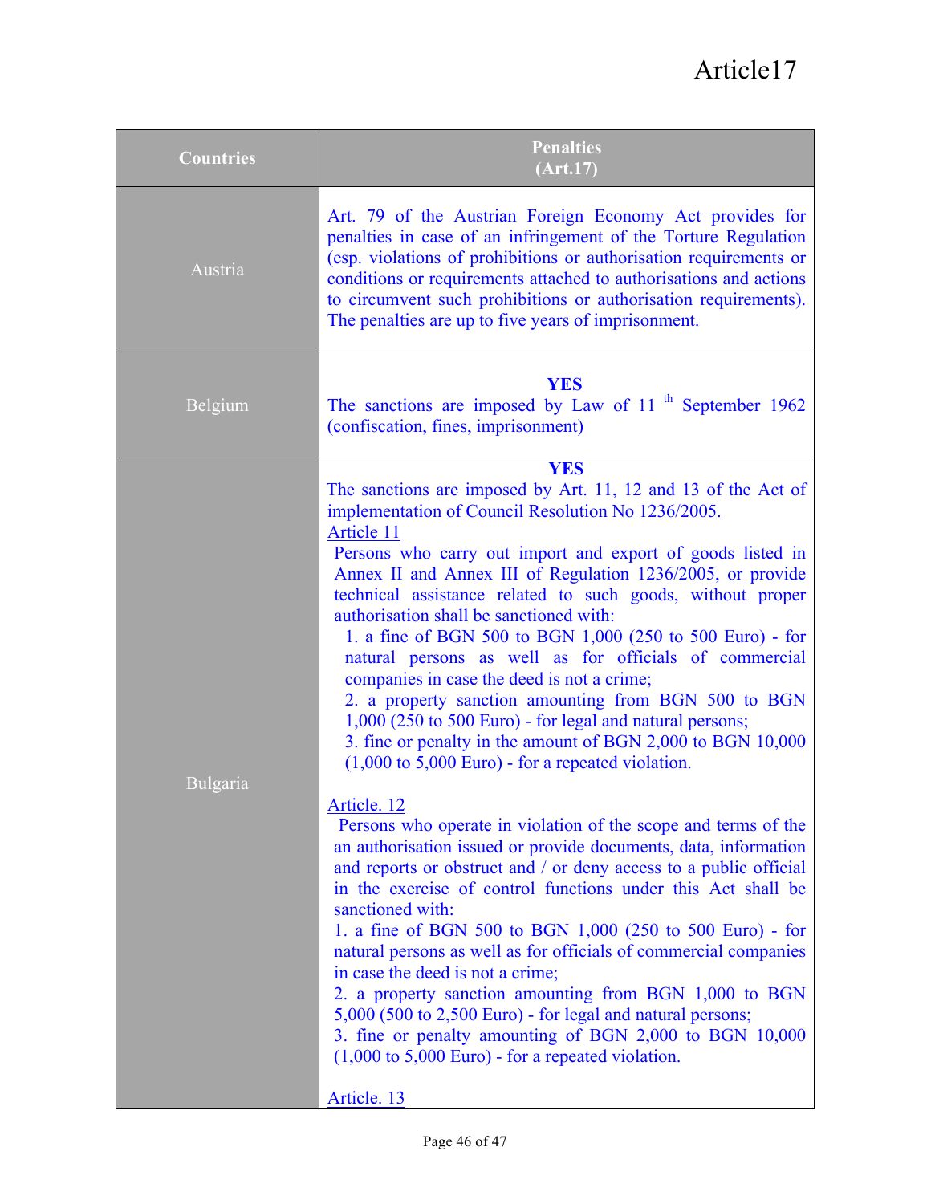# Article17

| Countries | Penalties (Art.17) |
|---|---|
| Austria | Art. 79 of the Austrian Foreign Economy Act provides for penalties in case of an infringement of the Torture Regulation (esp. violations of prohibitions or authorisation requirements or conditions or requirements attached to authorisations and actions to circumvent such prohibitions or authorisation requirements). The penalties are up to five years of imprisonment. |
| Belgium | **YES**<br>The sanctions are imposed by Law of 11 th September 1962 (confiscation, fines, imprisonment) |
| Bulgaria | **YES**<br>The sanctions are imposed by Art. 11, 12 and 13 of the Act of implementation of Council Resolution No 1236/2005.<br>Article 11<br>Persons who carry out import and export of goods listed in Annex II and Annex III of Regulation 1236/2005, or provide technical assistance related to such goods, without proper authorisation shall be sanctioned with:<br>1. a fine of BGN 500 to BGN 1,000 (250 to 500 Euro) - for natural persons as well as for officials of commercial companies in case the deed is not a crime;<br>2. a property sanction amounting from BGN 500 to BGN 1,000 (250 to 500 Euro) - for legal and natural persons;<br>3. fine or penalty in the amount of BGN 2,000 to BGN 10,000 (1,000 to 5,000 Euro) - for a repeated violation.<br><br>Article. 12<br>Persons who operate in violation of the scope and terms of the an authorisation issued or provide documents, data, information and reports or obstruct and / or deny access to a public official in the exercise of control functions under this Act shall be sanctioned with:<br>1. a fine of BGN 500 to BGN 1,000 (250 to 500 Euro) - for natural persons as well as for officials of commercial companies in case the deed is not a crime;<br>2. a property sanction amounting from BGN 1,000 to BGN 5,000 (500 to 2,500 Euro) - for legal and natural persons;<br>3. fine or penalty amounting of BGN 2,000 to BGN 10,000 (1,000 to 5,000 Euro) - for a repeated violation.<br><br>Article. 13 |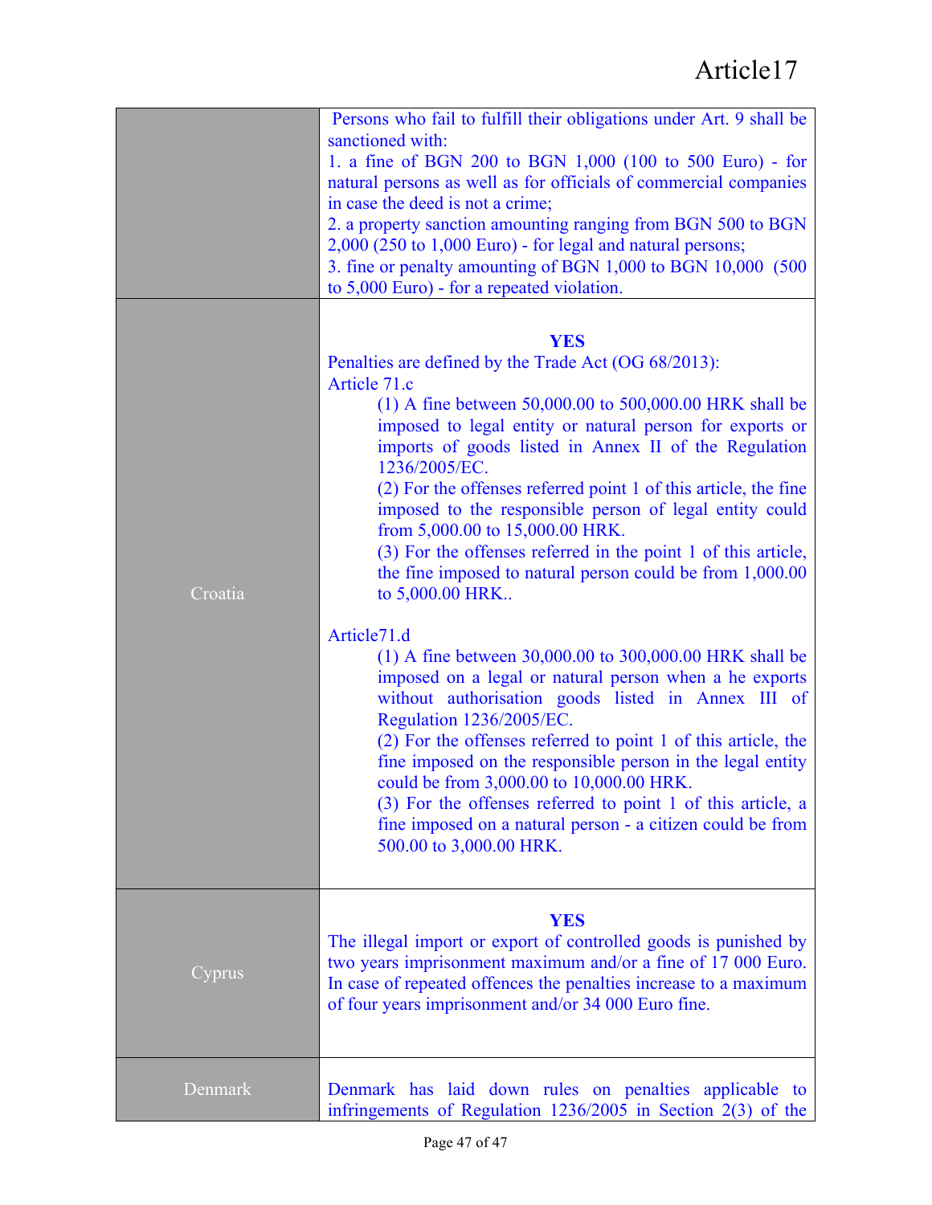| | |
|---|---|
| | Persons who fail to fulfill their obligations under Art. 9 shall be sanctioned with:<br>1. a fine of BGN 200 to BGN 1,000 (100 to 500 Euro) - for natural persons as well as for officials of commercial companies in case the deed is not a crime;<br>2. a property sanction amounting ranging from BGN 500 to BGN 2,000 (250 to 1,000 Euro) - for legal and natural persons;<br>3. fine or penalty amounting of BGN 1,000 to BGN 10,000 (500 to 5,000 Euro) - for a repeated violation. |
| Croatia | **YES**<br>Penalties are defined by the Trade Act (OG 68/2013):<br>Article 71.c<br>(1) A fine between 50,000.00 to 500,000.00 HRK shall be imposed to legal entity or natural person for exports or imports of goods listed in Annex II of the Regulation 1236/2005/EC.<br>(2) For the offenses referred point 1 of this article, the fine imposed to the responsible person of legal entity could from 5,000.00 to 15,000.00 HRK.<br>(3) For the offenses referred in the point 1 of this article, the fine imposed to natural person could be from 1,000.00 to 5,000.00 HRK..<br><br>Article71.d<br>(1) A fine between 30,000.00 to 300,000.00 HRK shall be imposed on a legal or natural person when a he exports without authorisation goods listed in Annex III of Regulation 1236/2005/EC.<br>(2) For the offenses referred to point 1 of this article, the fine imposed on the responsible person in the legal entity could be from 3,000.00 to 10,000.00 HRK.<br>(3) For the offenses referred to point 1 of this article, a fine imposed on a natural person - a citizen could be from 500.00 to 3,000.00 HRK. |
| Cyprus | **YES**<br>The illegal import or export of controlled goods is punished by two years imprisonment maximum and/or a fine of 17 000 Euro. In case of repeated offences the penalties increase to a maximum of four years imprisonment and/or 34 000 Euro fine. |
| Denmark | Denmark has laid down rules on penalties applicable to infringements of Regulation 1236/2005 in Section 2(3) of the |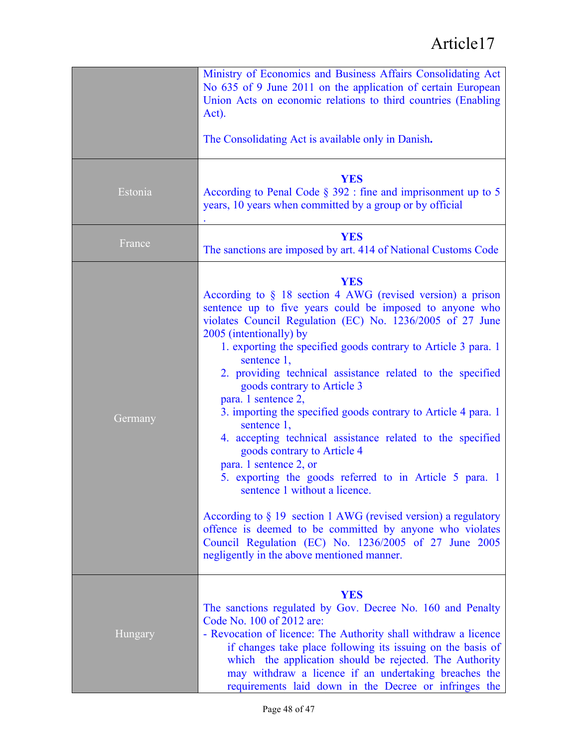| | |
|---|---|
| | Ministry of Economics and Business Affairs Consolidating Act No 635 of 9 June 2011 on the application of certain European Union Acts on economic relations to third countries (Enabling Act).<br><br>The Consolidating Act is available only in Danish**.** |
| Estonia | **YES**<br>According to Penal Code § 392 : fine and imprisonment up to 5 years, 10 years when committed by a group or by official<br>. |
| France | **YES**<br>The sanctions are imposed by art. 414 of National Customs Code |
| Germany | **YES**<br>According to § 18 section 4 AWG (revised version) a prison sentence up to five years could be imposed to anyone who violates Council Regulation (EC) No. 1236/2005 of 27 June 2005 (intentionally) by<br>1. exporting the specified goods contrary to Article 3 para. 1 sentence 1,<br>2. providing technical assistance related to the specified goods contrary to Article 3 para. 1 sentence 2,<br>3. importing the specified goods contrary to Article 4 para. 1 sentence 1,<br>4. accepting technical assistance related to the specified goods contrary to Article 4 para. 1 sentence 2, or<br>5. exporting the goods referred to in Article 5 para. 1 sentence 1 without a licence.<br><br>According to § 19 section 1 AWG (revised version) a regulatory offence is deemed to be committed by anyone who violates Council Regulation (EC) No. 1236/2005 of 27 June 2005 negligently in the above mentioned manner. |
| Hungary | **YES**<br>The sanctions regulated by Gov. Decree No. 160 and Penalty Code No. 100 of 2012 are:<br>- Revocation of licence: The Authority shall withdraw a licence if changes take place following its issuing on the basis of which the application should be rejected. The Authority may withdraw a licence if an undertaking breaches the requirements laid down in the Decree or infringes the |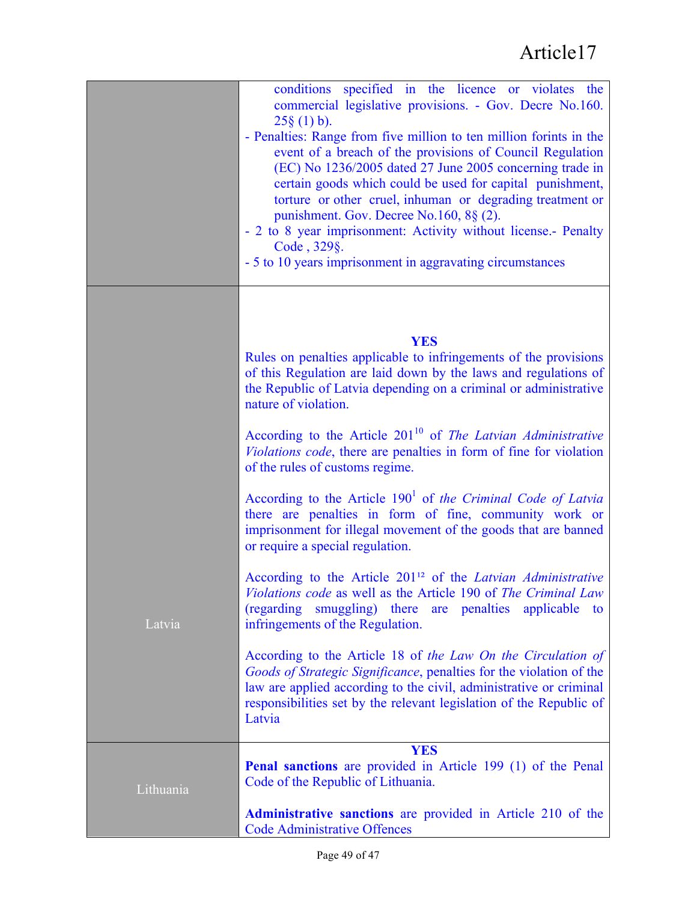| | |
|---|---|
| | conditions specified in the licence or violates the commercial legislative provisions. - Gov. Decre No.160. 25§ (1) b).<br>- Penalties: Range from five million to ten million forints in the event of a breach of the provisions of Council Regulation (EC) No 1236/2005 dated 27 June 2005 concerning trade in certain goods which could be used for capital punishment, torture or other cruel, inhuman or degrading treatment or punishment. Gov. Decree No.160, 8§ (2).<br>- 2 to 8 year imprisonment: Activity without license.- Penalty Code , 329§.<br>- 5 to 10 years imprisonment in aggravating circumstances |
| Latvia | **YES**<br>Rules on penalties applicable to infringements of the provisions of this Regulation are laid down by the laws and regulations of the Republic of Latvia depending on a criminal or administrative nature of violation.<br><br>According to the Article 201[10] of *The Latvian Administrative Violations code*, there are penalties in form of fine for violation of the rules of customs regime.<br><br>According to the Article 190[1] of *the Criminal Code of Latvia* there are penalties in form of fine, community work or imprisonment for illegal movement of the goods that are banned or require a special regulation.<br><br>According to the Article 201[12] of the *Latvian Administrative Violations code* as well as the Article 190 of *The Criminal Law* (regarding smuggling) there are penalties applicable to infringements of the Regulation.<br><br>According to the Article 18 of *the Law On the Circulation of Goods of Strategic Significance*, penalties for the violation of the law are applied according to the civil, administrative or criminal responsibilities set by the relevant legislation of the Republic of Latvia |
| Lithuania | **YES**<br>**Penal sanctions** are provided in Article 199 (1) of the Penal Code of the Republic of Lithuania.<br><br>**Administrative sanctions** are provided in Article 210 of the Code Administrative Offences |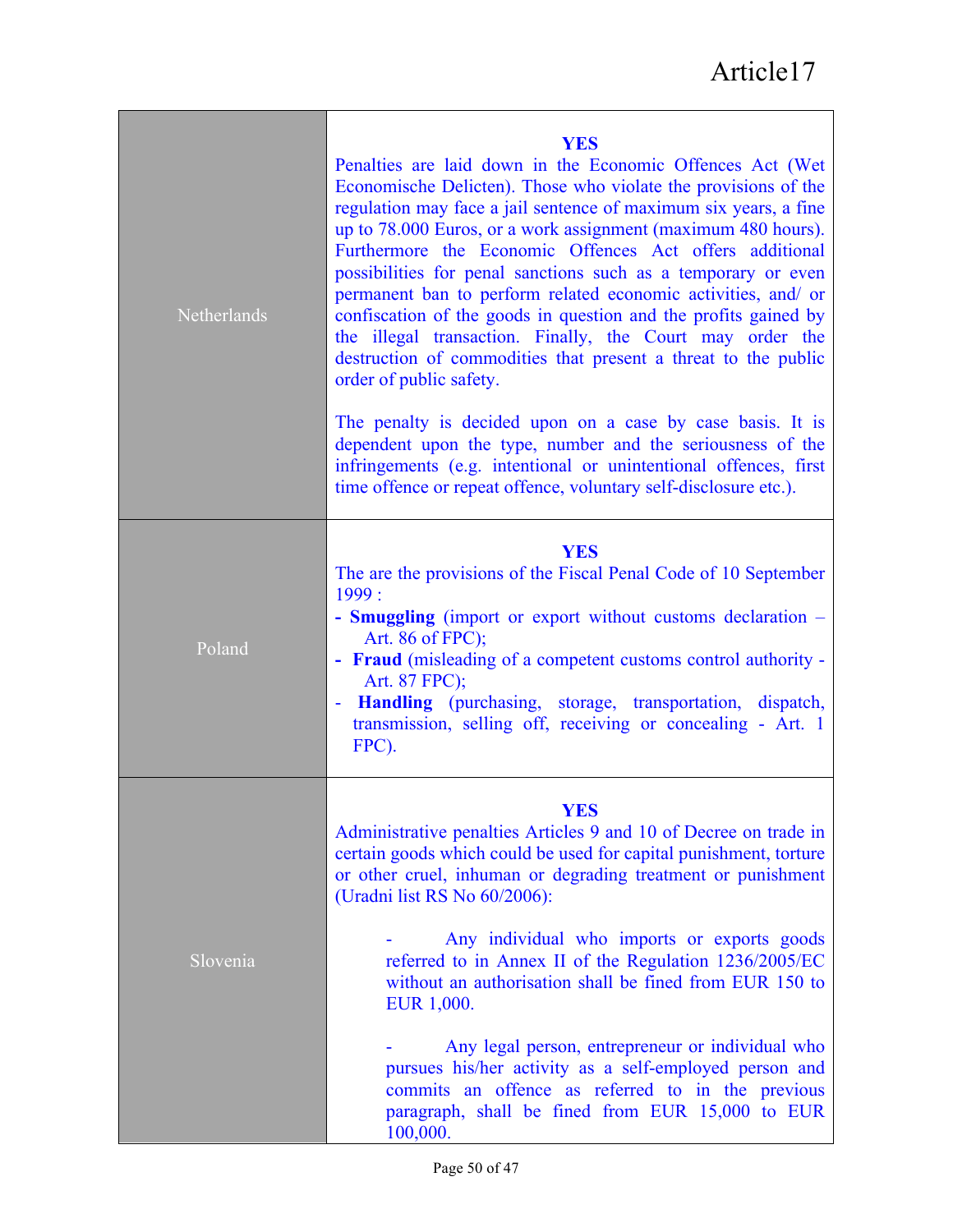| | |
|---|---|
| Netherlands | **YES**<br>Penalties are laid down in the Economic Offences Act (Wet Economische Delicten). Those who violate the provisions of the regulation may face a jail sentence of maximum six years, a fine up to 78.000 Euros, or a work assignment (maximum 480 hours). Furthermore the Economic Offences Act offers additional possibilities for penal sanctions such as a temporary or even permanent ban to perform related economic activities, and/ or confiscation of the goods in question and the profits gained by the illegal transaction. Finally, the Court may order the destruction of commodities that present a threat to the public order of public safety.<br><br>The penalty is decided upon on a case by case basis. It is dependent upon the type, number and the seriousness of the infringements (e.g. intentional or unintentional offences, first time offence or repeat offence, voluntary self-disclosure etc.). |
| Poland | **YES**<br>The are the provisions of the Fiscal Penal Code of 10 September 1999 :<br>- **Smuggling** (import or export without customs declaration – Art. 86 of FPC);<br>- **Fraud** (misleading of a competent customs control authority - Art. 87 FPC);<br>- **Handling** (purchasing, storage, transportation, dispatch, transmission, selling off, receiving or concealing - Art. 1 FPC). |
| Slovenia | **YES**<br>Administrative penalties Articles 9 and 10 of Decree on trade in certain goods which could be used for capital punishment, torture or other cruel, inhuman or degrading treatment or punishment (Uradni list RS No 60/2006):<br><br>- Any individual who imports or exports goods referred to in Annex II of the Regulation 1236/2005/EC without an authorisation shall be fined from EUR 150 to EUR 1,000.<br><br>- Any legal person, entrepreneur or individual who pursues his/her activity as a self-employed person and commits an offence as referred to in the previous paragraph, shall be fined from EUR 15,000 to EUR 100,000. |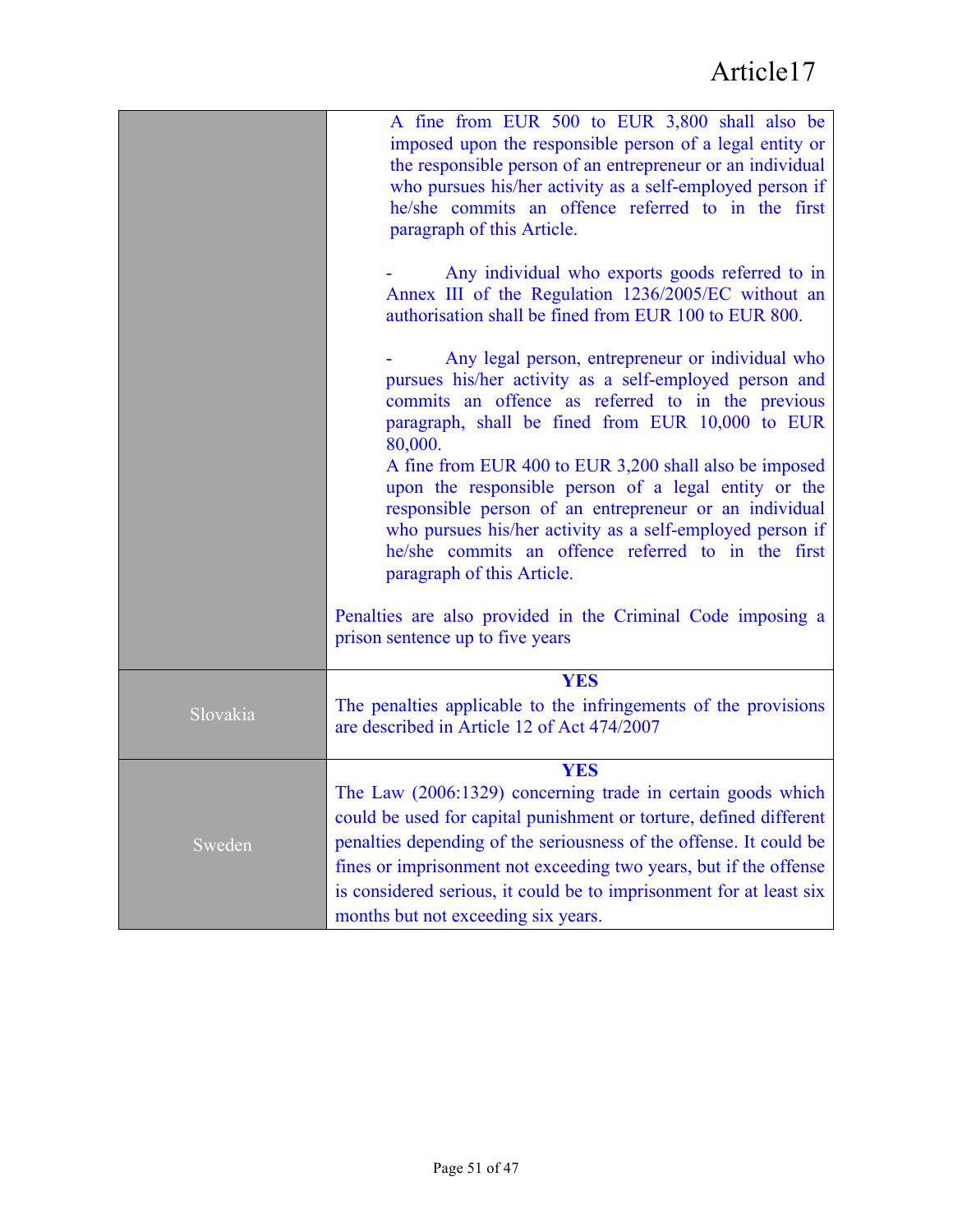| | |
|---|---|
| | A fine from EUR 500 to EUR 3,800 shall also be imposed upon the responsible person of a legal entity or the responsible person of an entrepreneur or an individual who pursues his/her activity as a self-employed person if he/she commits an offence referred to in the first paragraph of this Article.<br><br>- Any individual who exports goods referred to in Annex III of the Regulation 1236/2005/EC without an authorisation shall be fined from EUR 100 to EUR 800.<br><br>- Any legal person, entrepreneur or individual who pursues his/her activity as a self-employed person and commits an offence as referred to in the previous paragraph, shall be fined from EUR 10,000 to EUR 80,000.<br>A fine from EUR 400 to EUR 3,200 shall also be imposed upon the responsible person of a legal entity or the responsible person of an entrepreneur or an individual who pursues his/her activity as a self-employed person if he/she commits an offence referred to in the first paragraph of this Article.<br><br>Penalties are also provided in the Criminal Code imposing a prison sentence up to five years |
| Slovakia | **YES**<br>The penalties applicable to the infringements of the provisions are described in Article 12 of Act 474/2007 |
| Sweden | **YES**<br>The Law (2006:1329) concerning trade in certain goods which could be used for capital punishment or torture, defined different penalties depending of the seriousness of the offense. It could be fines or imprisonment not exceeding two years, but if the offense is considered serious, it could be to imprisonment for at least six months but not exceeding six years. |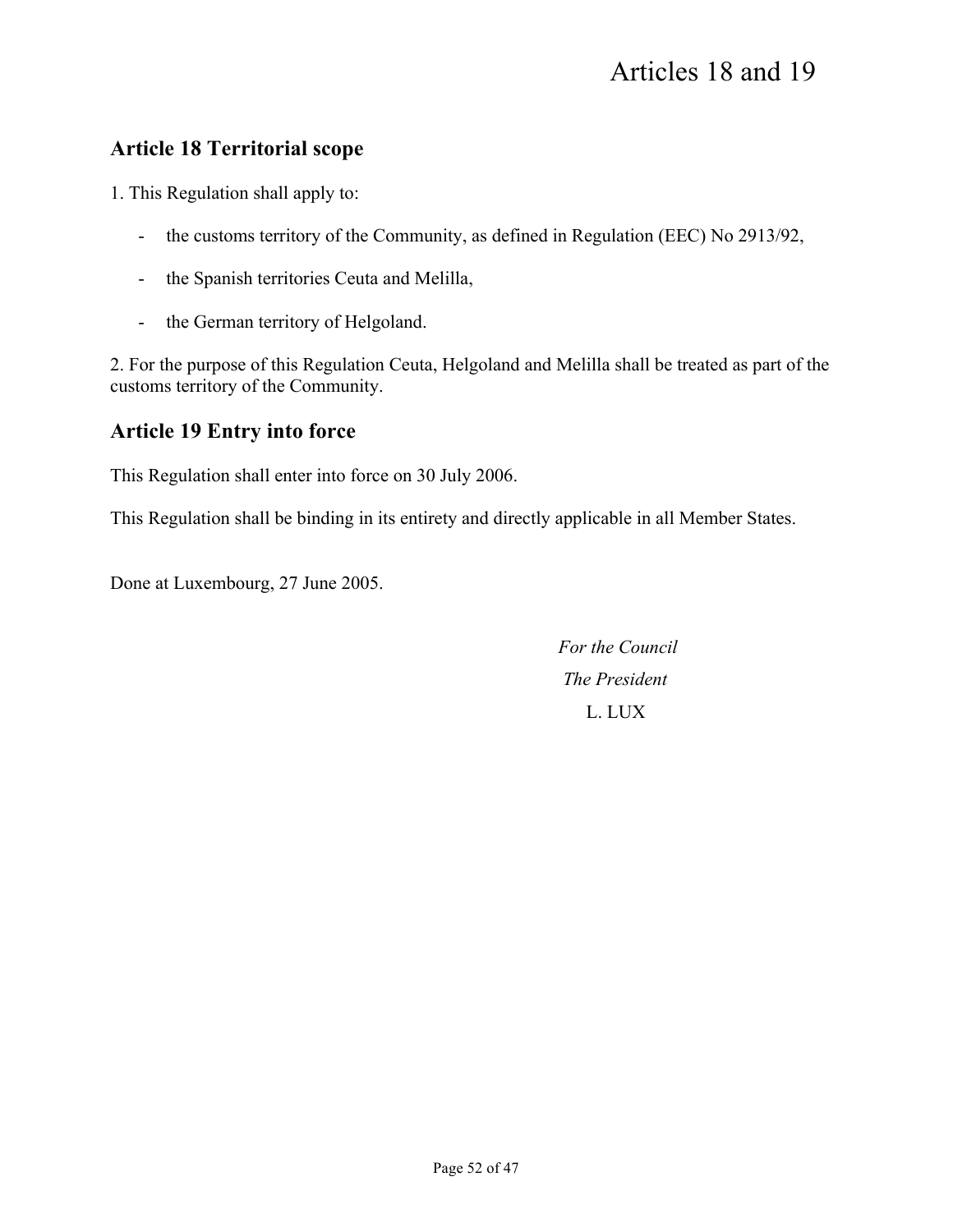## Article 18 Territorial scope

1. This Regulation shall apply to:

- the customs territory of the Community, as defined in Regulation (EEC) No 2913/92,
- the Spanish territories Ceuta and Melilla,
- the German territory of Helgoland.

2. For the purpose of this Regulation Ceuta, Helgoland and Melilla shall be treated as part of the customs territory of the Community.

## Article 19 Entry into force

This Regulation shall enter into force on 30 July 2006.

This Regulation shall be binding in its entirety and directly applicable in all Member States.

Done at Luxembourg, 27 June 2005.

*For the Council*

*The President*

L. LUX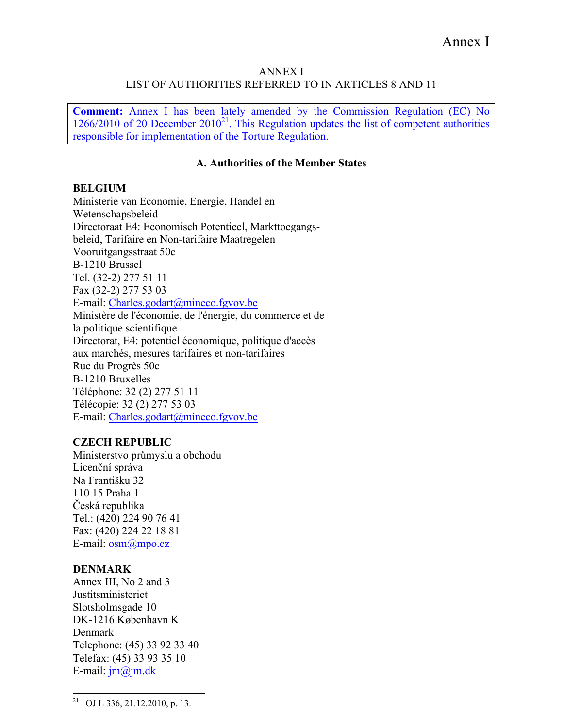ANNEX I
LIST OF AUTHORITIES REFERRED TO IN ARTICLES 8 AND 11

**Comment:** Annex I has been lately amended by the Commission Regulation (EC) No 1266/2010 of 20 December 2010[21]. This Regulation updates the list of competent authorities responsible for implementation of the Torture Regulation.

**A. Authorities of the Member States**

**BELGIUM**
Ministerie van Economie, Energie, Handel en Wetenschapsbeleid
Directoraat E4: Economisch Potentieel, Markttoegangs-beleid, Tarifaire en Non-tarifaire Maatregelen
Vooruitgangsstraat 50c
B-1210 Brussel
Tel. (32-2) 277 51 11
Fax (32-2) 277 53 03
E-mail: Charles.godart@mineco.fgvov.be
Ministère de l'économie, de l'énergie, du commerce et de la politique scientifique
Directorat, E4: potentiel économique, politique d'accès aux marchés, mesures tarifaires et non-tarifaires
Rue du Progrès 50c
B-1210 Bruxelles
Téléphone: 32 (2) 277 51 11
Télécopie: 32 (2) 277 53 03
E-mail: Charles.godart@mineco.fgvov.be

**CZECH REPUBLIC**
Ministerstvo průmyslu a obchodu
Licenční správa
Na Františku 32
110 15 Praha 1
Česká republika
Tel.: (420) 224 90 76 41
Fax: (420) 224 22 18 81
E-mail: osm@mpo.cz

**DENMARK**
Annex III, No 2 and 3
Justitsministeriet
Slotsholmsgade 10
DK-1216 København K
Denmark
Telephone: (45) 33 92 33 40
Telefax: (45) 33 93 35 10
E-mail: jm@jm.dk

[21] OJ L 336, 21.12.2010, p. 13.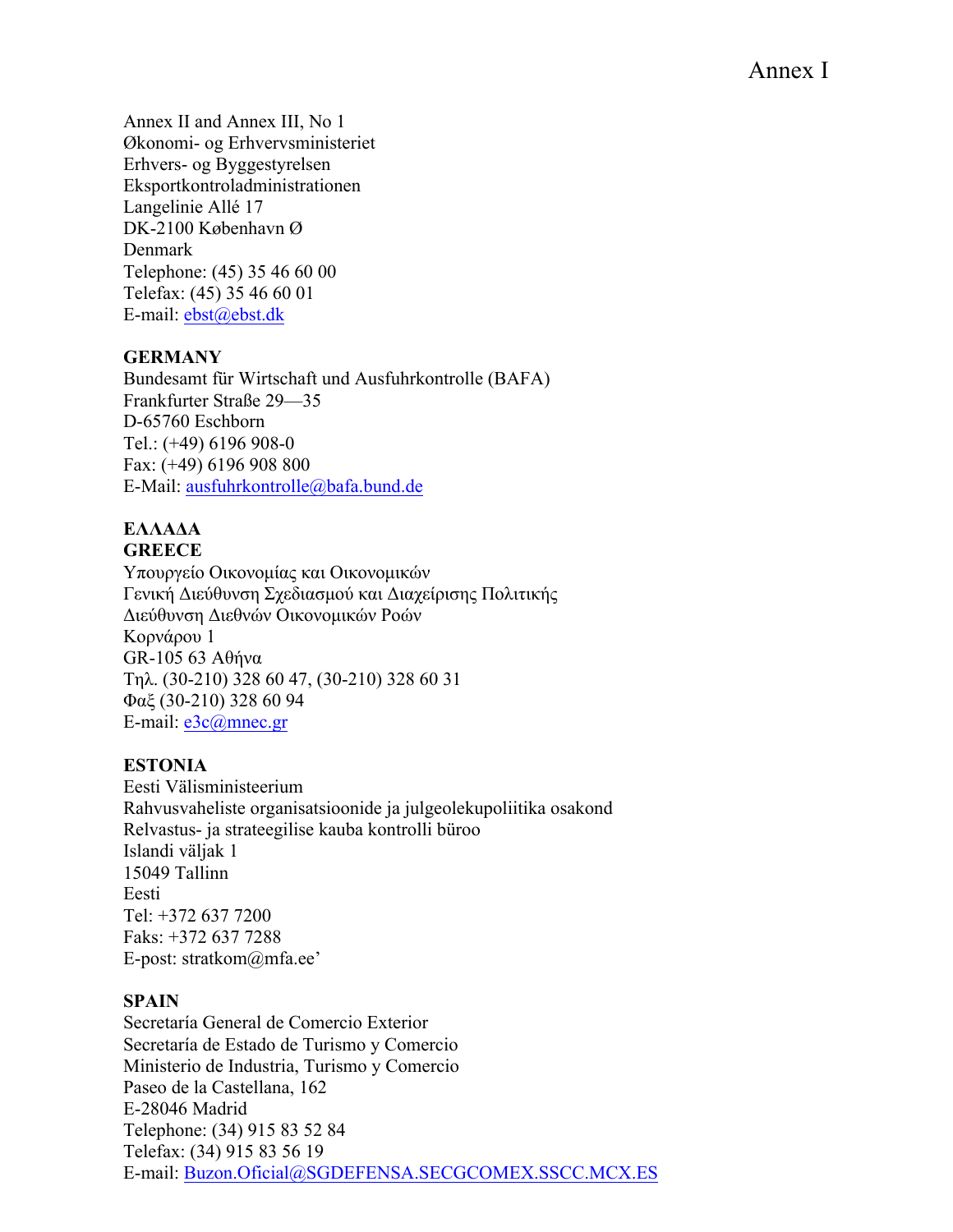Annex I

Annex II and Annex III, No 1
Økonomi- og Erhvervsministeriet
Erhvers- og Byggestyrelsen
Eksportkontroladministrationen
Langelinie Allé 17
DK-2100 København Ø
Denmark
Telephone: (45) 35 46 60 00
Telefax: (45) 35 46 60 01
E-mail: ebst@ebst.dk

**GERMANY**
Bundesamt für Wirtschaft und Ausfuhrkontrolle (BAFA)
Frankfurter Straße 29—35
D-65760 Eschborn
Tel.: (+49) 6196 908-0
Fax: (+49) 6196 908 800
E-Mail: ausfuhrkontrolle@bafa.bund.de

**ΕΛΛΑΔΑ**
**GREECE**
Υπουργείο Οικονομίας και Οικονομικών
Γενική Διεύθυνση Σχεδιασμού και Διαχείρισης Πολιτικής
Διεύθυνση Διεθνών Οικονομικών Ροών
Κορνάρου 1
GR-105 63 Αθήνα
Τηλ. (30-210) 328 60 47, (30-210) 328 60 31
Φαξ (30-210) 328 60 94
E-mail: e3c@mnec.gr

**ESTONIA**
Eesti Välisministeerium
Rahvusvaheliste organisatsioonide ja julgeolekupoliitika osakond
Relvastus- ja strateegilise kauba kontrolli büroo
Islandi väljak 1
15049 Tallinn
Eesti
Tel: +372 637 7200
Faks: +372 637 7288
E-post: stratkom@mfa.ee'

**SPAIN**
Secretaría General de Comercio Exterior
Secretaría de Estado de Turismo y Comercio
Ministerio de Industria, Turismo y Comercio
Paseo de la Castellana, 162
E-28046 Madrid
Telephone: (34) 915 83 52 84
Telefax: (34) 915 83 56 19
E-mail: Buzon.Oficial@SGDEFENSA.SECGCOMEX.SSCC.MCX.ES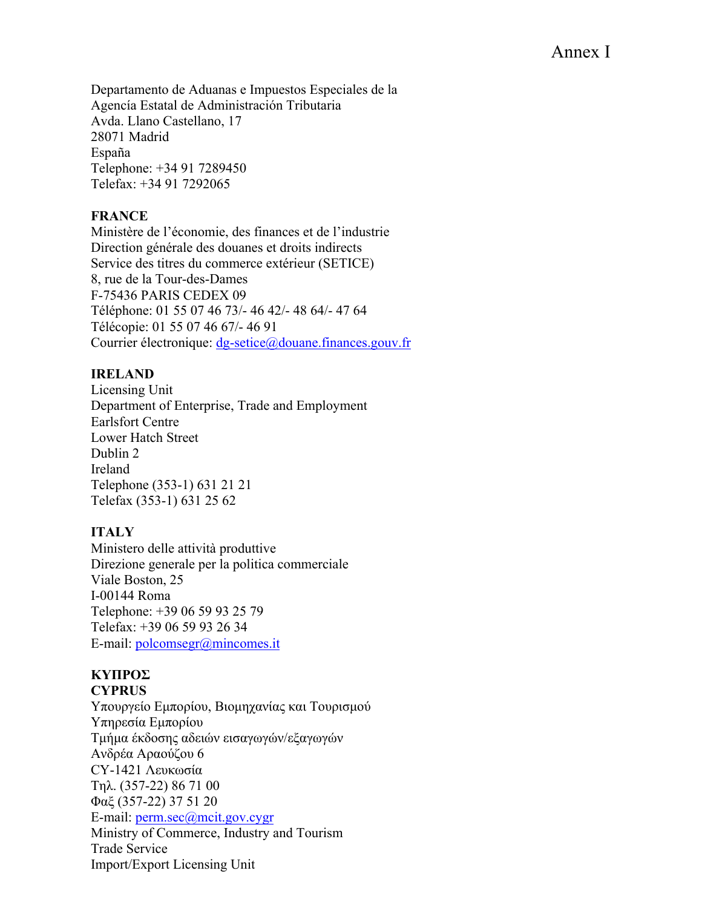Annex I

Departamento de Aduanas e Impuestos Especiales de la
Agencía Estatal de Administración Tributaria
Avda. Llano Castellano, 17
28071 Madrid
España
Telephone: +34 91 7289450
Telefax: +34 91 7292065

**FRANCE**
Ministère de l'économie, des finances et de l'industrie
Direction générale des douanes et droits indirects
Service des titres du commerce extérieur (SETICE)
8, rue de la Tour-des-Dames
F-75436 PARIS CEDEX 09
Téléphone: 01 55 07 46 73/- 46 42/- 48 64/- 47 64
Télécopie: 01 55 07 46 67/- 46 91
Courrier électronique: dg-setice@douane.finances.gouv.fr

**IRELAND**
Licensing Unit
Department of Enterprise, Trade and Employment
Earlsfort Centre
Lower Hatch Street
Dublin 2
Ireland
Telephone (353-1) 631 21 21
Telefax (353-1) 631 25 62

**ITALY**
Ministero delle attività produttive
Direzione generale per la politica commerciale
Viale Boston, 25
I-00144 Roma
Telephone: +39 06 59 93 25 79
Telefax: +39 06 59 93 26 34
E-mail: polcomsegr@mincomes.it

**ΚΥΠΡΟΣ**
**CYPRUS**
Υπουργείο Εμπορίου, Βιομηχανίας και Τουρισμού
Υπηρεσία Εμπορίου
Τμήμα έκδοσης αδειών εισαγωγών/εξαγωγών
Ανδρέα Αραούζου 6
CY-1421 Λευκωσία
Τηλ. (357-22) 86 71 00
Φαξ (357-22) 37 51 20
E-mail: perm.sec@mcit.gov.cygr
Ministry of Commerce, Industry and Tourism
Trade Service
Import/Export Licensing Unit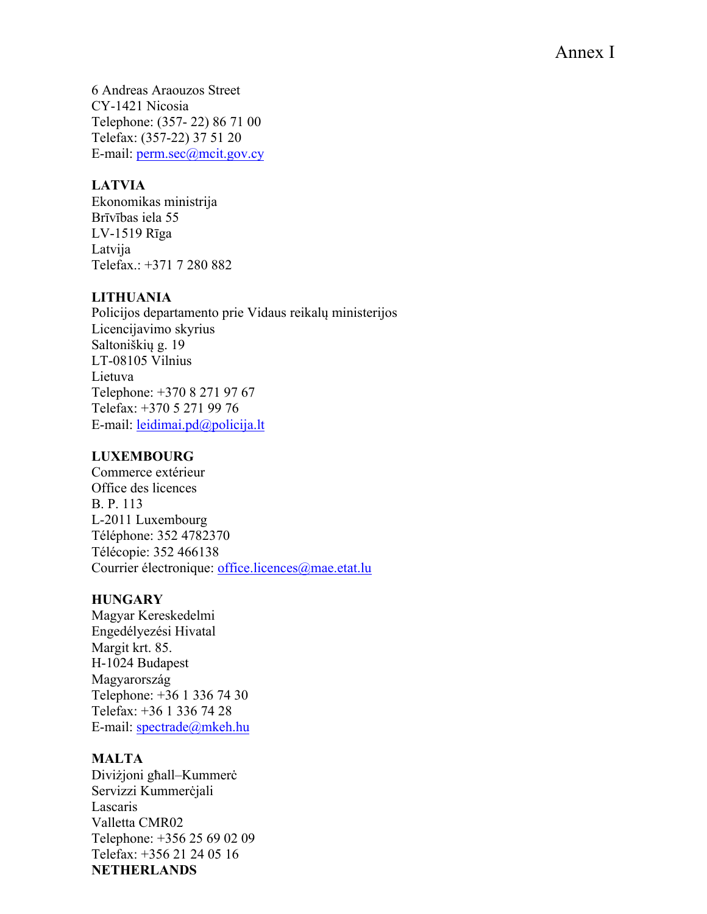6 Andreas Araouzos Street
CY-1421 Nicosia
Telephone: (357- 22) 86 71 00
Telefax: (357-22) 37 51 20
E-mail: perm.sec@mcit.gov.cy

**LATVIA**
Ekonomikas ministrija
Brīvības iela 55
LV-1519 Rīga
Latvija
Telefax.: +371 7 280 882

**LITHUANIA**
Policijos departamento prie Vidaus reikalų ministerijos
Licencijavimo skyrius
Saltoniškių g. 19
LT-08105 Vilnius
Lietuva
Telephone: +370 8 271 97 67
Telefax: +370 5 271 99 76
E-mail: leidimai.pd@policija.lt

**LUXEMBOURG**
Commerce extérieur
Office des licences
B. P. 113
L-2011 Luxembourg
Téléphone: 352 4782370
Télécopie: 352 466138
Courrier électronique: office.licences@mae.etat.lu

**HUNGARY**
Magyar Kereskedelmi
Engedélyezési Hivatal
Margit krt. 85.
H-1024 Budapest
Magyarország
Telephone: +36 1 336 74 30
Telefax: +36 1 336 74 28
E-mail: spectrade@mkeh.hu

**MALTA**
Diviżjoni għall–Kummerċ
Servizzi Kummerċjali
Lascaris
Valletta CMR02
Telephone: +356 25 69 02 09
Telefax: +356 21 24 05 16

**NETHERLANDS**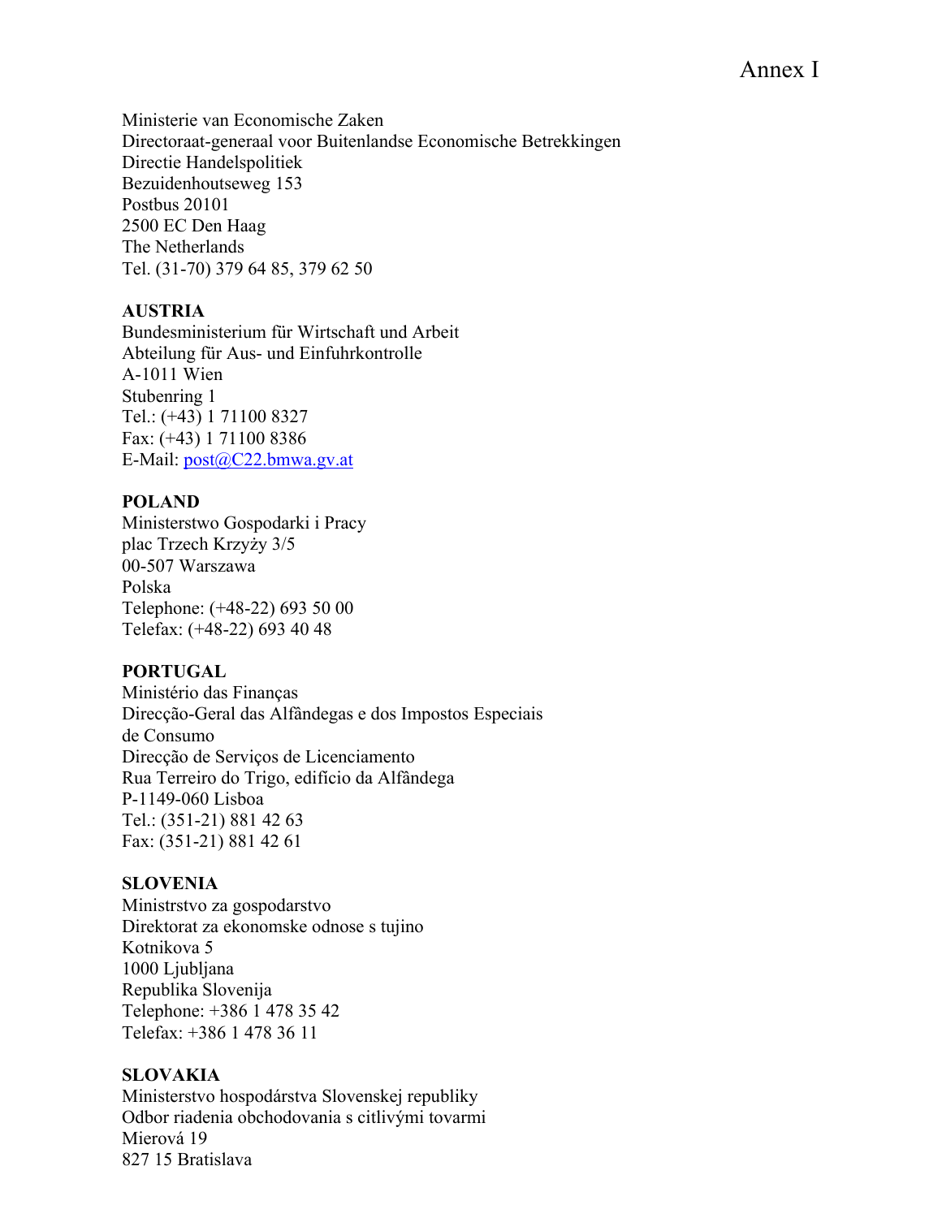Annex I

Ministerie van Economische Zaken
Directoraat-generaal voor Buitenlandse Economische Betrekkingen
Directie Handelspolitiek
Bezuidenhoutseweg 153
Postbus 20101
2500 EC Den Haag
The Netherlands
Tel. (31-70) 379 64 85, 379 62 50

**AUSTRIA**
Bundesministerium für Wirtschaft und Arbeit
Abteilung für Aus- und Einfuhrkontrolle
A-1011 Wien
Stubenring 1
Tel.: (+43) 1 71100 8327
Fax: (+43) 1 71100 8386
E-Mail: post@C22.bmwa.gv.at

**POLAND**
Ministerstwo Gospodarki i Pracy
plac Trzech Krzyży 3/5
00-507 Warszawa
Polska
Telephone: (+48-22) 693 50 00
Telefax: (+48-22) 693 40 48

**PORTUGAL**
Ministério das Finanças
Direcção-Geral das Alfândegas e dos Impostos Especiais
de Consumo
Direcção de Serviços de Licenciamento
Rua Terreiro do Trigo, edifício da Alfândega
P-1149-060 Lisboa
Tel.: (351-21) 881 42 63
Fax: (351-21) 881 42 61

**SLOVENIA**
Ministrstvo za gospodarstvo
Direktorat za ekonomske odnose s tujino
Kotnikova 5
1000 Ljubljana
Republika Slovenija
Telephone: +386 1 478 35 42
Telefax: +386 1 478 36 11

**SLOVAKIA**
Ministerstvo hospodárstva Slovenskej republiky
Odbor riadenia obchodovania s citlivými tovarmi
Mierová 19
827 15 Bratislava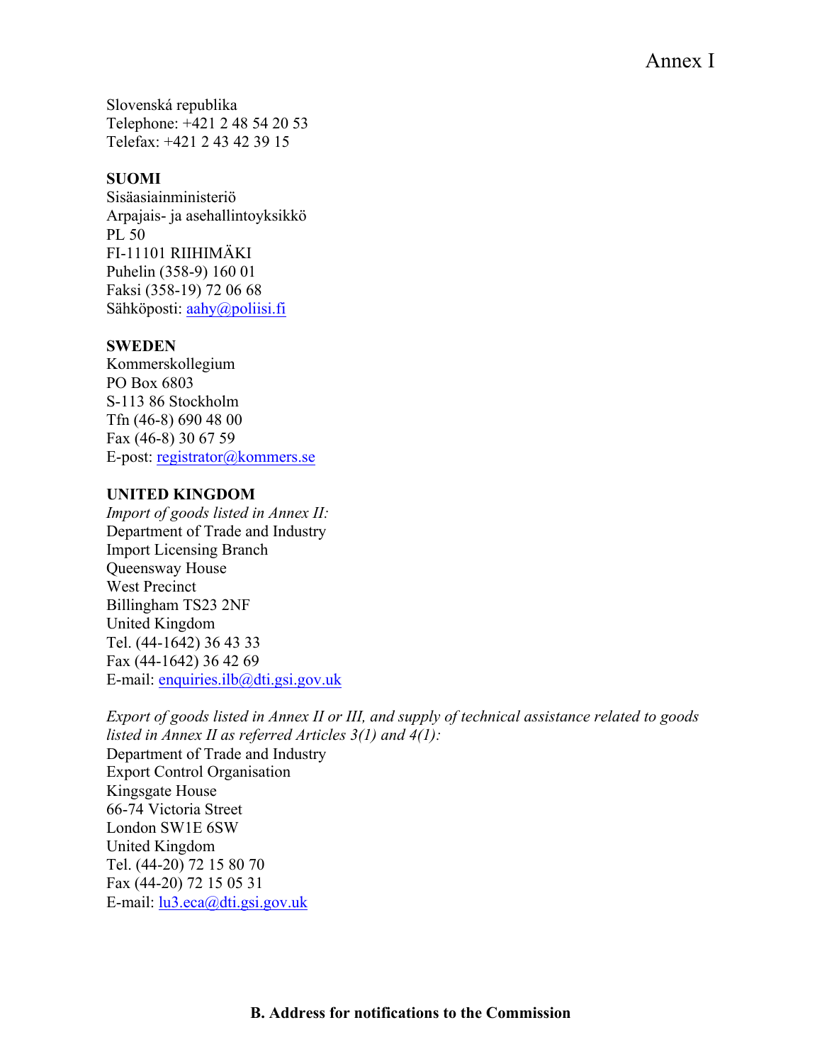Slovenská republika
Telephone: +421 2 48 54 20 53
Telefax: +421 2 43 42 39 15

**SUOMI**
Sisäasiainministeriö
Arpajais- ja asehallintoyksikkö
PL 50
FI-11101 RIIHIMÄKI
Puhelin (358-9) 160 01
Faksi (358-19) 72 06 68
Sähköposti: aahy@poliisi.fi

**SWEDEN**
Kommerskollegium
PO Box 6803
S-113 86 Stockholm
Tfn (46-8) 690 48 00
Fax (46-8) 30 67 59
E-post: registrator@kommers.se

**UNITED KINGDOM**
*Import of goods listed in Annex II:*
Department of Trade and Industry
Import Licensing Branch
Queensway House
West Precinct
Billingham TS23 2NF
United Kingdom
Tel. (44-1642) 36 43 33
Fax (44-1642) 36 42 69
E-mail: enquiries.ilb@dti.gsi.gov.uk

*Export of goods listed in Annex II or III, and supply of technical assistance related to goods listed in Annex II as referred Articles 3(1) and 4(1):*
Department of Trade and Industry
Export Control Organisation
Kingsgate House
66-74 Victoria Street
London SW1E 6SW
United Kingdom
Tel. (44-20) 72 15 80 70
Fax (44-20) 72 15 05 31
E-mail: lu3.eca@dti.gsi.gov.uk

**B. Address for notifications to the Commission**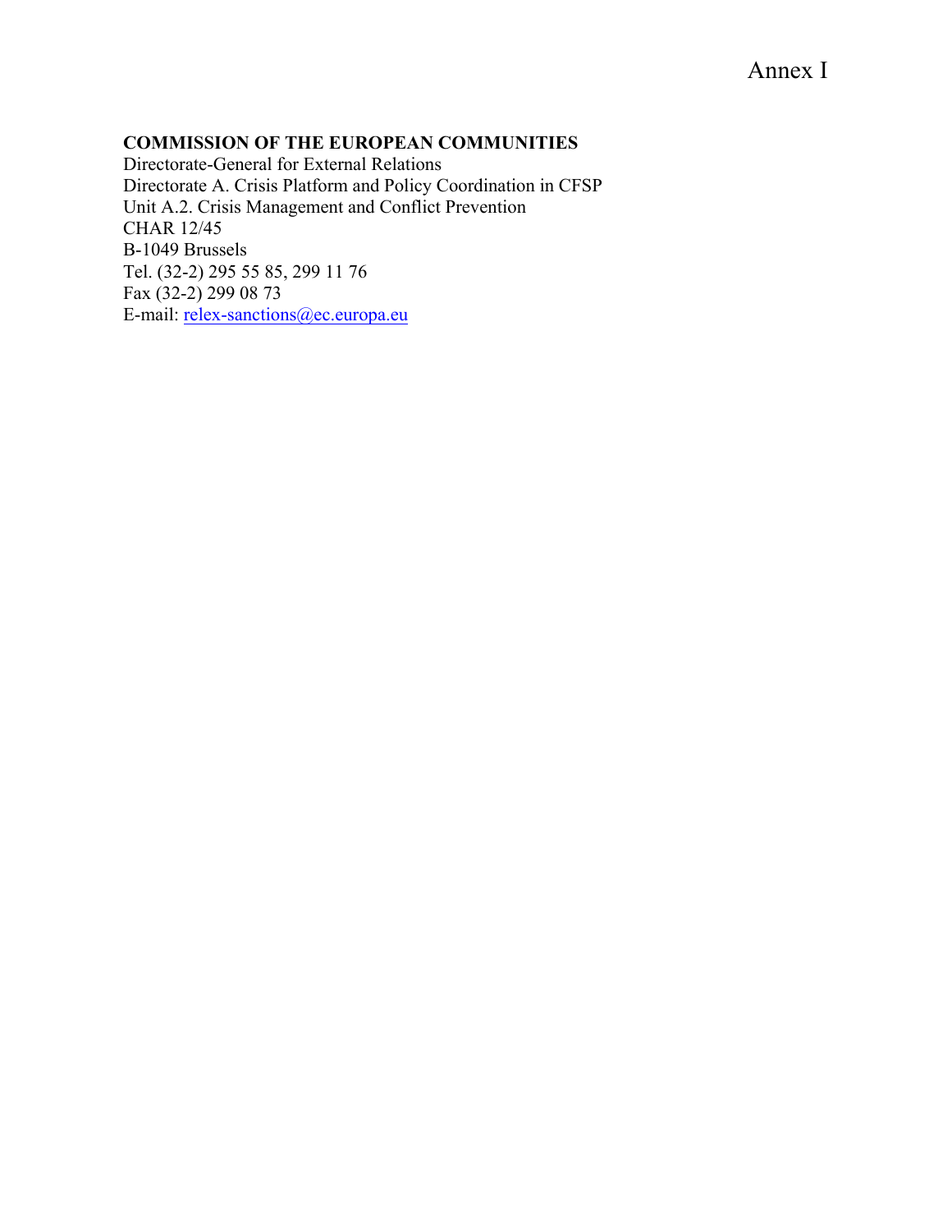Annex I

**COMMISSION OF THE EUROPEAN COMMUNITIES**
Directorate-General for External Relations
Directorate A. Crisis Platform and Policy Coordination in CFSP
Unit A.2. Crisis Management and Conflict Prevention
CHAR 12/45
B-1049 Brussels
Tel. (32-2) 295 55 85, 299 11 76
Fax (32-2) 299 08 73
E-mail: relex-sanctions@ec.europa.eu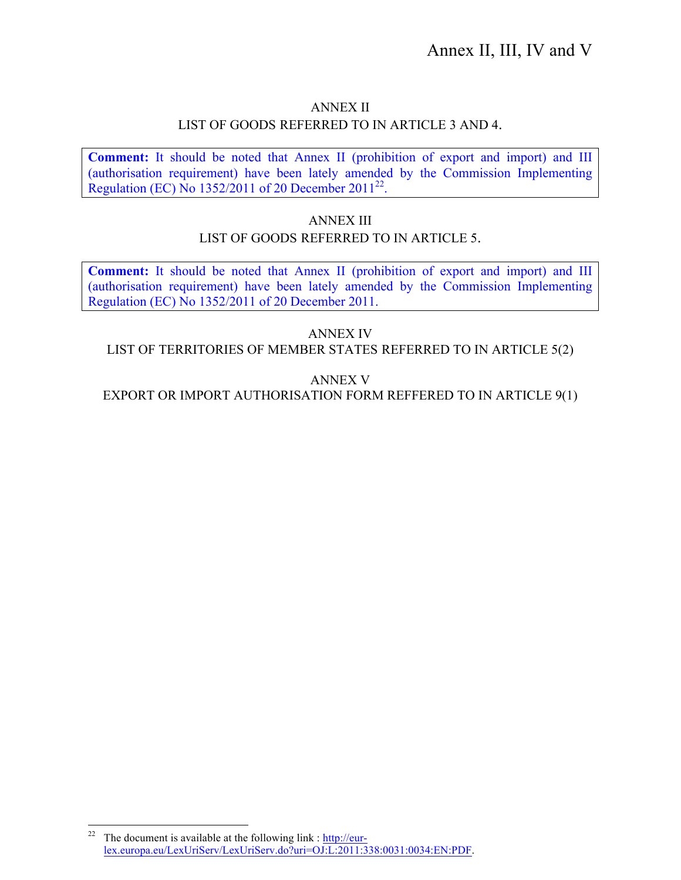ANNEX II

LIST OF GOODS REFERRED TO IN ARTICLE 3 AND 4.

**Comment:** It should be noted that Annex II (prohibition of export and import) and III (authorisation requirement) have been lately amended by the Commission Implementing Regulation (EC) No 1352/2011 of 20 December 2011[22].

ANNEX III

LIST OF GOODS REFERRED TO IN ARTICLE 5.

**Comment:** It should be noted that Annex II (prohibition of export and import) and III (authorisation requirement) have been lately amended by the Commission Implementing Regulation (EC) No 1352/2011 of 20 December 2011.

ANNEX IV

LIST OF TERRITORIES OF MEMBER STATES REFERRED TO IN ARTICLE 5(2)

ANNEX V

EXPORT OR IMPORT AUTHORISATION FORM REFFERED TO IN ARTICLE 9(1)

---

[22] The document is available at the following link : http://eur-lex.europa.eu/LexUriServ/LexUriServ.do?uri=OJ:L:2011:338:0031:0034:EN:PDF.